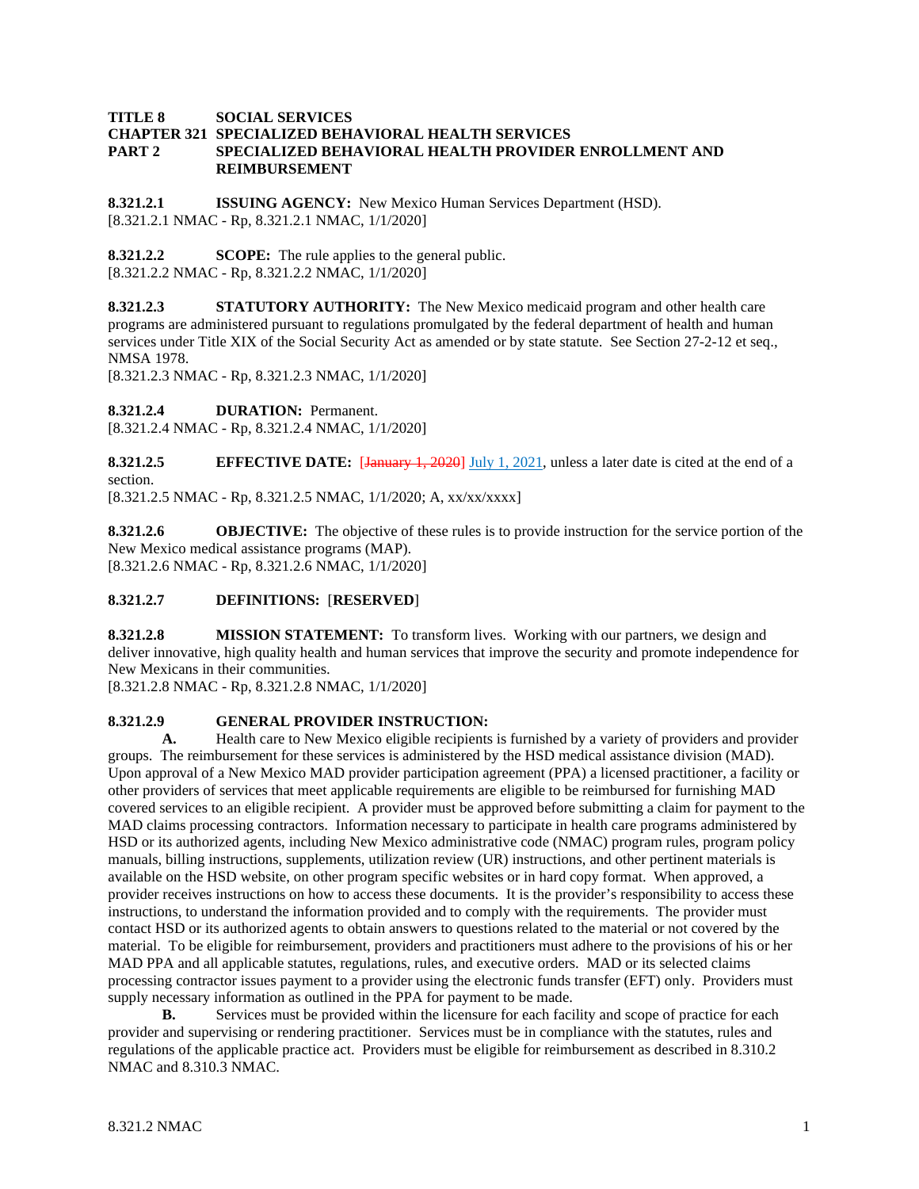**TITLE 8 SOCIAL SERVICES**
**CHAPTER 321 SPECIALIZED BEHAVIORAL HEALTH SERVICES**
**PART 2 SPECIALIZED BEHAVIORAL HEALTH PROVIDER ENROLLMENT AND REIMBURSEMENT**

**8.321.2.1 ISSUING AGENCY:** New Mexico Human Services Department (HSD).
[8.321.2.1 NMAC - Rp, 8.321.2.1 NMAC, 1/1/2020]

**8.321.2.2 SCOPE:** The rule applies to the general public.
[8.321.2.2 NMAC - Rp, 8.321.2.2 NMAC, 1/1/2020]

**8.321.2.3 STATUTORY AUTHORITY:** The New Mexico medicaid program and other health care programs are administered pursuant to regulations promulgated by the federal department of health and human services under Title XIX of the Social Security Act as amended or by state statute. See Section 27-2-12 et seq., NMSA 1978.
[8.321.2.3 NMAC - Rp, 8.321.2.3 NMAC, 1/1/2020]

**8.321.2.4 DURATION:** Permanent.
[8.321.2.4 NMAC - Rp, 8.321.2.4 NMAC, 1/1/2020]

**8.321.2.5 EFFECTIVE DATE:** [~~January 1, 2020~~] July 1, 2021, unless a later date is cited at the end of a section.
[8.321.2.5 NMAC - Rp, 8.321.2.5 NMAC, 1/1/2020; A, xx/xx/xxxx]

**8.321.2.6 OBJECTIVE:** The objective of these rules is to provide instruction for the service portion of the New Mexico medical assistance programs (MAP).
[8.321.2.6 NMAC - Rp, 8.321.2.6 NMAC, 1/1/2020]

**8.321.2.7 DEFINITIONS:** [**RESERVED**]

**8.321.2.8 MISSION STATEMENT:** To transform lives. Working with our partners, we design and deliver innovative, high quality health and human services that improve the security and promote independence for New Mexicans in their communities.
[8.321.2.8 NMAC - Rp, 8.321.2.8 NMAC, 1/1/2020]

**8.321.2.9 GENERAL PROVIDER INSTRUCTION:**

**A.** Health care to New Mexico eligible recipients is furnished by a variety of providers and provider groups. The reimbursement for these services is administered by the HSD medical assistance division (MAD). Upon approval of a New Mexico MAD provider participation agreement (PPA) a licensed practitioner, a facility or other providers of services that meet applicable requirements are eligible to be reimbursed for furnishing MAD covered services to an eligible recipient. A provider must be approved before submitting a claim for payment to the MAD claims processing contractors. Information necessary to participate in health care programs administered by HSD or its authorized agents, including New Mexico administrative code (NMAC) program rules, program policy manuals, billing instructions, supplements, utilization review (UR) instructions, and other pertinent materials is available on the HSD website, on other program specific websites or in hard copy format. When approved, a provider receives instructions on how to access these documents. It is the provider's responsibility to access these instructions, to understand the information provided and to comply with the requirements. The provider must contact HSD or its authorized agents to obtain answers to questions related to the material or not covered by the material. To be eligible for reimbursement, providers and practitioners must adhere to the provisions of his or her MAD PPA and all applicable statutes, regulations, rules, and executive orders. MAD or its selected claims processing contractor issues payment to a provider using the electronic funds transfer (EFT) only. Providers must supply necessary information as outlined in the PPA for payment to be made.

**B.** Services must be provided within the licensure for each facility and scope of practice for each provider and supervising or rendering practitioner. Services must be in compliance with the statutes, rules and regulations of the applicable practice act. Providers must be eligible for reimbursement as described in 8.310.2 NMAC and 8.310.3 NMAC.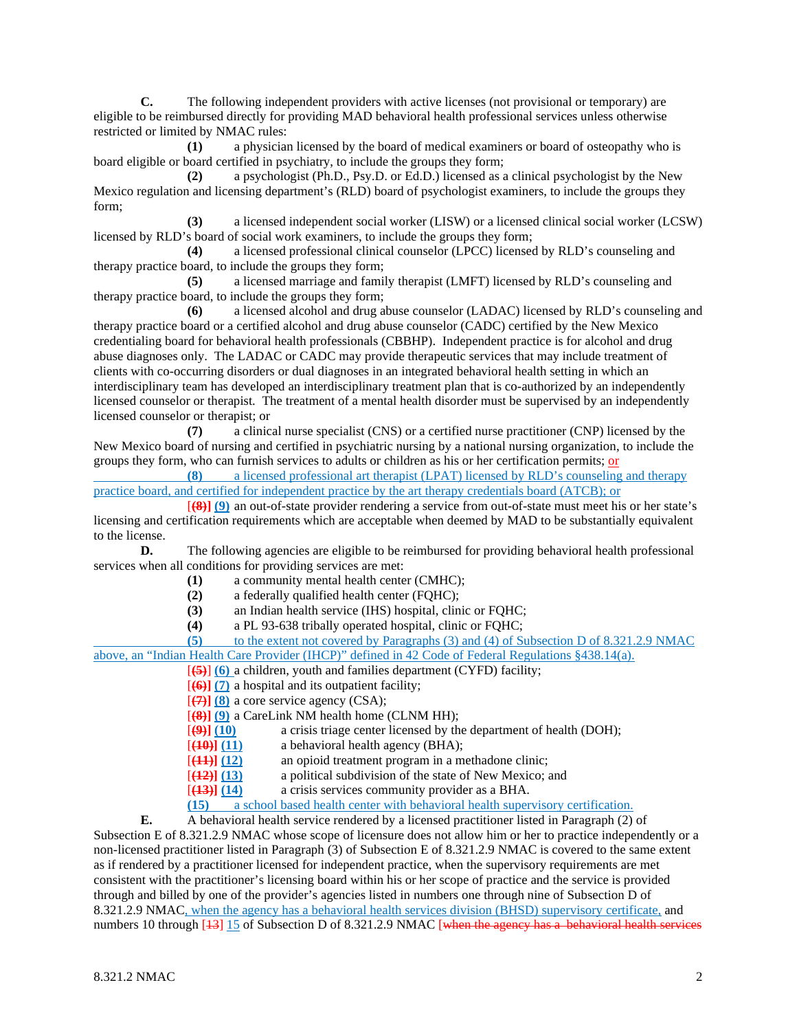**C.** The following independent providers with active licenses (not provisional or temporary) are eligible to be reimbursed directly for providing MAD behavioral health professional services unless otherwise restricted or limited by NMAC rules:

**(1)** a physician licensed by the board of medical examiners or board of osteopathy who is board eligible or board certified in psychiatry, to include the groups they form;

**(2)** a psychologist (Ph.D., Psy.D. or Ed.D.) licensed as a clinical psychologist by the New Mexico regulation and licensing department's (RLD) board of psychologist examiners, to include the groups they form;

**(3)** a licensed independent social worker (LISW) or a licensed clinical social worker (LCSW) licensed by RLD's board of social work examiners, to include the groups they form;

**(4)** a licensed professional clinical counselor (LPCC) licensed by RLD's counseling and therapy practice board, to include the groups they form;

**(5)** a licensed marriage and family therapist (LMFT) licensed by RLD's counseling and therapy practice board, to include the groups they form;

**(6)** a licensed alcohol and drug abuse counselor (LADAC) licensed by RLD's counseling and therapy practice board or a certified alcohol and drug abuse counselor (CADC) certified by the New Mexico credentialing board for behavioral health professionals (CBBHP). Independent practice is for alcohol and drug abuse diagnoses only. The LADAC or CADC may provide therapeutic services that may include treatment of clients with co-occurring disorders or dual diagnoses in an integrated behavioral health setting in which an interdisciplinary team has developed an interdisciplinary treatment plan that is co-authorized by an independently licensed counselor or therapist. The treatment of a mental health disorder must be supervised by an independently licensed counselor or therapist; or

**(7)** a clinical nurse specialist (CNS) or a certified nurse practitioner (CNP) licensed by the New Mexico board of nursing and certified in psychiatric nursing by a national nursing organization, to include the groups they form, who can furnish services to adults or children as his or her certification permits; or

**(8)** a licensed professional art therapist (LPAT) licensed by RLD's counseling and therapy practice board, and certified for independent practice by the art therapy credentials board (ATCB); or

[~~**(8)**~~] **(9)** an out-of-state provider rendering a service from out-of-state must meet his or her state's licensing and certification requirements which are acceptable when deemed by MAD to be substantially equivalent to the license.

**D.** The following agencies are eligible to be reimbursed for providing behavioral health professional services when all conditions for providing services are met:

**(1)** a community mental health center (CMHC);

**(2)** a federally qualified health center (FQHC);

**(3)** an Indian health service (IHS) hospital, clinic or FQHC;

**(4)** a PL 93-638 tribally operated hospital, clinic or FQHC;

**(5)** to the extent not covered by Paragraphs (3) and (4) of Subsection D of 8.321.2.9 NMAC above, an "Indian Health Care Provider (IHCP)" defined in 42 Code of Federal Regulations §438.14(a).

[~~**(5)**~~] **(6)** a children, youth and families department (CYFD) facility;

[~~**(6)**~~] **(7)** a hospital and its outpatient facility;

[~~**(7)**~~] **(8)** a core service agency (CSA);

[~~**(8)**~~] **(9)** a CareLink NM health home (CLNM HH);

[~~**(9)**~~] **(10)** a crisis triage center licensed by the department of health (DOH);

[~~**(10)**~~] **(11)** a behavioral health agency (BHA);

[~~**(11)**~~] **(12)** an opioid treatment program in a methadone clinic;

[~~**(12)**~~] **(13)** a political subdivision of the state of New Mexico; and

[~~**(13)**~~] **(14)** a crisis services community provider as a BHA.

**(15)** a school based health center with behavioral health supervisory certification.

**E.** A behavioral health service rendered by a licensed practitioner listed in Paragraph (2) of Subsection E of 8.321.2.9 NMAC whose scope of licensure does not allow him or her to practice independently or a non-licensed practitioner listed in Paragraph (3) of Subsection E of 8.321.2.9 NMAC is covered to the same extent as if rendered by a practitioner licensed for independent practice, when the supervisory requirements are met consistent with the practitioner's licensing board within his or her scope of practice and the service is provided through and billed by one of the provider's agencies listed in numbers one through nine of Subsection D of 8.321.2.9 NMAC, when the agency has a behavioral health services division (BHSD) supervisory certificate, and numbers 10 through [~~13~~] 15 of Subsection D of 8.321.2.9 NMAC [~~when the agency has a behavioral health services~~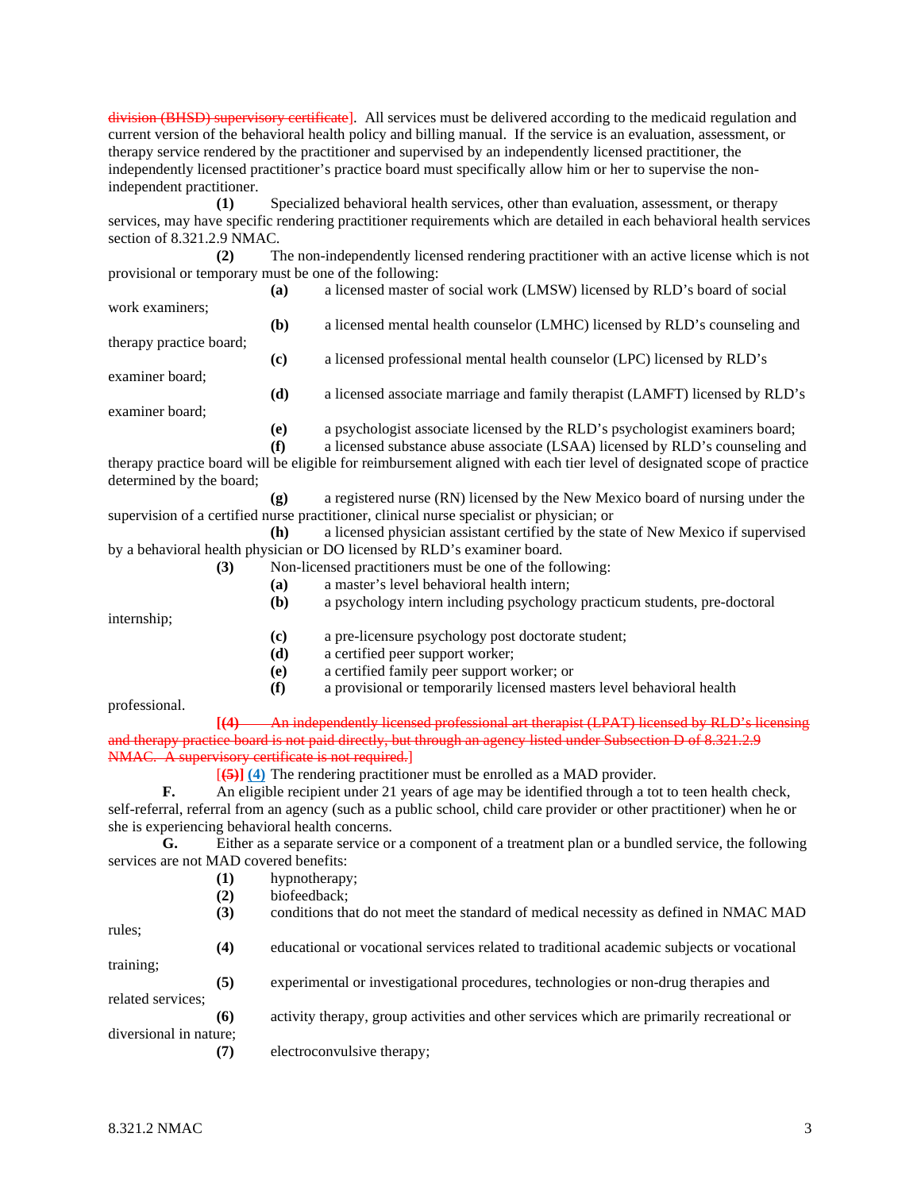division (BHSD) supervisory certificate]. All services must be delivered according to the medicaid regulation and current version of the behavioral health policy and billing manual. If the service is an evaluation, assessment, or therapy service rendered by the practitioner and supervised by an independently licensed practitioner, the independently licensed practitioner's practice board must specifically allow him or her to supervise the non-independent practitioner.

**(1)** Specialized behavioral health services, other than evaluation, assessment, or therapy services, may have specific rendering practitioner requirements which are detailed in each behavioral health services section of 8.321.2.9 NMAC.

**(2)** The non-independently licensed rendering practitioner with an active license which is not provisional or temporary must be one of the following:

**(a)** a licensed master of social work (LMSW) licensed by RLD's board of social work examiners;

**(b)** a licensed mental health counselor (LMHC) licensed by RLD's counseling and therapy practice board;

**(c)** a licensed professional mental health counselor (LPC) licensed by RLD's examiner board;

**(d)** a licensed associate marriage and family therapist (LAMFT) licensed by RLD's examiner board;

**(e)** a psychologist associate licensed by the RLD's psychologist examiners board;

**(f)** a licensed substance abuse associate (LSAA) licensed by RLD's counseling and therapy practice board will be eligible for reimbursement aligned with each tier level of designated scope of practice determined by the board;

**(g)** a registered nurse (RN) licensed by the New Mexico board of nursing under the supervision of a certified nurse practitioner, clinical nurse specialist or physician; or

**(h)** a licensed physician assistant certified by the state of New Mexico if supervised by a behavioral health physician or DO licensed by RLD's examiner board.

**(3)** Non-licensed practitioners must be one of the following:

**(a)** a master's level behavioral health intern;

**(b)** a psychology intern including psychology practicum students, pre-doctoral internship;

**(c)** a pre-licensure psychology post doctorate student;

**(d)** a certified peer support worker;

**(e)** a certified family peer support worker; or

**(f)** a provisional or temporarily licensed masters level behavioral health professional.

[**(4)** ~~An independently licensed professional art therapist (LPAT) licensed by RLD's licensing and therapy practice board is not paid directly, but through an agency listed under Subsection D of 8.321.2.9 NMAC. A supervisory certificate is not required.~~]

[~~**(5)**~~] **(4)** The rendering practitioner must be enrolled as a MAD provider.

**F.** An eligible recipient under 21 years of age may be identified through a tot to teen health check, self-referral, referral from an agency (such as a public school, child care provider or other practitioner) when he or she is experiencing behavioral health concerns.

**G.** Either as a separate service or a component of a treatment plan or a bundled service, the following services are not MAD covered benefits:

**(1)** hypnotherapy;

**(2)** biofeedback;

**(3)** conditions that do not meet the standard of medical necessity as defined in NMAC MAD rules;

**(4)** educational or vocational services related to traditional academic subjects or vocational training;

**(5)** experimental or investigational procedures, technologies or non-drug therapies and related services;

**(6)** activity therapy, group activities and other services which are primarily recreational or diversional in nature;

**(7)** electroconvulsive therapy;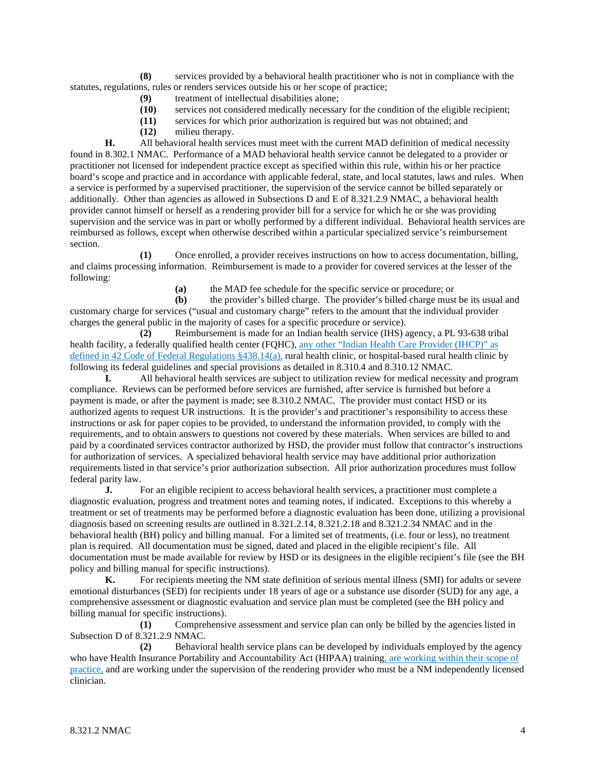**(8)** services provided by a behavioral health practitioner who is not in compliance with the statutes, regulations, rules or renders services outside his or her scope of practice;

**(9)** treatment of intellectual disabilities alone;

**(10)** services not considered medically necessary for the condition of the eligible recipient;

**(11)** services for which prior authorization is required but was not obtained; and

**(12)** milieu therapy.

**H.** All behavioral health services must meet with the current MAD definition of medical necessity found in 8.302.1 NMAC. Performance of a MAD behavioral health service cannot be delegated to a provider or practitioner not licensed for independent practice except as specified within this rule, within his or her practice board's scope and practice and in accordance with applicable federal, state, and local statutes, laws and rules. When a service is performed by a supervised practitioner, the supervision of the service cannot be billed separately or additionally. Other than agencies as allowed in Subsections D and E of 8.321.2.9 NMAC, a behavioral health provider cannot himself or herself as a rendering provider bill for a service for which he or she was providing supervision and the service was in part or wholly performed by a different individual. Behavioral health services are reimbursed as follows, except when otherwise described within a particular specialized service's reimbursement section.

**(1)** Once enrolled, a provider receives instructions on how to access documentation, billing, and claims processing information. Reimbursement is made to a provider for covered services at the lesser of the following:

**(a)** the MAD fee schedule for the specific service or procedure; or

**(b)** the provider's billed charge. The provider's billed charge must be its usual and customary charge for services ("usual and customary charge" refers to the amount that the individual provider charges the general public in the majority of cases for a specific procedure or service).

**(2)** Reimbursement is made for an Indian health service (IHS) agency, a PL 93-638 tribal health facility, a federally qualified health center (FQHC), any other "Indian Health Care Provider (IHCP)" as defined in 42 Code of Federal Regulations §438.14(a), rural health clinic, or hospital-based rural health clinic by following its federal guidelines and special provisions as detailed in 8.310.4 and 8.310.12 NMAC.

**I.** All behavioral health services are subject to utilization review for medical necessity and program compliance. Reviews can be performed before services are furnished, after service is furnished but before a payment is made, or after the payment is made; see 8.310.2 NMAC. The provider must contact HSD or its authorized agents to request UR instructions. It is the provider's and practitioner's responsibility to access these instructions or ask for paper copies to be provided, to understand the information provided, to comply with the requirements, and to obtain answers to questions not covered by these materials. When services are billed to and paid by a coordinated services contractor authorized by HSD, the provider must follow that contractor's instructions for authorization of services. A specialized behavioral health service may have additional prior authorization requirements listed in that service's prior authorization subsection. All prior authorization procedures must follow federal parity law.

**J.** For an eligible recipient to access behavioral health services, a practitioner must complete a diagnostic evaluation, progress and treatment notes and teaming notes, if indicated. Exceptions to this whereby a treatment or set of treatments may be performed before a diagnostic evaluation has been done, utilizing a provisional diagnosis based on screening results are outlined in 8.321.2.14, 8.321.2.18 and 8.321.2.34 NMAC and in the behavioral health (BH) policy and billing manual. For a limited set of treatments, (i.e. four or less), no treatment plan is required. All documentation must be signed, dated and placed in the eligible recipient's file. All documentation must be made available for review by HSD or its designees in the eligible recipient's file (see the BH policy and billing manual for specific instructions).

**K.** For recipients meeting the NM state definition of serious mental illness (SMI) for adults or severe emotional disturbances (SED) for recipients under 18 years of age or a substance use disorder (SUD) for any age, a comprehensive assessment or diagnostic evaluation and service plan must be completed (see the BH policy and billing manual for specific instructions).

**(1)** Comprehensive assessment and service plan can only be billed by the agencies listed in Subsection D of 8.321.2.9 NMAC.

**(2)** Behavioral health service plans can be developed by individuals employed by the agency who have Health Insurance Portability and Accountability Act (HIPAA) training, are working within their scope of practice, and are working under the supervision of the rendering provider who must be a NM independently licensed clinician.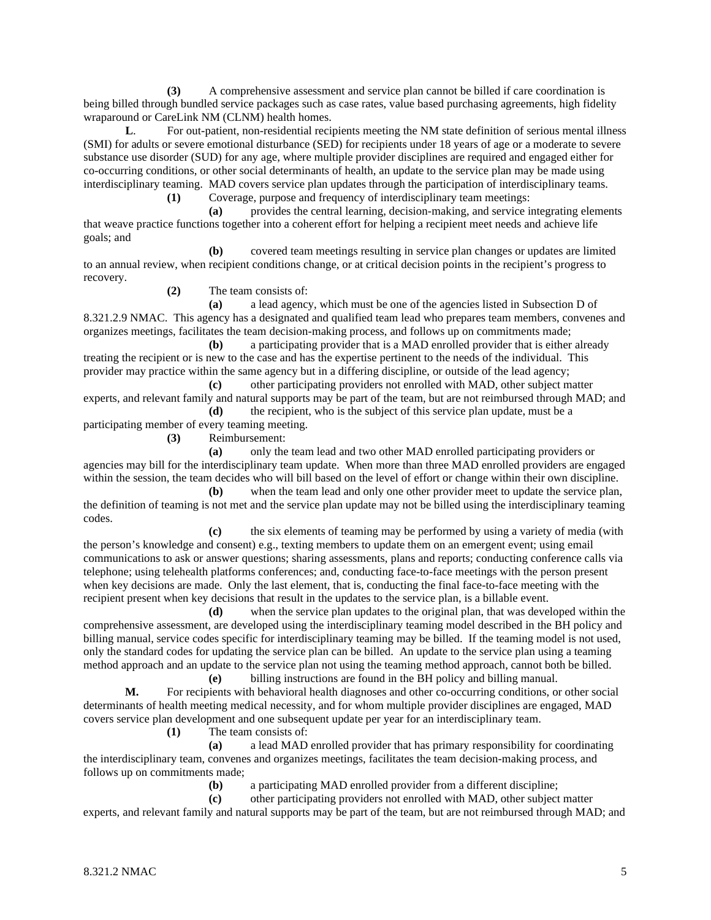**(3)** A comprehensive assessment and service plan cannot be billed if care coordination is being billed through bundled service packages such as case rates, value based purchasing agreements, high fidelity wraparound or CareLink NM (CLNM) health homes.

**L**. For out-patient, non-residential recipients meeting the NM state definition of serious mental illness (SMI) for adults or severe emotional disturbance (SED) for recipients under 18 years of age or a moderate to severe substance use disorder (SUD) for any age, where multiple provider disciplines are required and engaged either for co-occurring conditions, or other social determinants of health, an update to the service plan may be made using interdisciplinary teaming. MAD covers service plan updates through the participation of interdisciplinary teams.

**(1)** Coverage, purpose and frequency of interdisciplinary team meetings:

**(a)** provides the central learning, decision-making, and service integrating elements that weave practice functions together into a coherent effort for helping a recipient meet needs and achieve life goals; and

**(b)** covered team meetings resulting in service plan changes or updates are limited to an annual review, when recipient conditions change, or at critical decision points in the recipient's progress to recovery.

**(2)** The team consists of:

**(a)** a lead agency, which must be one of the agencies listed in Subsection D of 8.321.2.9 NMAC. This agency has a designated and qualified team lead who prepares team members, convenes and organizes meetings, facilitates the team decision-making process, and follows up on commitments made;

**(b)** a participating provider that is a MAD enrolled provider that is either already treating the recipient or is new to the case and has the expertise pertinent to the needs of the individual. This provider may practice within the same agency but in a differing discipline, or outside of the lead agency;

**(c)** other participating providers not enrolled with MAD, other subject matter experts, and relevant family and natural supports may be part of the team, but are not reimbursed through MAD; and

**(d)** the recipient, who is the subject of this service plan update, must be a participating member of every teaming meeting.

**(3)** Reimbursement:

**(a)** only the team lead and two other MAD enrolled participating providers or agencies may bill for the interdisciplinary team update. When more than three MAD enrolled providers are engaged within the session, the team decides who will bill based on the level of effort or change within their own discipline.

**(b)** when the team lead and only one other provider meet to update the service plan, the definition of teaming is not met and the service plan update may not be billed using the interdisciplinary teaming codes.

**(c)** the six elements of teaming may be performed by using a variety of media (with the person's knowledge and consent) e.g., texting members to update them on an emergent event; using email communications to ask or answer questions; sharing assessments, plans and reports; conducting conference calls via telephone; using telehealth platforms conferences; and, conducting face-to-face meetings with the person present when key decisions are made. Only the last element, that is, conducting the final face-to-face meeting with the recipient present when key decisions that result in the updates to the service plan, is a billable event.

**(d)** when the service plan updates to the original plan, that was developed within the comprehensive assessment, are developed using the interdisciplinary teaming model described in the BH policy and billing manual, service codes specific for interdisciplinary teaming may be billed. If the teaming model is not used, only the standard codes for updating the service plan can be billed. An update to the service plan using a teaming method approach and an update to the service plan not using the teaming method approach, cannot both be billed.

**(e)** billing instructions are found in the BH policy and billing manual.

**M.** For recipients with behavioral health diagnoses and other co-occurring conditions, or other social determinants of health meeting medical necessity, and for whom multiple provider disciplines are engaged, MAD covers service plan development and one subsequent update per year for an interdisciplinary team.

**(1)** The team consists of:

**(a)** a lead MAD enrolled provider that has primary responsibility for coordinating the interdisciplinary team, convenes and organizes meetings, facilitates the team decision-making process, and follows up on commitments made;

**(b)** a participating MAD enrolled provider from a different discipline;

**(c)** other participating providers not enrolled with MAD, other subject matter experts, and relevant family and natural supports may be part of the team, but are not reimbursed through MAD; and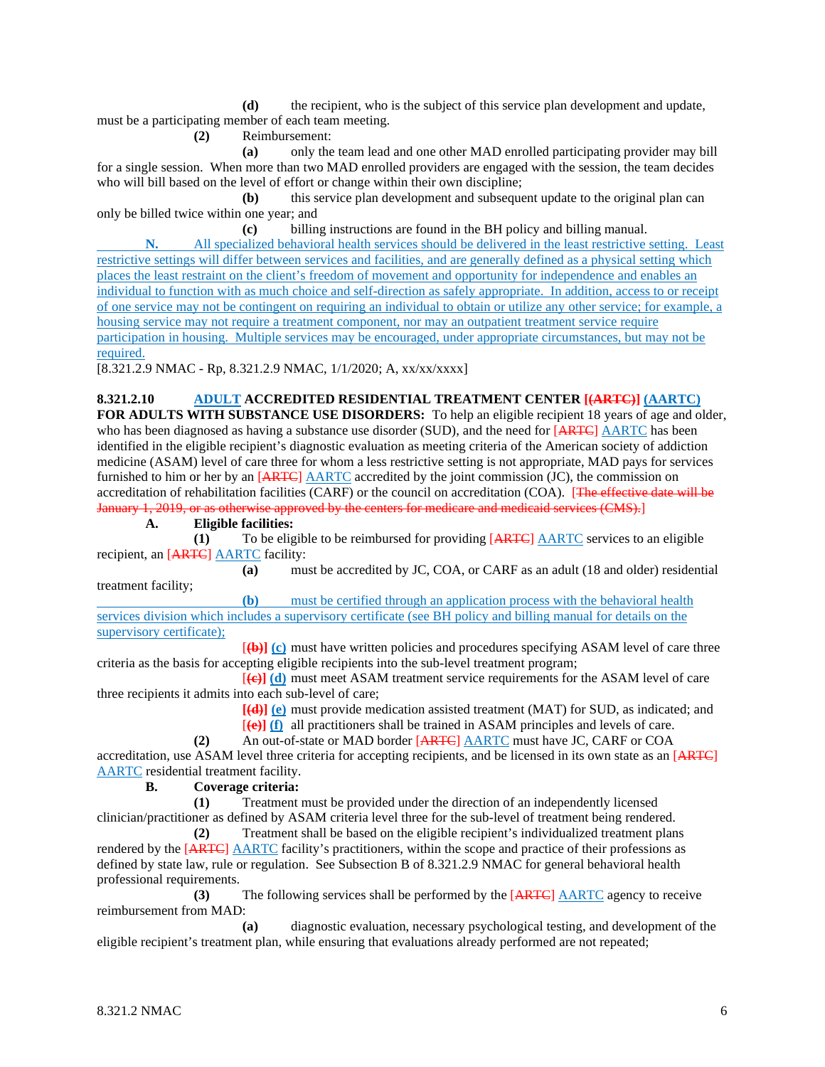**(d)** the recipient, who is the subject of this service plan development and update, must be a participating member of each team meeting.

**(2)** Reimbursement:

**(a)** only the team lead and one other MAD enrolled participating provider may bill for a single session. When more than two MAD enrolled providers are engaged with the session, the team decides who will bill based on the level of effort or change within their own discipline;

**(b)** this service plan development and subsequent update to the original plan can only be billed twice within one year; and

**(c)** billing instructions are found in the BH policy and billing manual.

**N.** All specialized behavioral health services should be delivered in the least restrictive setting. Least restrictive settings will differ between services and facilities, and are generally defined as a physical setting which places the least restraint on the client's freedom of movement and opportunity for independence and enables an individual to function with as much choice and self-direction as safely appropriate. In addition, access to or receipt of one service may not be contingent on requiring an individual to obtain or utilize any other service; for example, a housing service may not require a treatment component, nor may an outpatient treatment service require participation in housing. Multiple services may be encouraged, under appropriate circumstances, but may not be required.

[8.321.2.9 NMAC - Rp, 8.321.2.9 NMAC, 1/1/2020; A, xx/xx/xxxx]

**8.321.2.10 ADULT ACCREDITED RESIDENTIAL TREATMENT CENTER [(ARTC)] (AARTC) FOR ADULTS WITH SUBSTANCE USE DISORDERS:** To help an eligible recipient 18 years of age and older, who has been diagnosed as having a substance use disorder (SUD), and the need for [ARTC] AARTC has been identified in the eligible recipient's diagnostic evaluation as meeting criteria of the American society of addiction medicine (ASAM) level of care three for whom a less restrictive setting is not appropriate, MAD pays for services furnished to him or her by an [ARTC] AARTC accredited by the joint commission (JC), the commission on accreditation of rehabilitation facilities (CARF) or the council on accreditation (COA). [The effective date will be January 1, 2019, or as otherwise approved by the centers for medicare and medicaid services (CMS).]

**A. Eligible facilities:**

**(1)** To be eligible to be reimbursed for providing [ARTC] AARTC services to an eligible recipient, an [ARTC] AARTC facility:

**(a)** must be accredited by JC, COA, or CARF as an adult (18 and older) residential treatment facility;

**(b)** must be certified through an application process with the behavioral health services division which includes a supervisory certificate (see BH policy and billing manual for details on the supervisory certificate);

[(b)] **(c)** must have written policies and procedures specifying ASAM level of care three criteria as the basis for accepting eligible recipients into the sub-level treatment program;

[(c)] **(d)** must meet ASAM treatment service requirements for the ASAM level of care three recipients it admits into each sub-level of care;

[(d)] **(e)** must provide medication assisted treatment (MAT) for SUD, as indicated; and

[(e)] **(f)** all practitioners shall be trained in ASAM principles and levels of care.

**(2)** An out-of-state or MAD border [ARTC] AARTC must have JC, CARF or COA accreditation, use ASAM level three criteria for accepting recipients, and be licensed in its own state as an [ARTC] AARTC residential treatment facility.

**B. Coverage criteria:**

**(1)** Treatment must be provided under the direction of an independently licensed clinician/practitioner as defined by ASAM criteria level three for the sub-level of treatment being rendered.

**(2)** Treatment shall be based on the eligible recipient's individualized treatment plans rendered by the [ARTC] AARTC facility's practitioners, within the scope and practice of their professions as defined by state law, rule or regulation. See Subsection B of 8.321.2.9 NMAC for general behavioral health professional requirements.

**(3)** The following services shall be performed by the [ARTC] AARTC agency to receive reimbursement from MAD:

**(a)** diagnostic evaluation, necessary psychological testing, and development of the eligible recipient's treatment plan, while ensuring that evaluations already performed are not repeated;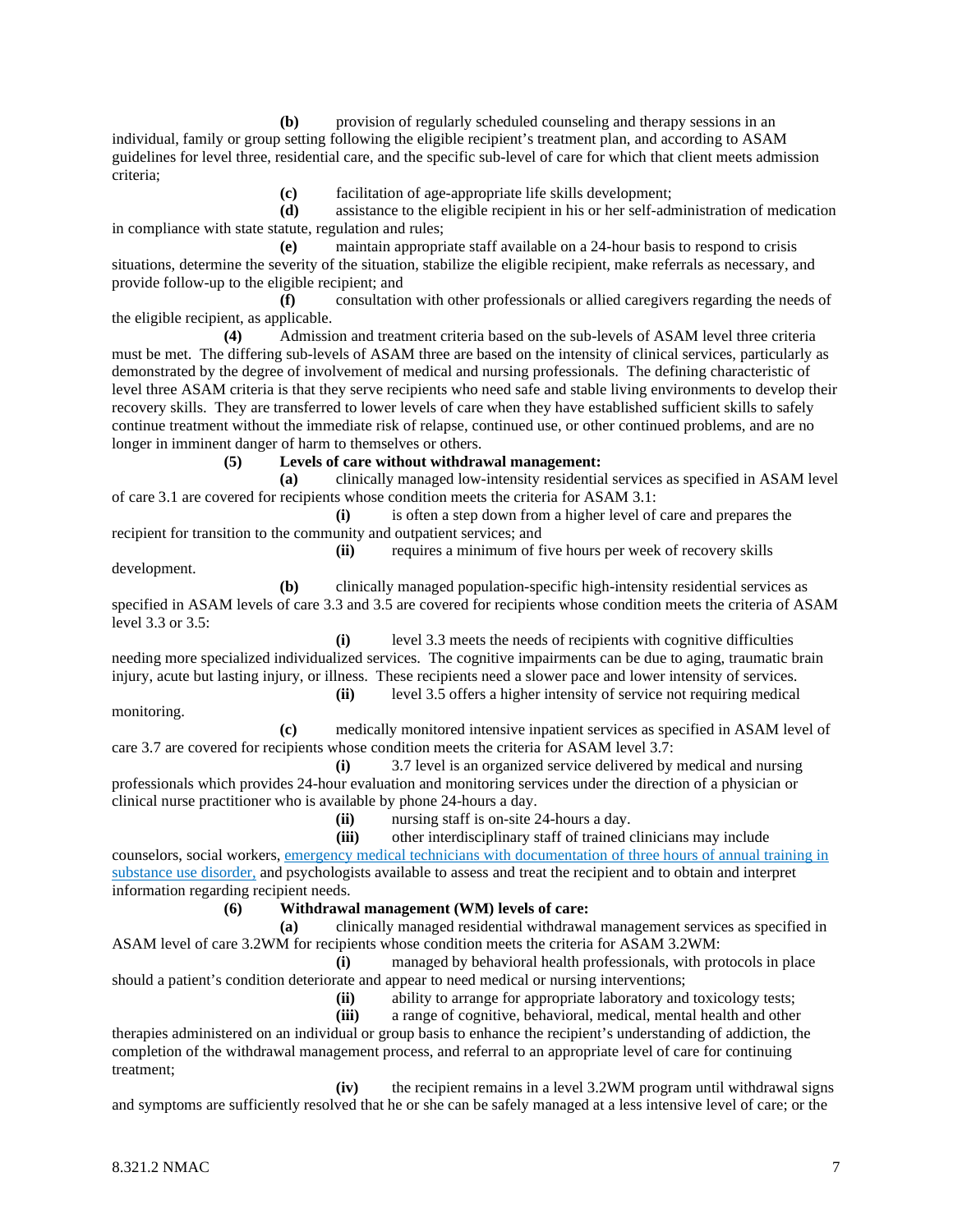**(b)** provision of regularly scheduled counseling and therapy sessions in an individual, family or group setting following the eligible recipient's treatment plan, and according to ASAM guidelines for level three, residential care, and the specific sub-level of care for which that client meets admission criteria;

**(c)** facilitation of age-appropriate life skills development;

**(d)** assistance to the eligible recipient in his or her self-administration of medication in compliance with state statute, regulation and rules;

**(e)** maintain appropriate staff available on a 24-hour basis to respond to crisis situations, determine the severity of the situation, stabilize the eligible recipient, make referrals as necessary, and provide follow-up to the eligible recipient; and

**(f)** consultation with other professionals or allied caregivers regarding the needs of the eligible recipient, as applicable.

**(4)** Admission and treatment criteria based on the sub-levels of ASAM level three criteria must be met. The differing sub-levels of ASAM three are based on the intensity of clinical services, particularly as demonstrated by the degree of involvement of medical and nursing professionals. The defining characteristic of level three ASAM criteria is that they serve recipients who need safe and stable living environments to develop their recovery skills. They are transferred to lower levels of care when they have established sufficient skills to safely continue treatment without the immediate risk of relapse, continued use, or other continued problems, and are no longer in imminent danger of harm to themselves or others.

**(5)** **Levels of care without withdrawal management:**

**(a)** clinically managed low-intensity residential services as specified in ASAM level of care 3.1 are covered for recipients whose condition meets the criteria for ASAM 3.1:

**(i)** is often a step down from a higher level of care and prepares the recipient for transition to the community and outpatient services; and

**(ii)** requires a minimum of five hours per week of recovery skills development.

**(b)** clinically managed population-specific high-intensity residential services as specified in ASAM levels of care 3.3 and 3.5 are covered for recipients whose condition meets the criteria of ASAM level 3.3 or 3.5:

**(i)** level 3.3 meets the needs of recipients with cognitive difficulties needing more specialized individualized services. The cognitive impairments can be due to aging, traumatic brain injury, acute but lasting injury, or illness. These recipients need a slower pace and lower intensity of services.

**(ii)** level 3.5 offers a higher intensity of service not requiring medical monitoring.

**(c)** medically monitored intensive inpatient services as specified in ASAM level of care 3.7 are covered for recipients whose condition meets the criteria for ASAM level 3.7:

**(i)** 3.7 level is an organized service delivered by medical and nursing professionals which provides 24-hour evaluation and monitoring services under the direction of a physician or clinical nurse practitioner who is available by phone 24-hours a day.

**(ii)** nursing staff is on-site 24-hours a day.

**(iii)** other interdisciplinary staff of trained clinicians may include counselors, social workers, emergency medical technicians with documentation of three hours of annual training in substance use disorder, and psychologists available to assess and treat the recipient and to obtain and interpret information regarding recipient needs.

**(6)** **Withdrawal management (WM) levels of care:**

**(a)** clinically managed residential withdrawal management services as specified in ASAM level of care 3.2WM for recipients whose condition meets the criteria for ASAM 3.2WM:

**(i)** managed by behavioral health professionals, with protocols in place should a patient's condition deteriorate and appear to need medical or nursing interventions;

**(ii)** ability to arrange for appropriate laboratory and toxicology tests;

**(iii)** a range of cognitive, behavioral, medical, mental health and other therapies administered on an individual or group basis to enhance the recipient's understanding of addiction, the completion of the withdrawal management process, and referral to an appropriate level of care for continuing treatment;

**(iv)** the recipient remains in a level 3.2WM program until withdrawal signs and symptoms are sufficiently resolved that he or she can be safely managed at a less intensive level of care; or the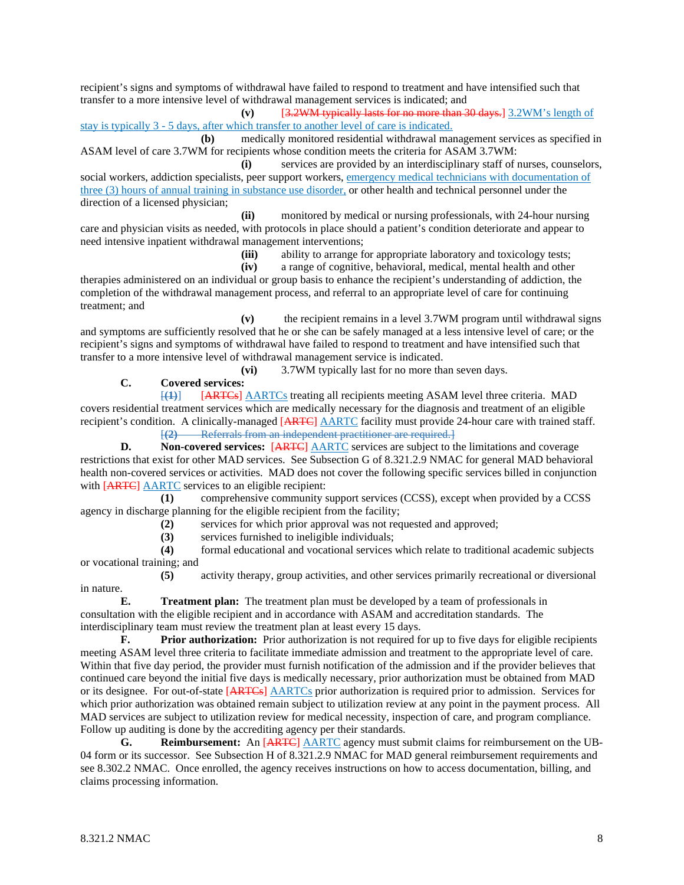recipient's signs and symptoms of withdrawal have failed to respond to treatment and have intensified such that transfer to a more intensive level of withdrawal management services is indicated; and

**(v)** [3.2WM typically lasts for no more than 30 days.] 3.2WM's length of stay is typically 3 - 5 days, after which transfer to another level of care is indicated.

**(b)** medically monitored residential withdrawal management services as specified in ASAM level of care 3.7WM for recipients whose condition meets the criteria for ASAM 3.7WM:

**(i)** services are provided by an interdisciplinary staff of nurses, counselors, social workers, addiction specialists, peer support workers, emergency medical technicians with documentation of three (3) hours of annual training in substance use disorder, or other health and technical personnel under the direction of a licensed physician;

**(ii)** monitored by medical or nursing professionals, with 24-hour nursing care and physician visits as needed, with protocols in place should a patient's condition deteriorate and appear to need intensive inpatient withdrawal management interventions;

**(iii)** ability to arrange for appropriate laboratory and toxicology tests;

**(iv)** a range of cognitive, behavioral, medical, mental health and other therapies administered on an individual or group basis to enhance the recipient's understanding of addiction, the completion of the withdrawal management process, and referral to an appropriate level of care for continuing treatment; and

**(v)** the recipient remains in a level 3.7WM program until withdrawal signs and symptoms are sufficiently resolved that he or she can be safely managed at a less intensive level of care; or the recipient's signs and symptoms of withdrawal have failed to respond to treatment and have intensified such that transfer to a more intensive level of withdrawal management service is indicated.

**(vi)** 3.7WM typically last for no more than seven days.

**C. Covered services:**

[(1)] [ARTCs] AARTCs treating all recipients meeting ASAM level three criteria. MAD covers residential treatment services which are medically necessary for the diagnosis and treatment of an eligible recipient's condition. A clinically-managed [ARTC] AARTC facility must provide 24-hour care with trained staff.

[(2) Referrals from an independent practitioner are required.]

**D. Non-covered services:** [ARTC] AARTC services are subject to the limitations and coverage restrictions that exist for other MAD services. See Subsection G of 8.321.2.9 NMAC for general MAD behavioral health non-covered services or activities. MAD does not cover the following specific services billed in conjunction with [ARTC] AARTC services to an eligible recipient:

**(1)** comprehensive community support services (CCSS), except when provided by a CCSS agency in discharge planning for the eligible recipient from the facility;

**(2)** services for which prior approval was not requested and approved;

**(3)** services furnished to ineligible individuals;

**(4)** formal educational and vocational services which relate to traditional academic subjects or vocational training; and

**(5)** activity therapy, group activities, and other services primarily recreational or diversional in nature.

**E. Treatment plan:** The treatment plan must be developed by a team of professionals in consultation with the eligible recipient and in accordance with ASAM and accreditation standards. The interdisciplinary team must review the treatment plan at least every 15 days.

**F. Prior authorization:** Prior authorization is not required for up to five days for eligible recipients meeting ASAM level three criteria to facilitate immediate admission and treatment to the appropriate level of care. Within that five day period, the provider must furnish notification of the admission and if the provider believes that continued care beyond the initial five days is medically necessary, prior authorization must be obtained from MAD or its designee. For out-of-state [ARTCs] AARTCs prior authorization is required prior to admission. Services for which prior authorization was obtained remain subject to utilization review at any point in the payment process. All MAD services are subject to utilization review for medical necessity, inspection of care, and program compliance. Follow up auditing is done by the accrediting agency per their standards.

**G. Reimbursement:** An [ARTC] AARTC agency must submit claims for reimbursement on the UB-04 form or its successor. See Subsection H of 8.321.2.9 NMAC for MAD general reimbursement requirements and see 8.302.2 NMAC. Once enrolled, the agency receives instructions on how to access documentation, billing, and claims processing information.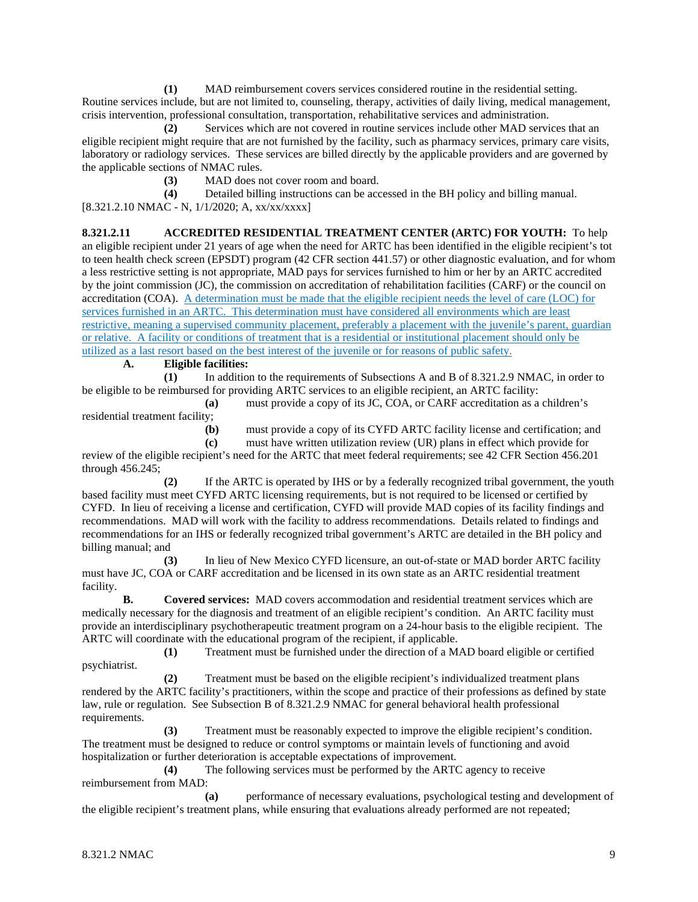**(1)** MAD reimbursement covers services considered routine in the residential setting. Routine services include, but are not limited to, counseling, therapy, activities of daily living, medical management, crisis intervention, professional consultation, transportation, rehabilitative services and administration.

**(2)** Services which are not covered in routine services include other MAD services that an eligible recipient might require that are not furnished by the facility, such as pharmacy services, primary care visits, laboratory or radiology services. These services are billed directly by the applicable providers and are governed by the applicable sections of NMAC rules.

**(3)** MAD does not cover room and board.

**(4)** Detailed billing instructions can be accessed in the BH policy and billing manual.

[8.321.2.10 NMAC - N, 1/1/2020; A, xx/xx/xxxx]

**8.321.2.11 ACCREDITED RESIDENTIAL TREATMENT CENTER (ARTC) FOR YOUTH:** To help an eligible recipient under 21 years of age when the need for ARTC has been identified in the eligible recipient's tot to teen health check screen (EPSDT) program (42 CFR section 441.57) or other diagnostic evaluation, and for whom a less restrictive setting is not appropriate, MAD pays for services furnished to him or her by an ARTC accredited by the joint commission (JC), the commission on accreditation of rehabilitation facilities (CARF) or the council on accreditation (COA). <u>A determination must be made that the eligible recipient needs the level of care (LOC) for services furnished in an ARTC. This determination must have considered all environments which are least restrictive, meaning a supervised community placement, preferably a placement with the juvenile's parent, guardian or relative. A facility or conditions of treatment that is a residential or institutional placement should only be utilized as a last resort based on the best interest of the juvenile or for reasons of public safety.</u>

**A. Eligible facilities:**

**(1)** In addition to the requirements of Subsections A and B of 8.321.2.9 NMAC, in order to be eligible to be reimbursed for providing ARTC services to an eligible recipient, an ARTC facility:

**(a)** must provide a copy of its JC, COA, or CARF accreditation as a children's residential treatment facility;

**(b)** must provide a copy of its CYFD ARTC facility license and certification; and

**(c)** must have written utilization review (UR) plans in effect which provide for review of the eligible recipient's need for the ARTC that meet federal requirements; see 42 CFR Section 456.201 through 456.245;

**(2)** If the ARTC is operated by IHS or by a federally recognized tribal government, the youth based facility must meet CYFD ARTC licensing requirements, but is not required to be licensed or certified by CYFD. In lieu of receiving a license and certification, CYFD will provide MAD copies of its facility findings and recommendations. MAD will work with the facility to address recommendations. Details related to findings and recommendations for an IHS or federally recognized tribal government's ARTC are detailed in the BH policy and billing manual; and

**(3)** In lieu of New Mexico CYFD licensure, an out-of-state or MAD border ARTC facility must have JC, COA or CARF accreditation and be licensed in its own state as an ARTC residential treatment facility.

**B. Covered services:** MAD covers accommodation and residential treatment services which are medically necessary for the diagnosis and treatment of an eligible recipient's condition. An ARTC facility must provide an interdisciplinary psychotherapeutic treatment program on a 24-hour basis to the eligible recipient. The ARTC will coordinate with the educational program of the recipient, if applicable.

**(1)** Treatment must be furnished under the direction of a MAD board eligible or certified psychiatrist.

**(2)** Treatment must be based on the eligible recipient's individualized treatment plans rendered by the ARTC facility's practitioners, within the scope and practice of their professions as defined by state law, rule or regulation. See Subsection B of 8.321.2.9 NMAC for general behavioral health professional requirements.

**(3)** Treatment must be reasonably expected to improve the eligible recipient's condition. The treatment must be designed to reduce or control symptoms or maintain levels of functioning and avoid hospitalization or further deterioration is acceptable expectations of improvement.

**(4)** The following services must be performed by the ARTC agency to receive reimbursement from MAD:

**(a)** performance of necessary evaluations, psychological testing and development of the eligible recipient's treatment plans, while ensuring that evaluations already performed are not repeated;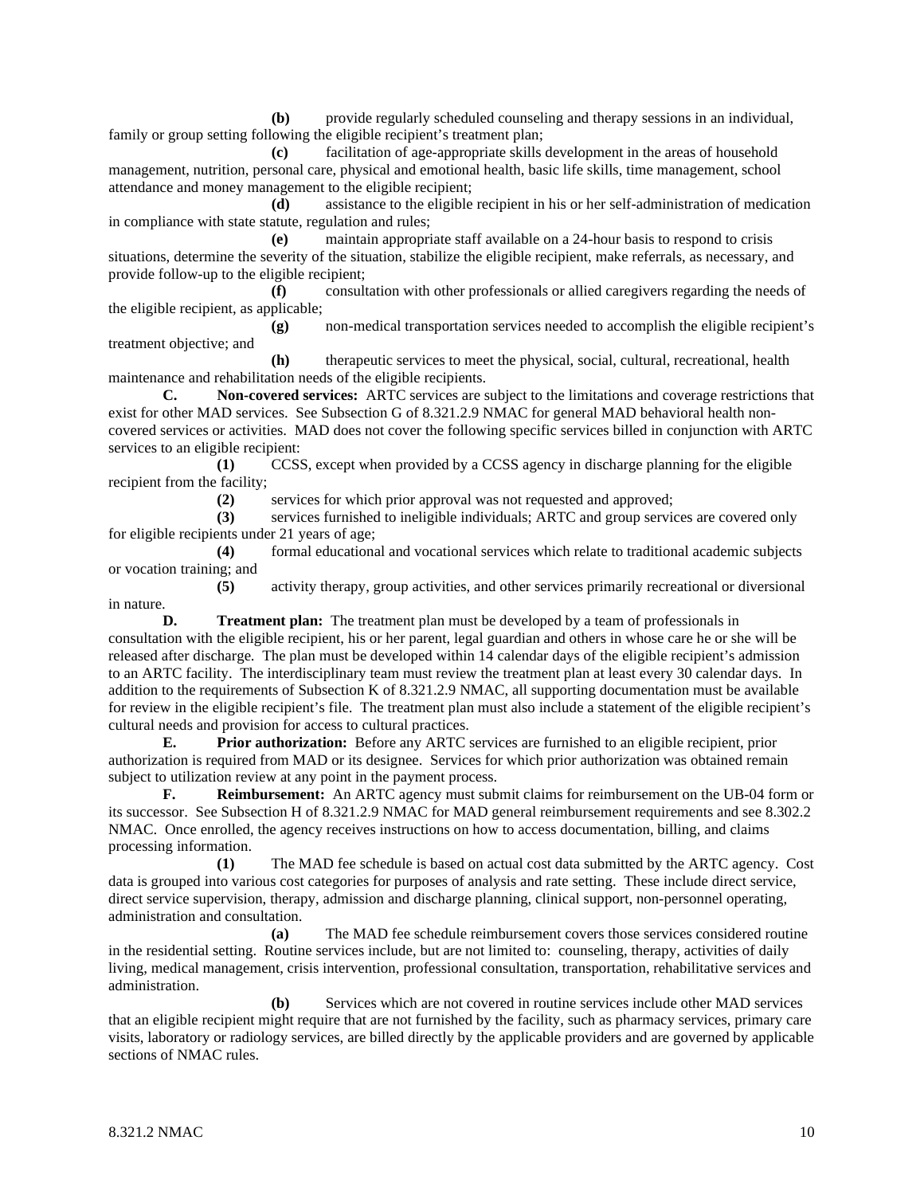**(b)** provide regularly scheduled counseling and therapy sessions in an individual, family or group setting following the eligible recipient's treatment plan;

**(c)** facilitation of age-appropriate skills development in the areas of household management, nutrition, personal care, physical and emotional health, basic life skills, time management, school attendance and money management to the eligible recipient;

**(d)** assistance to the eligible recipient in his or her self-administration of medication in compliance with state statute, regulation and rules;

**(e)** maintain appropriate staff available on a 24-hour basis to respond to crisis situations, determine the severity of the situation, stabilize the eligible recipient, make referrals, as necessary, and provide follow-up to the eligible recipient;

**(f)** consultation with other professionals or allied caregivers regarding the needs of the eligible recipient, as applicable;

**(g)** non-medical transportation services needed to accomplish the eligible recipient's treatment objective; and

**(h)** therapeutic services to meet the physical, social, cultural, recreational, health maintenance and rehabilitation needs of the eligible recipients.

**C. Non-covered services:** ARTC services are subject to the limitations and coverage restrictions that exist for other MAD services. See Subsection G of 8.321.2.9 NMAC for general MAD behavioral health non-covered services or activities. MAD does not cover the following specific services billed in conjunction with ARTC services to an eligible recipient:

**(1)** CCSS, except when provided by a CCSS agency in discharge planning for the eligible recipient from the facility;

**(2)** services for which prior approval was not requested and approved;

**(3)** services furnished to ineligible individuals; ARTC and group services are covered only for eligible recipients under 21 years of age;

**(4)** formal educational and vocational services which relate to traditional academic subjects or vocation training; and

**(5)** activity therapy, group activities, and other services primarily recreational or diversional in nature.

**D. Treatment plan:** The treatment plan must be developed by a team of professionals in consultation with the eligible recipient, his or her parent, legal guardian and others in whose care he or she will be released after discharge. The plan must be developed within 14 calendar days of the eligible recipient's admission to an ARTC facility. The interdisciplinary team must review the treatment plan at least every 30 calendar days. In addition to the requirements of Subsection K of 8.321.2.9 NMAC, all supporting documentation must be available for review in the eligible recipient's file. The treatment plan must also include a statement of the eligible recipient's cultural needs and provision for access to cultural practices.

**E. Prior authorization:** Before any ARTC services are furnished to an eligible recipient, prior authorization is required from MAD or its designee. Services for which prior authorization was obtained remain subject to utilization review at any point in the payment process.

**F. Reimbursement:** An ARTC agency must submit claims for reimbursement on the UB-04 form or its successor. See Subsection H of 8.321.2.9 NMAC for MAD general reimbursement requirements and see 8.302.2 NMAC. Once enrolled, the agency receives instructions on how to access documentation, billing, and claims processing information.

**(1)** The MAD fee schedule is based on actual cost data submitted by the ARTC agency. Cost data is grouped into various cost categories for purposes of analysis and rate setting. These include direct service, direct service supervision, therapy, admission and discharge planning, clinical support, non-personnel operating, administration and consultation.

**(a)** The MAD fee schedule reimbursement covers those services considered routine in the residential setting. Routine services include, but are not limited to: counseling, therapy, activities of daily living, medical management, crisis intervention, professional consultation, transportation, rehabilitative services and administration.

**(b)** Services which are not covered in routine services include other MAD services that an eligible recipient might require that are not furnished by the facility, such as pharmacy services, primary care visits, laboratory or radiology services, are billed directly by the applicable providers and are governed by applicable sections of NMAC rules.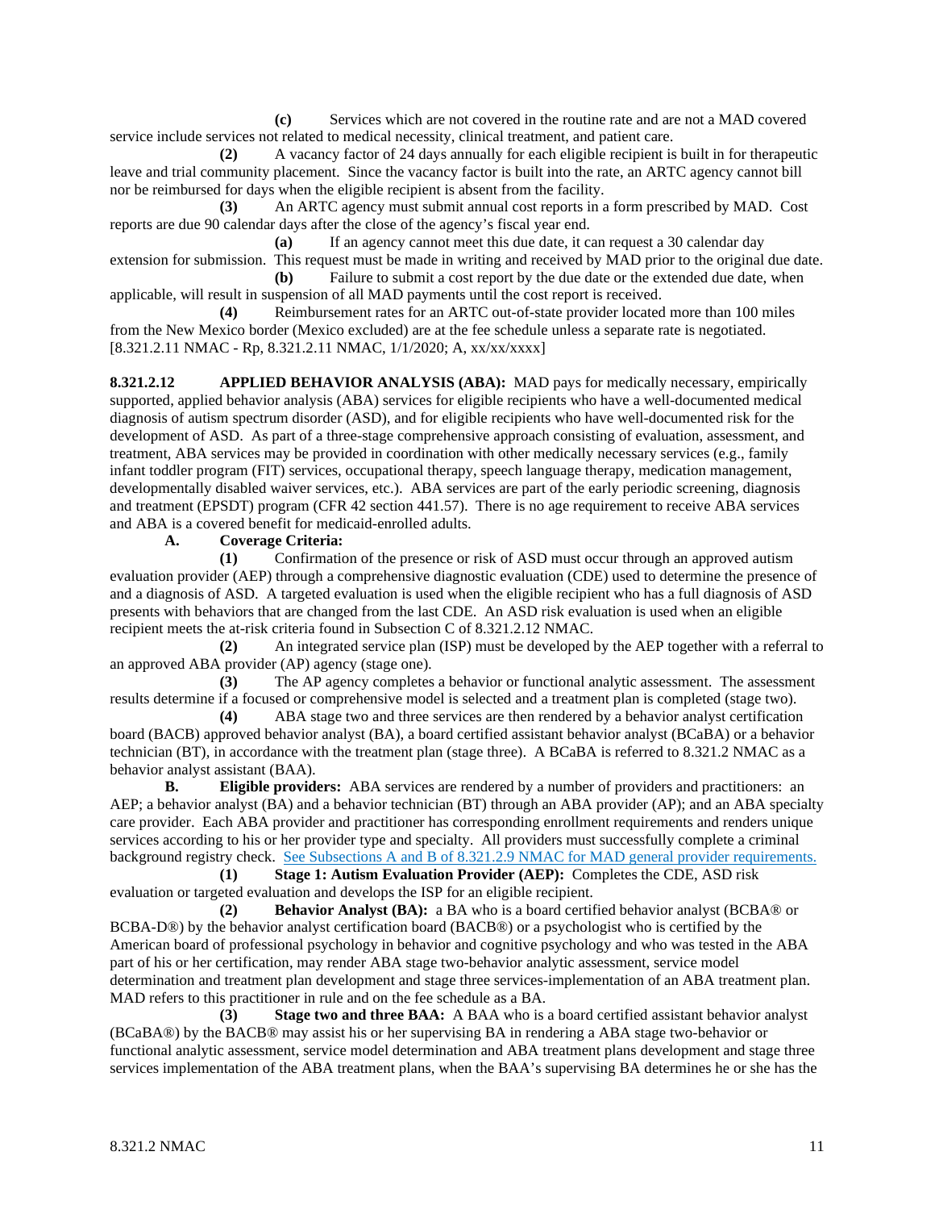**(c)** Services which are not covered in the routine rate and are not a MAD covered service include services not related to medical necessity, clinical treatment, and patient care.

**(2)** A vacancy factor of 24 days annually for each eligible recipient is built in for therapeutic leave and trial community placement. Since the vacancy factor is built into the rate, an ARTC agency cannot bill nor be reimbursed for days when the eligible recipient is absent from the facility.

**(3)** An ARTC agency must submit annual cost reports in a form prescribed by MAD. Cost reports are due 90 calendar days after the close of the agency's fiscal year end.

**(a)** If an agency cannot meet this due date, it can request a 30 calendar day extension for submission. This request must be made in writing and received by MAD prior to the original due date.

**(b)** Failure to submit a cost report by the due date or the extended due date, when applicable, will result in suspension of all MAD payments until the cost report is received.

**(4)** Reimbursement rates for an ARTC out-of-state provider located more than 100 miles from the New Mexico border (Mexico excluded) are at the fee schedule unless a separate rate is negotiated.
[8.321.2.11 NMAC - Rp, 8.321.2.11 NMAC, 1/1/2020; A, xx/xx/xxxx]

**8.321.2.12 APPLIED BEHAVIOR ANALYSIS (ABA):** MAD pays for medically necessary, empirically supported, applied behavior analysis (ABA) services for eligible recipients who have a well-documented medical diagnosis of autism spectrum disorder (ASD), and for eligible recipients who have well-documented risk for the development of ASD. As part of a three-stage comprehensive approach consisting of evaluation, assessment, and treatment, ABA services may be provided in coordination with other medically necessary services (e.g., family infant toddler program (FIT) services, occupational therapy, speech language therapy, medication management, developmentally disabled waiver services, etc.). ABA services are part of the early periodic screening, diagnosis and treatment (EPSDT) program (CFR 42 section 441.57). There is no age requirement to receive ABA services and ABA is a covered benefit for medicaid-enrolled adults.

**A. Coverage Criteria:**

**(1)** Confirmation of the presence or risk of ASD must occur through an approved autism evaluation provider (AEP) through a comprehensive diagnostic evaluation (CDE) used to determine the presence of and a diagnosis of ASD. A targeted evaluation is used when the eligible recipient who has a full diagnosis of ASD presents with behaviors that are changed from the last CDE. An ASD risk evaluation is used when an eligible recipient meets the at-risk criteria found in Subsection C of 8.321.2.12 NMAC.

**(2)** An integrated service plan (ISP) must be developed by the AEP together with a referral to an approved ABA provider (AP) agency (stage one).

**(3)** The AP agency completes a behavior or functional analytic assessment. The assessment results determine if a focused or comprehensive model is selected and a treatment plan is completed (stage two).

**(4)** ABA stage two and three services are then rendered by a behavior analyst certification board (BACB) approved behavior analyst (BA), a board certified assistant behavior analyst (BCaBA) or a behavior technician (BT), in accordance with the treatment plan (stage three). A BCaBA is referred to 8.321.2 NMAC as a behavior analyst assistant (BAA).

**B. Eligible providers:** ABA services are rendered by a number of providers and practitioners: an AEP; a behavior analyst (BA) and a behavior technician (BT) through an ABA provider (AP); and an ABA specialty care provider. Each ABA provider and practitioner has corresponding enrollment requirements and renders unique services according to his or her provider type and specialty. All providers must successfully complete a criminal background registry check. See Subsections A and B of 8.321.2.9 NMAC for MAD general provider requirements.

**(1) Stage 1: Autism Evaluation Provider (AEP):** Completes the CDE, ASD risk evaluation or targeted evaluation and develops the ISP for an eligible recipient.

**(2) Behavior Analyst (BA):** a BA who is a board certified behavior analyst (BCBA® or BCBA-D®) by the behavior analyst certification board (BACB®) or a psychologist who is certified by the American board of professional psychology in behavior and cognitive psychology and who was tested in the ABA part of his or her certification, may render ABA stage two-behavior analytic assessment, service model determination and treatment plan development and stage three services-implementation of an ABA treatment plan. MAD refers to this practitioner in rule and on the fee schedule as a BA.

**(3) Stage two and three BAA:** A BAA who is a board certified assistant behavior analyst (BCaBA®) by the BACB® may assist his or her supervising BA in rendering a ABA stage two-behavior or functional analytic assessment, service model determination and ABA treatment plans development and stage three services implementation of the ABA treatment plans, when the BAA's supervising BA determines he or she has the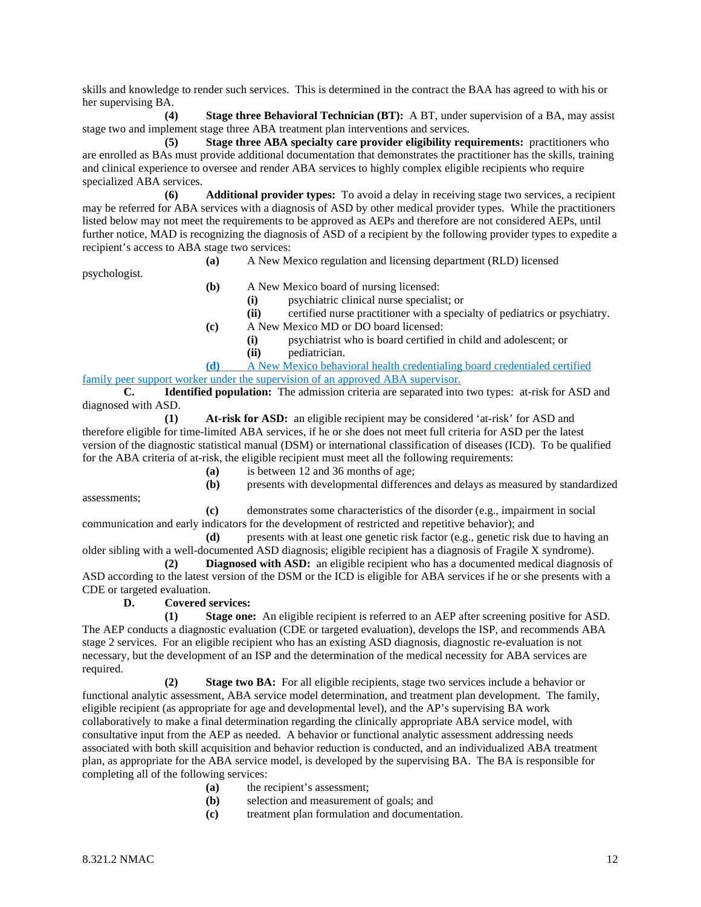skills and knowledge to render such services. This is determined in the contract the BAA has agreed to with his or her supervising BA.

**(4)** **Stage three Behavioral Technician (BT):** A BT, under supervision of a BA, may assist stage two and implement stage three ABA treatment plan interventions and services.

**(5)** **Stage three ABA specialty care provider eligibility requirements:** practitioners who are enrolled as BAs must provide additional documentation that demonstrates the practitioner has the skills, training and clinical experience to oversee and render ABA services to highly complex eligible recipients who require specialized ABA services.

**(6)** **Additional provider types:** To avoid a delay in receiving stage two services, a recipient may be referred for ABA services with a diagnosis of ASD by other medical provider types. While the practitioners listed below may not meet the requirements to be approved as AEPs and therefore are not considered AEPs, until further notice, MAD is recognizing the diagnosis of ASD of a recipient by the following provider types to expedite a recipient's access to ABA stage two services:

**(a)** A New Mexico regulation and licensing department (RLD) licensed psychologist.

**(b)** A New Mexico board of nursing licensed:

**(i)** psychiatric clinical nurse specialist; or

**(ii)** certified nurse practitioner with a specialty of pediatrics or psychiatry.

**(c)** A New Mexico MD or DO board licensed:

**(i)** psychiatrist who is board certified in child and adolescent; or

**(ii)** pediatrician.

**(d)** A New Mexico behavioral health credentialing board credentialed certified family peer support worker under the supervision of an approved ABA supervisor.

**C.** **Identified population:** The admission criteria are separated into two types: at-risk for ASD and diagnosed with ASD.

**(1)** **At-risk for ASD:** an eligible recipient may be considered 'at-risk' for ASD and therefore eligible for time-limited ABA services, if he or she does not meet full criteria for ASD per the latest version of the diagnostic statistical manual (DSM) or international classification of diseases (ICD). To be qualified for the ABA criteria of at-risk, the eligible recipient must meet all the following requirements:

**(a)** is between 12 and 36 months of age;

**(b)** presents with developmental differences and delays as measured by standardized assessments;

**(c)** demonstrates some characteristics of the disorder (e.g., impairment in social communication and early indicators for the development of restricted and repetitive behavior); and

**(d)** presents with at least one genetic risk factor (e.g., genetic risk due to having an older sibling with a well-documented ASD diagnosis; eligible recipient has a diagnosis of Fragile X syndrome).

**(2)** **Diagnosed with ASD:** an eligible recipient who has a documented medical diagnosis of ASD according to the latest version of the DSM or the ICD is eligible for ABA services if he or she presents with a CDE or targeted evaluation.

**D.** **Covered services:**

**(1)** **Stage one:** An eligible recipient is referred to an AEP after screening positive for ASD. The AEP conducts a diagnostic evaluation (CDE or targeted evaluation), develops the ISP, and recommends ABA stage 2 services. For an eligible recipient who has an existing ASD diagnosis, diagnostic re-evaluation is not necessary, but the development of an ISP and the determination of the medical necessity for ABA services are required.

**(2)** **Stage two BA:** For all eligible recipients, stage two services include a behavior or functional analytic assessment, ABA service model determination, and treatment plan development. The family, eligible recipient (as appropriate for age and developmental level), and the AP's supervising BA work collaboratively to make a final determination regarding the clinically appropriate ABA service model, with consultative input from the AEP as needed. A behavior or functional analytic assessment addressing needs associated with both skill acquisition and behavior reduction is conducted, and an individualized ABA treatment plan, as appropriate for the ABA service model, is developed by the supervising BA. The BA is responsible for completing all of the following services:

**(a)** the recipient's assessment;

**(b)** selection and measurement of goals; and

**(c)** treatment plan formulation and documentation.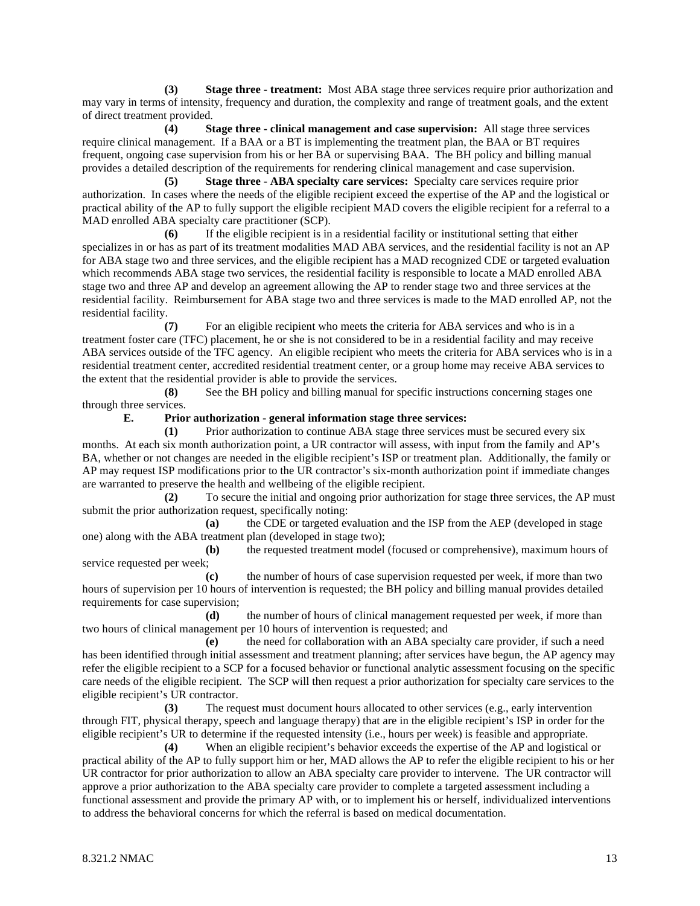**(3) Stage three - treatment:** Most ABA stage three services require prior authorization and may vary in terms of intensity, frequency and duration, the complexity and range of treatment goals, and the extent of direct treatment provided.

**(4) Stage three - clinical management and case supervision:** All stage three services require clinical management. If a BAA or a BT is implementing the treatment plan, the BAA or BT requires frequent, ongoing case supervision from his or her BA or supervising BAA. The BH policy and billing manual provides a detailed description of the requirements for rendering clinical management and case supervision.

**(5) Stage three - ABA specialty care services:** Specialty care services require prior authorization. In cases where the needs of the eligible recipient exceed the expertise of the AP and the logistical or practical ability of the AP to fully support the eligible recipient MAD covers the eligible recipient for a referral to a MAD enrolled ABA specialty care practitioner (SCP).

**(6)** If the eligible recipient is in a residential facility or institutional setting that either specializes in or has as part of its treatment modalities MAD ABA services, and the residential facility is not an AP for ABA stage two and three services, and the eligible recipient has a MAD recognized CDE or targeted evaluation which recommends ABA stage two services, the residential facility is responsible to locate a MAD enrolled ABA stage two and three AP and develop an agreement allowing the AP to render stage two and three services at the residential facility. Reimbursement for ABA stage two and three services is made to the MAD enrolled AP, not the residential facility.

**(7)** For an eligible recipient who meets the criteria for ABA services and who is in a treatment foster care (TFC) placement, he or she is not considered to be in a residential facility and may receive ABA services outside of the TFC agency. An eligible recipient who meets the criteria for ABA services who is in a residential treatment center, accredited residential treatment center, or a group home may receive ABA services to the extent that the residential provider is able to provide the services.

**(8)** See the BH policy and billing manual for specific instructions concerning stages one through three services.

**E. Prior authorization - general information stage three services:**

**(1)** Prior authorization to continue ABA stage three services must be secured every six months. At each six month authorization point, a UR contractor will assess, with input from the family and AP's BA, whether or not changes are needed in the eligible recipient's ISP or treatment plan. Additionally, the family or AP may request ISP modifications prior to the UR contractor's six-month authorization point if immediate changes are warranted to preserve the health and wellbeing of the eligible recipient.

**(2)** To secure the initial and ongoing prior authorization for stage three services, the AP must submit the prior authorization request, specifically noting:

**(a)** the CDE or targeted evaluation and the ISP from the AEP (developed in stage one) along with the ABA treatment plan (developed in stage two);

**(b)** the requested treatment model (focused or comprehensive), maximum hours of service requested per week;

**(c)** the number of hours of case supervision requested per week, if more than two hours of supervision per 10 hours of intervention is requested; the BH policy and billing manual provides detailed requirements for case supervision;

**(d)** the number of hours of clinical management requested per week, if more than two hours of clinical management per 10 hours of intervention is requested; and

**(e)** the need for collaboration with an ABA specialty care provider, if such a need has been identified through initial assessment and treatment planning; after services have begun, the AP agency may refer the eligible recipient to a SCP for a focused behavior or functional analytic assessment focusing on the specific care needs of the eligible recipient. The SCP will then request a prior authorization for specialty care services to the eligible recipient's UR contractor.

**(3)** The request must document hours allocated to other services (e.g., early intervention through FIT, physical therapy, speech and language therapy) that are in the eligible recipient's ISP in order for the eligible recipient's UR to determine if the requested intensity (i.e., hours per week) is feasible and appropriate.

**(4)** When an eligible recipient's behavior exceeds the expertise of the AP and logistical or practical ability of the AP to fully support him or her, MAD allows the AP to refer the eligible recipient to his or her UR contractor for prior authorization to allow an ABA specialty care provider to intervene. The UR contractor will approve a prior authorization to the ABA specialty care provider to complete a targeted assessment including a functional assessment and provide the primary AP with, or to implement his or herself, individualized interventions to address the behavioral concerns for which the referral is based on medical documentation.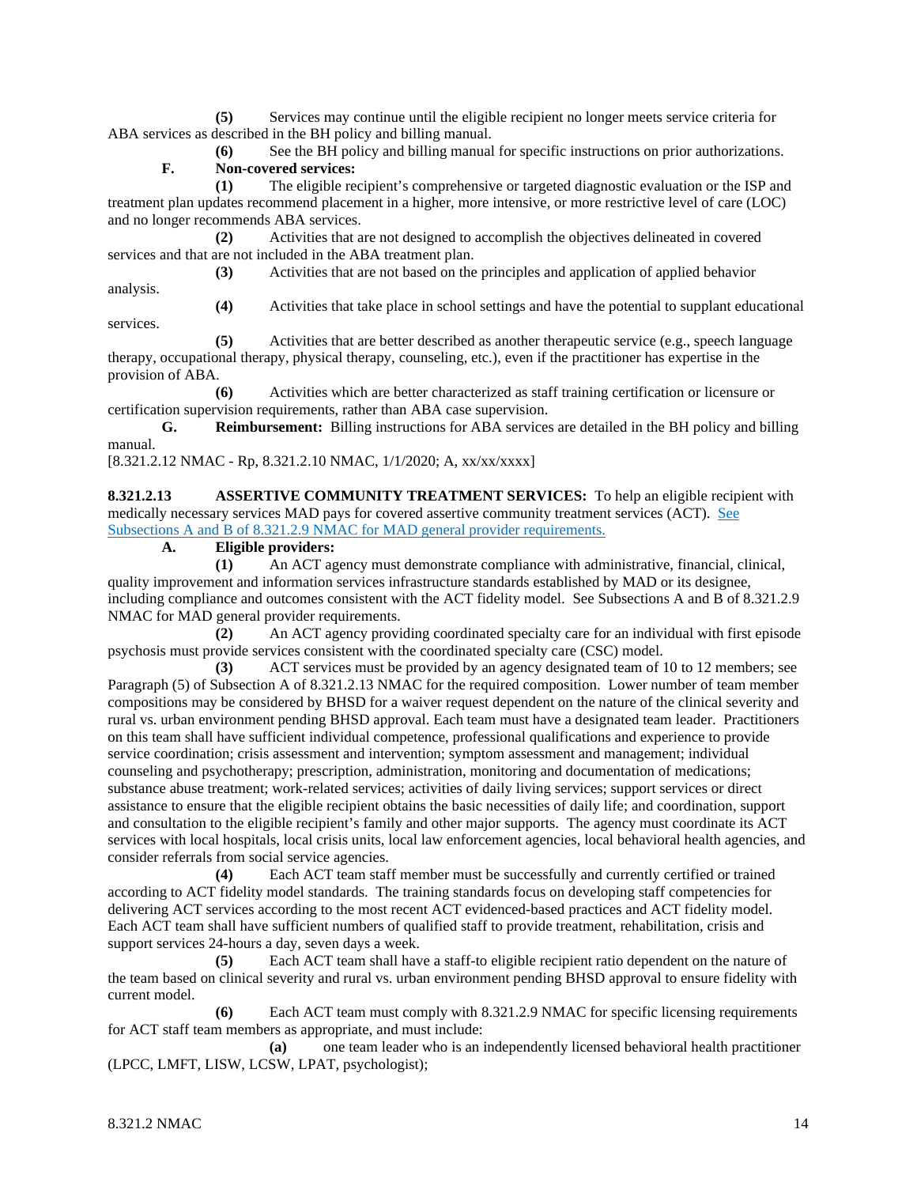**(5)** Services may continue until the eligible recipient no longer meets service criteria for ABA services as described in the BH policy and billing manual.

**(6)** See the BH policy and billing manual for specific instructions on prior authorizations.

**F. Non-covered services:**

**(1)** The eligible recipient's comprehensive or targeted diagnostic evaluation or the ISP and treatment plan updates recommend placement in a higher, more intensive, or more restrictive level of care (LOC) and no longer recommends ABA services.

**(2)** Activities that are not designed to accomplish the objectives delineated in covered services and that are not included in the ABA treatment plan.

**(3)** Activities that are not based on the principles and application of applied behavior analysis.

**(4)** Activities that take place in school settings and have the potential to supplant educational services.

**(5)** Activities that are better described as another therapeutic service (e.g., speech language therapy, occupational therapy, physical therapy, counseling, etc.), even if the practitioner has expertise in the provision of ABA.

**(6)** Activities which are better characterized as staff training certification or licensure or certification supervision requirements, rather than ABA case supervision.

**G. Reimbursement:** Billing instructions for ABA services are detailed in the BH policy and billing manual.

[8.321.2.12 NMAC - Rp, 8.321.2.10 NMAC, 1/1/2020; A, xx/xx/xxxx]

**8.321.2.13 ASSERTIVE COMMUNITY TREATMENT SERVICES:** To help an eligible recipient with medically necessary services MAD pays for covered assertive community treatment services (ACT). See Subsections A and B of 8.321.2.9 NMAC for MAD general provider requirements.

**A. Eligible providers:**

**(1)** An ACT agency must demonstrate compliance with administrative, financial, clinical, quality improvement and information services infrastructure standards established by MAD or its designee, including compliance and outcomes consistent with the ACT fidelity model. See Subsections A and B of 8.321.2.9 NMAC for MAD general provider requirements.

**(2)** An ACT agency providing coordinated specialty care for an individual with first episode psychosis must provide services consistent with the coordinated specialty care (CSC) model.

**(3)** ACT services must be provided by an agency designated team of 10 to 12 members; see Paragraph (5) of Subsection A of 8.321.2.13 NMAC for the required composition. Lower number of team member compositions may be considered by BHSD for a waiver request dependent on the nature of the clinical severity and rural vs. urban environment pending BHSD approval. Each team must have a designated team leader. Practitioners on this team shall have sufficient individual competence, professional qualifications and experience to provide service coordination; crisis assessment and intervention; symptom assessment and management; individual counseling and psychotherapy; prescription, administration, monitoring and documentation of medications; substance abuse treatment; work-related services; activities of daily living services; support services or direct assistance to ensure that the eligible recipient obtains the basic necessities of daily life; and coordination, support and consultation to the eligible recipient's family and other major supports. The agency must coordinate its ACT services with local hospitals, local crisis units, local law enforcement agencies, local behavioral health agencies, and consider referrals from social service agencies.

**(4)** Each ACT team staff member must be successfully and currently certified or trained according to ACT fidelity model standards. The training standards focus on developing staff competencies for delivering ACT services according to the most recent ACT evidenced-based practices and ACT fidelity model. Each ACT team shall have sufficient numbers of qualified staff to provide treatment, rehabilitation, crisis and support services 24-hours a day, seven days a week.

**(5)** Each ACT team shall have a staff-to eligible recipient ratio dependent on the nature of the team based on clinical severity and rural vs. urban environment pending BHSD approval to ensure fidelity with current model.

**(6)** Each ACT team must comply with 8.321.2.9 NMAC for specific licensing requirements for ACT staff team members as appropriate, and must include:

**(a)** one team leader who is an independently licensed behavioral health practitioner (LPCC, LMFT, LISW, LCSW, LPAT, psychologist);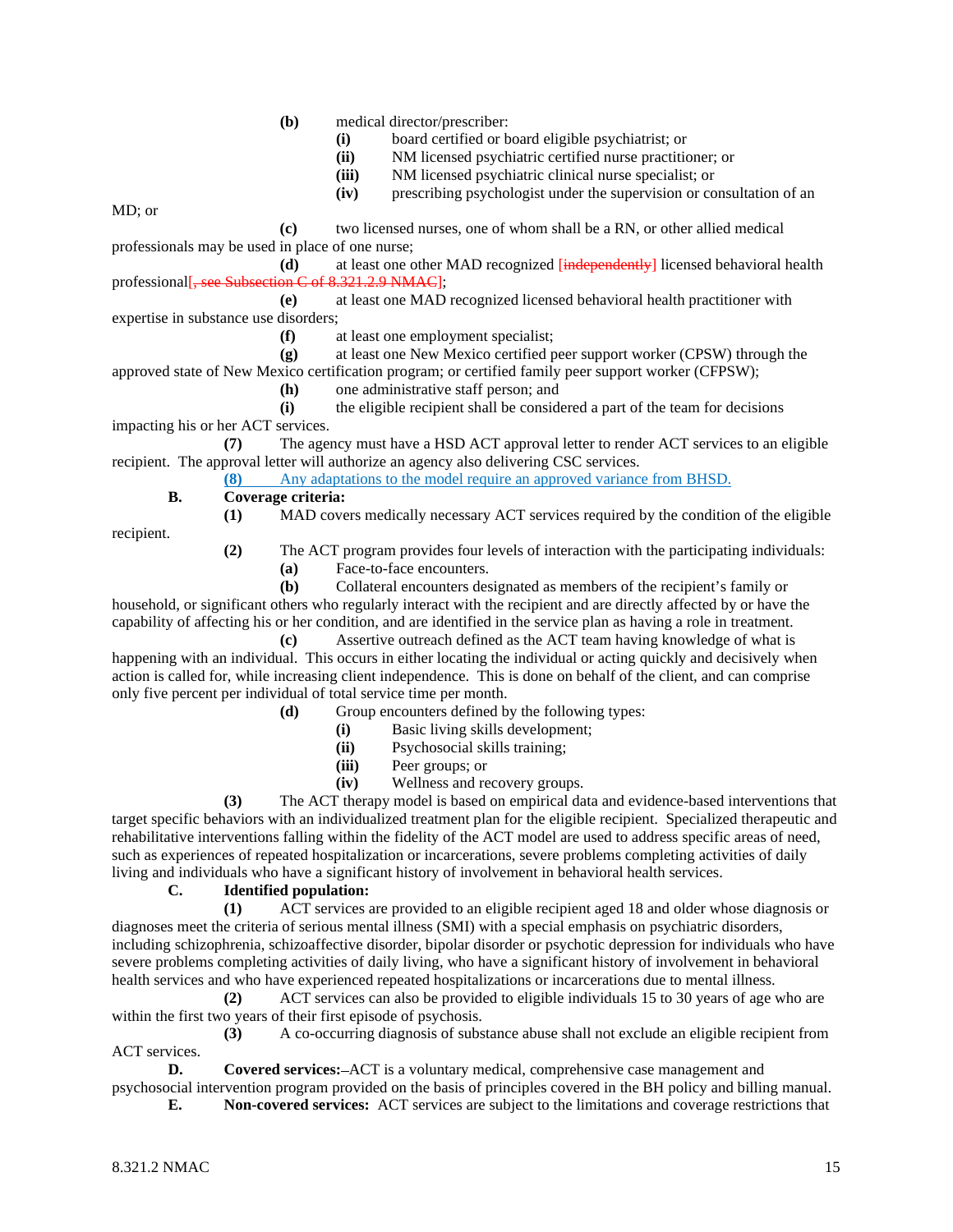**(b)** medical director/prescriber:

**(i)** board certified or board eligible psychiatrist; or

**(ii)** NM licensed psychiatric certified nurse practitioner; or

**(iii)** NM licensed psychiatric clinical nurse specialist; or

**(iv)** prescribing psychologist under the supervision or consultation of an MD; or

**(c)** two licensed nurses, one of whom shall be a RN, or other allied medical professionals may be used in place of one nurse;

**(d)** at least one other MAD recognized [~~independently~~] licensed behavioral health professional[~~, see Subsection C of 8.321.2.9 NMAC~~];

**(e)** at least one MAD recognized licensed behavioral health practitioner with expertise in substance use disorders;

**(f)** at least one employment specialist;

**(g)** at least one New Mexico certified peer support worker (CPSW) through the approved state of New Mexico certification program; or certified family peer support worker (CFPSW);

**(h)** one administrative staff person; and

**(i)** the eligible recipient shall be considered a part of the team for decisions impacting his or her ACT services.

**(7)** The agency must have a HSD ACT approval letter to render ACT services to an eligible recipient. The approval letter will authorize an agency also delivering CSC services.

**(8)** Any adaptations to the model require an approved variance from BHSD.

**B. Coverage criteria:**

**(1)** MAD covers medically necessary ACT services required by the condition of the eligible recipient.

**(2)** The ACT program provides four levels of interaction with the participating individuals:

**(a)** Face-to-face encounters.

**(b)** Collateral encounters designated as members of the recipient's family or household, or significant others who regularly interact with the recipient and are directly affected by or have the capability of affecting his or her condition, and are identified in the service plan as having a role in treatment.

**(c)** Assertive outreach defined as the ACT team having knowledge of what is happening with an individual. This occurs in either locating the individual or acting quickly and decisively when action is called for, while increasing client independence. This is done on behalf of the client, and can comprise only five percent per individual of total service time per month.

**(d)** Group encounters defined by the following types:

**(i)** Basic living skills development;

**(ii)** Psychosocial skills training;

**(iii)** Peer groups; or

**(iv)** Wellness and recovery groups.

**(3)** The ACT therapy model is based on empirical data and evidence-based interventions that target specific behaviors with an individualized treatment plan for the eligible recipient. Specialized therapeutic and rehabilitative interventions falling within the fidelity of the ACT model are used to address specific areas of need, such as experiences of repeated hospitalization or incarcerations, severe problems completing activities of daily living and individuals who have a significant history of involvement in behavioral health services.

**C. Identified population:**

**(1)** ACT services are provided to an eligible recipient aged 18 and older whose diagnosis or diagnoses meet the criteria of serious mental illness (SMI) with a special emphasis on psychiatric disorders, including schizophrenia, schizoaffective disorder, bipolar disorder or psychotic depression for individuals who have severe problems completing activities of daily living, who have a significant history of involvement in behavioral health services and who have experienced repeated hospitalizations or incarcerations due to mental illness.

**(2)** ACT services can also be provided to eligible individuals 15 to 30 years of age who are within the first two years of their first episode of psychosis.

**(3)** A co-occurring diagnosis of substance abuse shall not exclude an eligible recipient from ACT services.

**D. Covered services:**–ACT is a voluntary medical, comprehensive case management and psychosocial intervention program provided on the basis of principles covered in the BH policy and billing manual.

**E. Non-covered services:** ACT services are subject to the limitations and coverage restrictions that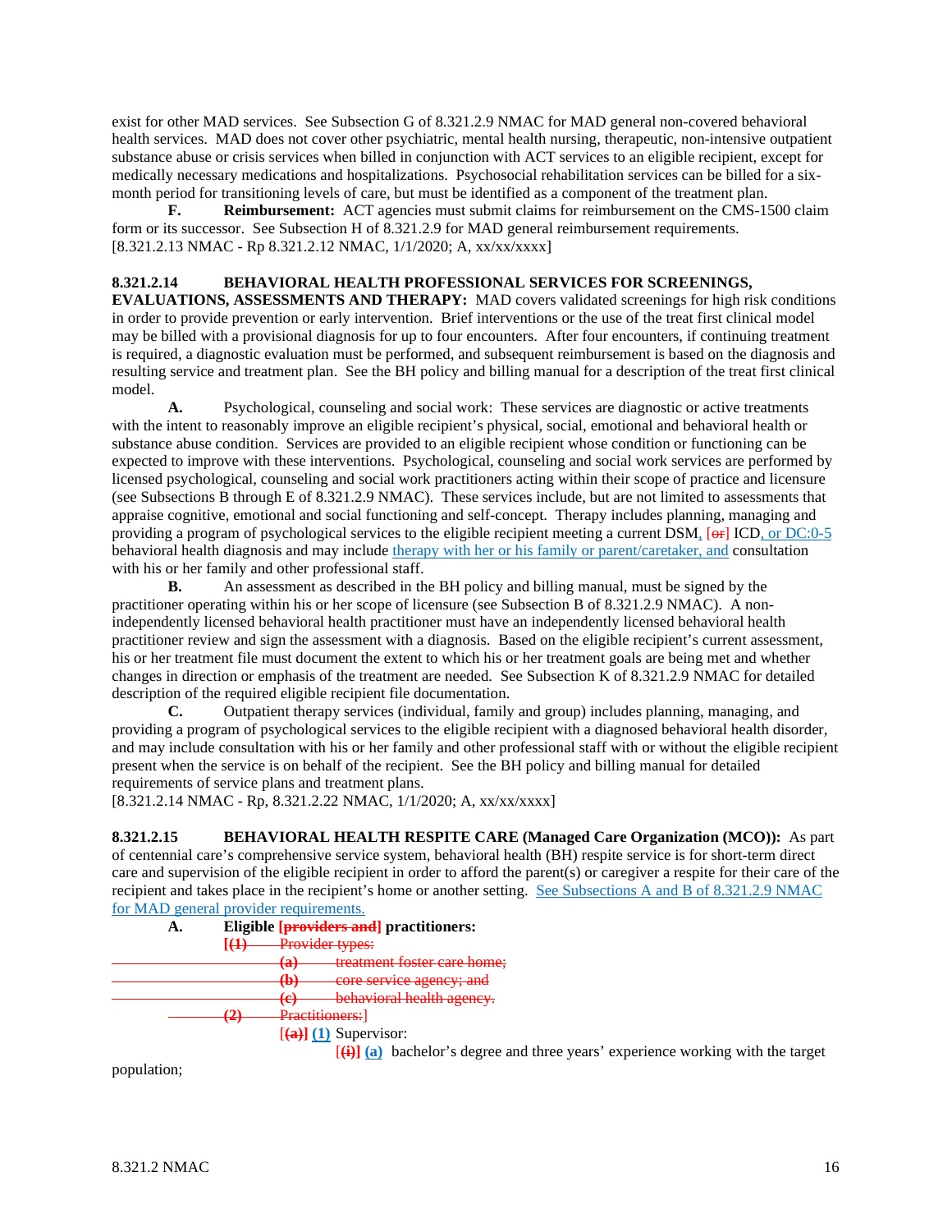exist for other MAD services. See Subsection G of 8.321.2.9 NMAC for MAD general non-covered behavioral health services. MAD does not cover other psychiatric, mental health nursing, therapeutic, non-intensive outpatient substance abuse or crisis services when billed in conjunction with ACT services to an eligible recipient, except for medically necessary medications and hospitalizations. Psychosocial rehabilitation services can be billed for a six-month period for transitioning levels of care, but must be identified as a component of the treatment plan.

**F. Reimbursement:** ACT agencies must submit claims for reimbursement on the CMS-1500 claim form or its successor. See Subsection H of 8.321.2.9 for MAD general reimbursement requirements.
[8.321.2.13 NMAC - Rp 8.321.2.12 NMAC, 1/1/2020; A, xx/xx/xxxx]

**8.321.2.14 BEHAVIORAL HEALTH PROFESSIONAL SERVICES FOR SCREENINGS, EVALUATIONS, ASSESSMENTS AND THERAPY:** MAD covers validated screenings for high risk conditions in order to provide prevention or early intervention. Brief interventions or the use of the treat first clinical model may be billed with a provisional diagnosis for up to four encounters. After four encounters, if continuing treatment is required, a diagnostic evaluation must be performed, and subsequent reimbursement is based on the diagnosis and resulting service and treatment plan. See the BH policy and billing manual for a description of the treat first clinical model.

**A.** Psychological, counseling and social work: These services are diagnostic or active treatments with the intent to reasonably improve an eligible recipient's physical, social, emotional and behavioral health or substance abuse condition. Services are provided to an eligible recipient whose condition or functioning can be expected to improve with these interventions. Psychological, counseling and social work services are performed by licensed psychological, counseling and social work practitioners acting within their scope of practice and licensure (see Subsections B through E of 8.321.2.9 NMAC). These services include, but are not limited to assessments that appraise cognitive, emotional and social functioning and self-concept. Therapy includes planning, managing and providing a program of psychological services to the eligible recipient meeting a current DSM, [~~or~~] ICD, or DC:0-5 behavioral health diagnosis and may include therapy with her or his family or parent/caretaker, and consultation with his or her family and other professional staff.

**B.** An assessment as described in the BH policy and billing manual, must be signed by the practitioner operating within his or her scope of licensure (see Subsection B of 8.321.2.9 NMAC). A non-independently licensed behavioral health practitioner must have an independently licensed behavioral health practitioner review and sign the assessment with a diagnosis. Based on the eligible recipient's current assessment, his or her treatment file must document the extent to which his or her treatment goals are being met and whether changes in direction or emphasis of the treatment are needed. See Subsection K of 8.321.2.9 NMAC for detailed description of the required eligible recipient file documentation.

**C.** Outpatient therapy services (individual, family and group) includes planning, managing, and providing a program of psychological services to the eligible recipient with a diagnosed behavioral health disorder, and may include consultation with his or her family and other professional staff with or without the eligible recipient present when the service is on behalf of the recipient. See the BH policy and billing manual for detailed requirements of service plans and treatment plans.
[8.321.2.14 NMAC - Rp, 8.321.2.22 NMAC, 1/1/2020; A, xx/xx/xxxx]

**8.321.2.15 BEHAVIORAL HEALTH RESPITE CARE (Managed Care Organization (MCO)):** As part of centennial care's comprehensive service system, behavioral health (BH) respite service is for short-term direct care and supervision of the eligible recipient in order to afford the parent(s) or caregiver a respite for their care of the recipient and takes place in the recipient's home or another setting. See Subsections A and B of 8.321.2.9 NMAC for MAD general provider requirements.

**A. Eligible [~~providers and~~] practitioners:**

[~~**(1)** Provider types:~~

~~**(a)** treatment foster care home;~~

~~**(b)** core service agency; and~~

~~**(c)** behavioral health agency.~~

~~**(2)** Practitioners:~~]

[~~**(a)**~~] **(1)** Supervisor:

[~~**(i)**~~] **(a)** bachelor's degree and three years' experience working with the target population;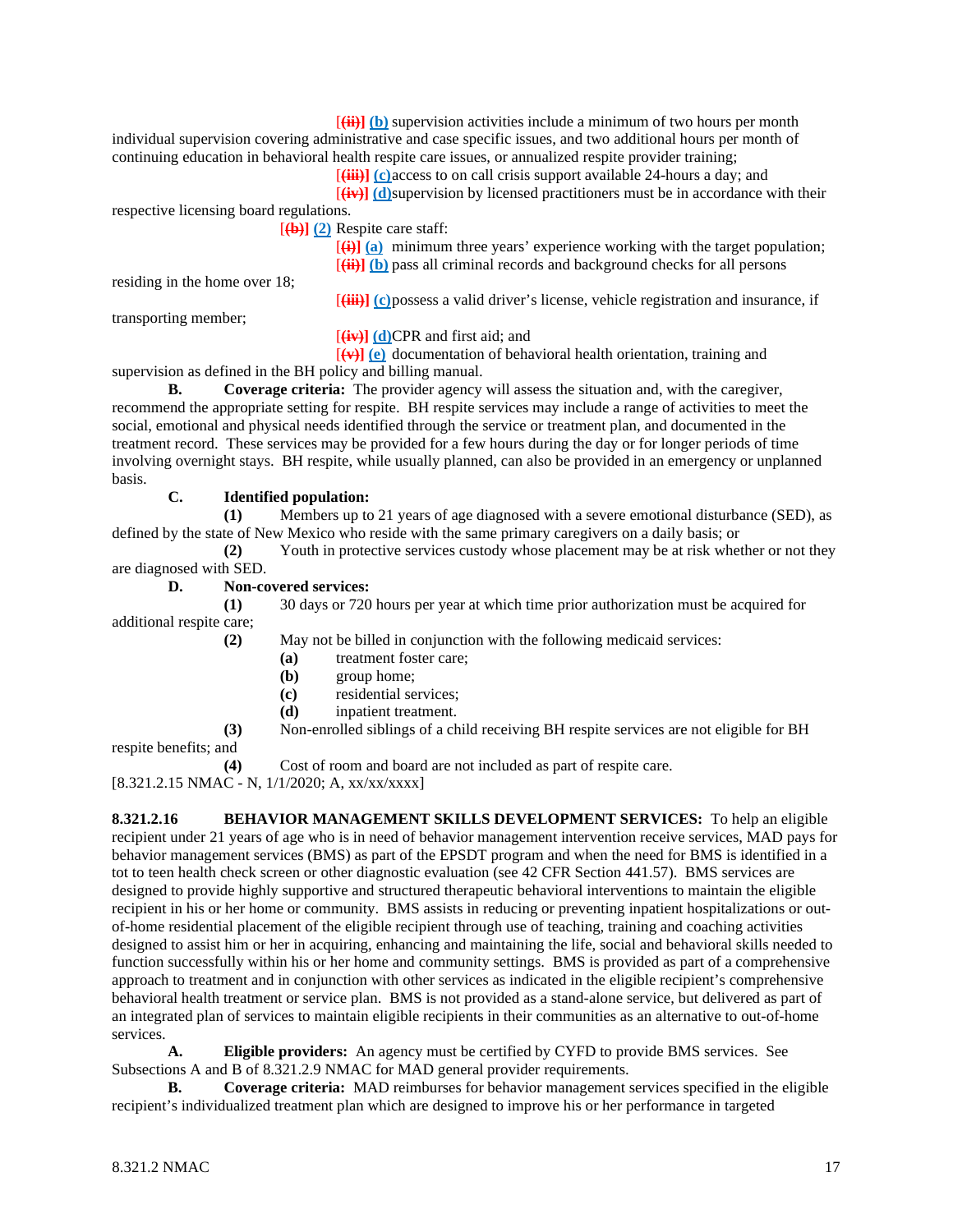[~~(ii)~~] (b) supervision activities include a minimum of two hours per month individual supervision covering administrative and case specific issues, and two additional hours per month of continuing education in behavioral health respite care issues, or annualized respite provider training;

[~~(iii)~~] (c) access to on call crisis support available 24-hours a day; and

[~~(iv)~~] (d) supervision by licensed practitioners must be in accordance with their respective licensing board regulations.

[~~(b)~~] (2) Respite care staff:

[~~(i)~~] (a) minimum three years' experience working with the target population;

[~~(ii)~~] (b) pass all criminal records and background checks for all persons residing in the home over 18;

[~~(iii)~~] (c) possess a valid driver's license, vehicle registration and insurance, if transporting member;

[~~(iv)~~] (d) CPR and first aid; and

[~~(v)~~] (e) documentation of behavioral health orientation, training and supervision as defined in the BH policy and billing manual.

**B. Coverage criteria:** The provider agency will assess the situation and, with the caregiver, recommend the appropriate setting for respite. BH respite services may include a range of activities to meet the social, emotional and physical needs identified through the service or treatment plan, and documented in the treatment record. These services may be provided for a few hours during the day or for longer periods of time involving overnight stays. BH respite, while usually planned, can also be provided in an emergency or unplanned basis.

**C. Identified population:**

**(1)** Members up to 21 years of age diagnosed with a severe emotional disturbance (SED), as defined by the state of New Mexico who reside with the same primary caregivers on a daily basis; or

**(2)** Youth in protective services custody whose placement may be at risk whether or not they are diagnosed with SED.

**D. Non-covered services:**

**(1)** 30 days or 720 hours per year at which time prior authorization must be acquired for additional respite care;

**(2)** May not be billed in conjunction with the following medicaid services:

**(a)** treatment foster care;

**(b)** group home;

**(c)** residential services;

**(d)** inpatient treatment.

**(3)** Non-enrolled siblings of a child receiving BH respite services are not eligible for BH respite benefits; and

**(4)** Cost of room and board are not included as part of respite care.

[8.321.2.15 NMAC - N, 1/1/2020; A, xx/xx/xxxx]

**8.321.2.16 BEHAVIOR MANAGEMENT SKILLS DEVELOPMENT SERVICES:** To help an eligible recipient under 21 years of age who is in need of behavior management intervention receive services, MAD pays for behavior management services (BMS) as part of the EPSDT program and when the need for BMS is identified in a tot to teen health check screen or other diagnostic evaluation (see 42 CFR Section 441.57). BMS services are designed to provide highly supportive and structured therapeutic behavioral interventions to maintain the eligible recipient in his or her home or community. BMS assists in reducing or preventing inpatient hospitalizations or out-of-home residential placement of the eligible recipient through use of teaching, training and coaching activities designed to assist him or her in acquiring, enhancing and maintaining the life, social and behavioral skills needed to function successfully within his or her home and community settings. BMS is provided as part of a comprehensive approach to treatment and in conjunction with other services as indicated in the eligible recipient's comprehensive behavioral health treatment or service plan. BMS is not provided as a stand-alone service, but delivered as part of an integrated plan of services to maintain eligible recipients in their communities as an alternative to out-of-home services.

**A. Eligible providers:** An agency must be certified by CYFD to provide BMS services. See Subsections A and B of 8.321.2.9 NMAC for MAD general provider requirements.

**B. Coverage criteria:** MAD reimburses for behavior management services specified in the eligible recipient's individualized treatment plan which are designed to improve his or her performance in targeted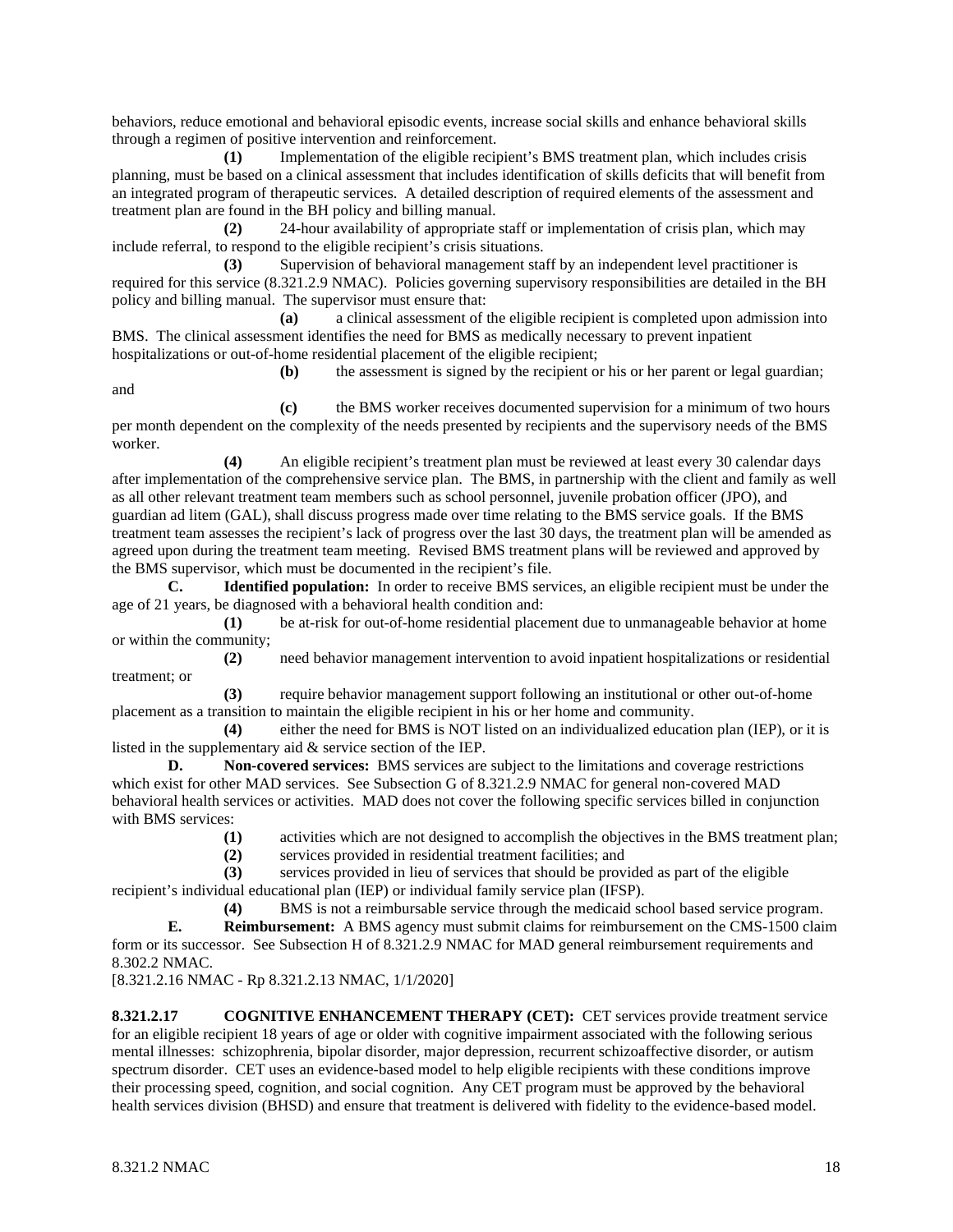behaviors, reduce emotional and behavioral episodic events, increase social skills and enhance behavioral skills through a regimen of positive intervention and reinforcement.

**(1)** Implementation of the eligible recipient's BMS treatment plan, which includes crisis planning, must be based on a clinical assessment that includes identification of skills deficits that will benefit from an integrated program of therapeutic services. A detailed description of required elements of the assessment and treatment plan are found in the BH policy and billing manual.

**(2)** 24-hour availability of appropriate staff or implementation of crisis plan, which may include referral, to respond to the eligible recipient's crisis situations.

**(3)** Supervision of behavioral management staff by an independent level practitioner is required for this service (8.321.2.9 NMAC). Policies governing supervisory responsibilities are detailed in the BH policy and billing manual. The supervisor must ensure that:

**(a)** a clinical assessment of the eligible recipient is completed upon admission into BMS. The clinical assessment identifies the need for BMS as medically necessary to prevent inpatient hospitalizations or out-of-home residential placement of the eligible recipient;

**(b)** the assessment is signed by the recipient or his or her parent or legal guardian; and

**(c)** the BMS worker receives documented supervision for a minimum of two hours per month dependent on the complexity of the needs presented by recipients and the supervisory needs of the BMS worker.

**(4)** An eligible recipient's treatment plan must be reviewed at least every 30 calendar days after implementation of the comprehensive service plan. The BMS, in partnership with the client and family as well as all other relevant treatment team members such as school personnel, juvenile probation officer (JPO), and guardian ad litem (GAL), shall discuss progress made over time relating to the BMS service goals. If the BMS treatment team assesses the recipient's lack of progress over the last 30 days, the treatment plan will be amended as agreed upon during the treatment team meeting. Revised BMS treatment plans will be reviewed and approved by the BMS supervisor, which must be documented in the recipient's file.

**C. Identified population:** In order to receive BMS services, an eligible recipient must be under the age of 21 years, be diagnosed with a behavioral health condition and:

**(1)** be at-risk for out-of-home residential placement due to unmanageable behavior at home or within the community;

**(2)** need behavior management intervention to avoid inpatient hospitalizations or residential treatment; or

**(3)** require behavior management support following an institutional or other out-of-home placement as a transition to maintain the eligible recipient in his or her home and community.

**(4)** either the need for BMS is NOT listed on an individualized education plan (IEP), or it is listed in the supplementary aid & service section of the IEP.

**D. Non-covered services:** BMS services are subject to the limitations and coverage restrictions which exist for other MAD services. See Subsection G of 8.321.2.9 NMAC for general non-covered MAD behavioral health services or activities. MAD does not cover the following specific services billed in conjunction with BMS services:

**(1)** activities which are not designed to accomplish the objectives in the BMS treatment plan;

**(2)** services provided in residential treatment facilities; and

**(3)** services provided in lieu of services that should be provided as part of the eligible recipient's individual educational plan (IEP) or individual family service plan (IFSP).

**(4)** BMS is not a reimbursable service through the medicaid school based service program.

**E. Reimbursement:** A BMS agency must submit claims for reimbursement on the CMS-1500 claim form or its successor. See Subsection H of 8.321.2.9 NMAC for MAD general reimbursement requirements and 8.302.2 NMAC.

[8.321.2.16 NMAC - Rp 8.321.2.13 NMAC, 1/1/2020]

**8.321.2.17 COGNITIVE ENHANCEMENT THERAPY (CET):** CET services provide treatment service for an eligible recipient 18 years of age or older with cognitive impairment associated with the following serious mental illnesses: schizophrenia, bipolar disorder, major depression, recurrent schizoaffective disorder, or autism spectrum disorder. CET uses an evidence-based model to help eligible recipients with these conditions improve their processing speed, cognition, and social cognition. Any CET program must be approved by the behavioral health services division (BHSD) and ensure that treatment is delivered with fidelity to the evidence-based model.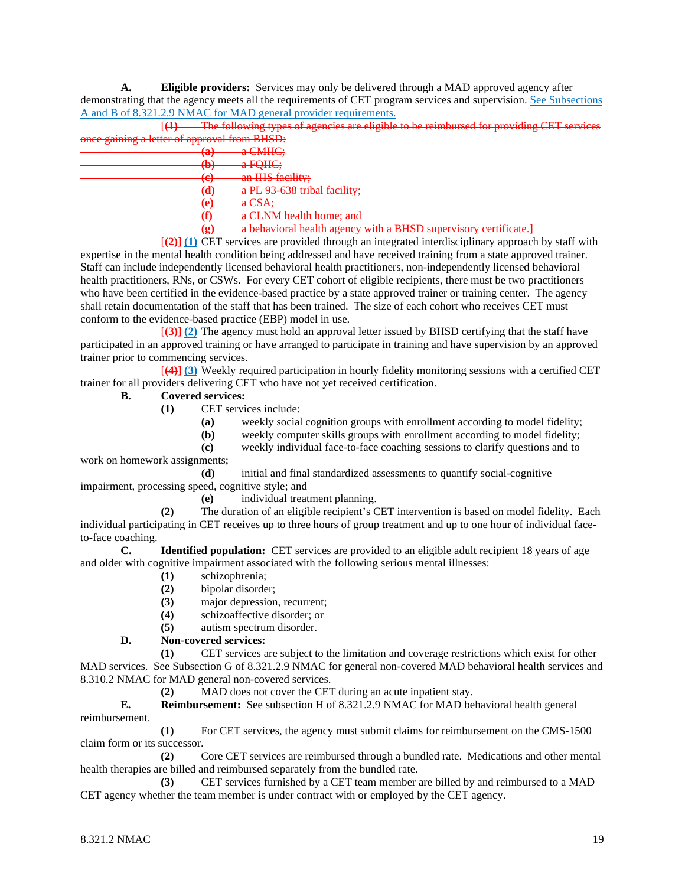**A. Eligible providers:** Services may only be delivered through a MAD approved agency after demonstrating that the agency meets all the requirements of CET program services and supervision. See Subsections A and B of 8.321.2.9 NMAC for MAD general provider requirements.

[~~**(1)** The following types of agencies are eligible to be reimbursed for providing CET services once gaining a letter of approval from BHSD:~~

~~**(a)** a CMHC;~~

~~**(b)** a FQHC;~~

~~**(c)** an IHS facility;~~

~~**(d)** a PL 93-638 tribal facility;~~

~~**(e)** a CSA;~~

~~**(f)** a CLNM health home; and~~

~~**(g)** a behavioral health agency with a BHSD supervisory certificate.~~]

[~~**(2)**~~] **(1)** CET services are provided through an integrated interdisciplinary approach by staff with expertise in the mental health condition being addressed and have received training from a state approved trainer. Staff can include independently licensed behavioral health practitioners, non-independently licensed behavioral health practitioners, RNs, or CSWs. For every CET cohort of eligible recipients, there must be two practitioners who have been certified in the evidence-based practice by a state approved trainer or training center. The agency shall retain documentation of the staff that has been trained. The size of each cohort who receives CET must conform to the evidence-based practice (EBP) model in use.

[~~**(3)**~~] **(2)** The agency must hold an approval letter issued by BHSD certifying that the staff have participated in an approved training or have arranged to participate in training and have supervision by an approved trainer prior to commencing services.

[~~**(4)**~~] **(3)** Weekly required participation in hourly fidelity monitoring sessions with a certified CET trainer for all providers delivering CET who have not yet received certification.

**B. Covered services:**

**(1)** CET services include:

**(a)** weekly social cognition groups with enrollment according to model fidelity;

**(b)** weekly computer skills groups with enrollment according to model fidelity;

**(c)** weekly individual face-to-face coaching sessions to clarify questions and to work on homework assignments;

**(d)** initial and final standardized assessments to quantify social-cognitive impairment, processing speed, cognitive style; and

**(e)** individual treatment planning.

**(2)** The duration of an eligible recipient's CET intervention is based on model fidelity. Each individual participating in CET receives up to three hours of group treatment and up to one hour of individual face-to-face coaching.

**C. Identified population:** CET services are provided to an eligible adult recipient 18 years of age and older with cognitive impairment associated with the following serious mental illnesses:

**(1)** schizophrenia;

**(2)** bipolar disorder;

**(3)** major depression, recurrent;

**(4)** schizoaffective disorder; or

**(5)** autism spectrum disorder.

**D. Non-covered services:**

**(1)** CET services are subject to the limitation and coverage restrictions which exist for other MAD services. See Subsection G of 8.321.2.9 NMAC for general non-covered MAD behavioral health services and 8.310.2 NMAC for MAD general non-covered services.

**(2)** MAD does not cover the CET during an acute inpatient stay.

**E. Reimbursement:** See subsection H of 8.321.2.9 NMAC for MAD behavioral health general reimbursement.

**(1)** For CET services, the agency must submit claims for reimbursement on the CMS-1500 claim form or its successor.

**(2)** Core CET services are reimbursed through a bundled rate. Medications and other mental health therapies are billed and reimbursed separately from the bundled rate.

**(3)** CET services furnished by a CET team member are billed by and reimbursed to a MAD CET agency whether the team member is under contract with or employed by the CET agency.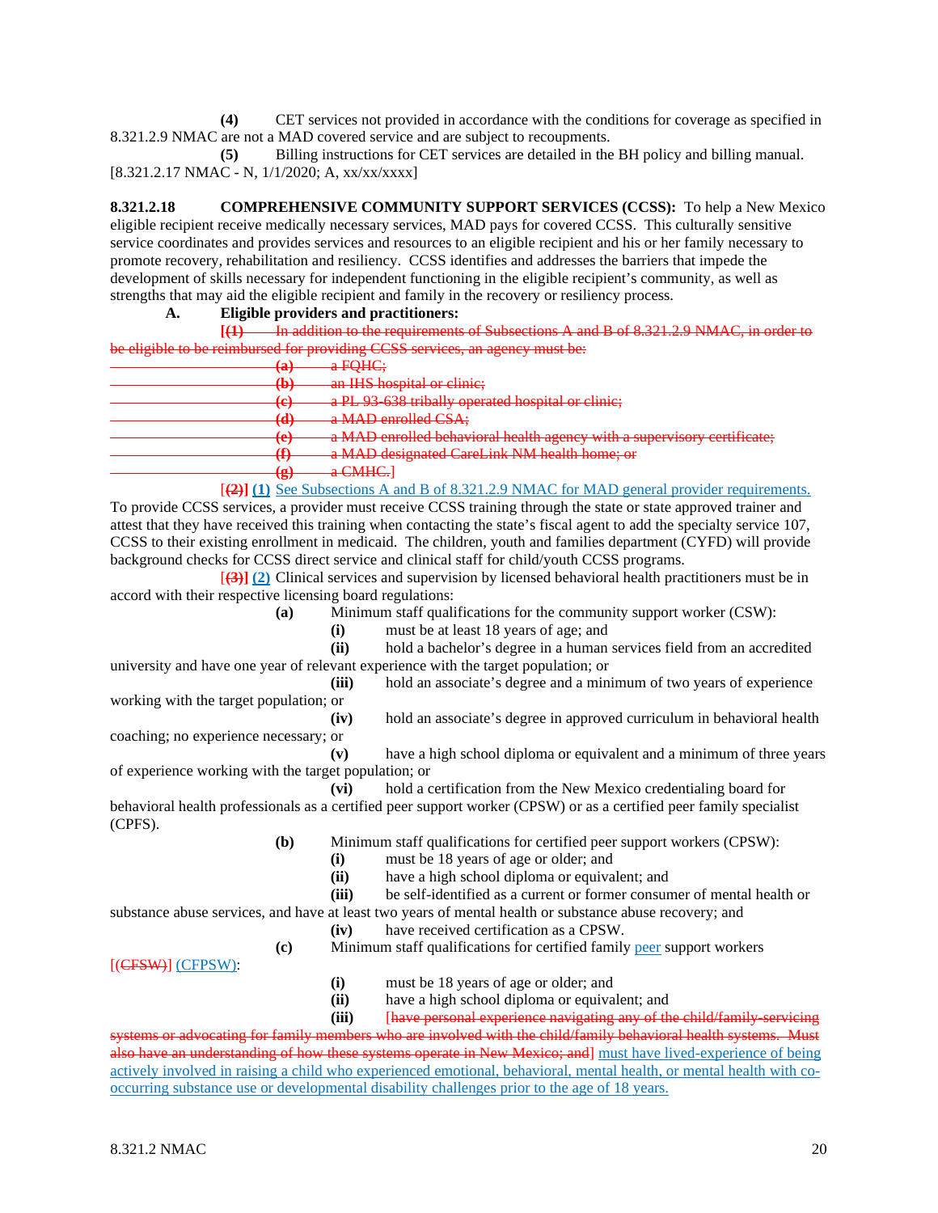**(4)** CET services not provided in accordance with the conditions for coverage as specified in 8.321.2.9 NMAC are not a MAD covered service and are subject to recoupments.

**(5)** Billing instructions for CET services are detailed in the BH policy and billing manual.

[8.321.2.17 NMAC - N, 1/1/2020; A, xx/xx/xxxx]

**8.321.2.18 COMPREHENSIVE COMMUNITY SUPPORT SERVICES (CCSS):** To help a New Mexico eligible recipient receive medically necessary services, MAD pays for covered CCSS. This culturally sensitive service coordinates and provides services and resources to an eligible recipient and his or her family necessary to promote recovery, rehabilitation and resiliency. CCSS identifies and addresses the barriers that impede the development of skills necessary for independent functioning in the eligible recipient's community, as well as strengths that may aid the eligible recipient and family in the recovery or resiliency process.

**A. Eligible providers and practitioners:**

~~[**(1)** In addition to the requirements of Subsections A and B of 8.321.2.9 NMAC, in order to be eligible to be reimbursed for providing CCSS services, an agency must be:~~

~~**(a)** a FQHC;~~

~~**(b)** an IHS hospital or clinic;~~

~~**(c)** a PL 93-638 tribally operated hospital or clinic;~~

~~**(d)** a MAD enrolled CSA;~~

~~**(e)** a MAD enrolled behavioral health agency with a supervisory certificate;~~

~~**(f)** a MAD designated CareLink NM health home; or~~

~~**(g)** a CMHC.]~~

[~~**(2)**~~] **(1)** See Subsections A and B of 8.321.2.9 NMAC for MAD general provider requirements. To provide CCSS services, a provider must receive CCSS training through the state or state approved trainer and attest that they have received this training when contacting the state's fiscal agent to add the specialty service 107, CCSS to their existing enrollment in medicaid. The children, youth and families department (CYFD) will provide background checks for CCSS direct service and clinical staff for child/youth CCSS programs.

[~~**(3)**~~] **(2)** Clinical services and supervision by licensed behavioral health practitioners must be in accord with their respective licensing board regulations:

**(a)** Minimum staff qualifications for the community support worker (CSW):

**(i)** must be at least 18 years of age; and

**(ii)** hold a bachelor's degree in a human services field from an accredited university and have one year of relevant experience with the target population; or

**(iii)** hold an associate's degree and a minimum of two years of experience working with the target population; or

**(iv)** hold an associate's degree in approved curriculum in behavioral health coaching; no experience necessary; or

**(v)** have a high school diploma or equivalent and a minimum of three years of experience working with the target population; or

**(vi)** hold a certification from the New Mexico credentialing board for behavioral health professionals as a certified peer support worker (CPSW) or as a certified peer family specialist (CPFS).

**(b)** Minimum staff qualifications for certified peer support workers (CPSW):

**(i)** must be 18 years of age or older; and

**(ii)** have a high school diploma or equivalent; and

**(iii)** be self-identified as a current or former consumer of mental health or substance abuse services, and have at least two years of mental health or substance abuse recovery; and

**(iv)** have received certification as a CPSW.

**(c)** Minimum staff qualifications for certified family peer support workers [~~(CFSW)~~] (CFPSW):

**(i)** must be 18 years of age or older; and

**(ii)** have a high school diploma or equivalent; and

**(iii)** [~~have personal experience navigating any of the child/family-servicing systems or advocating for family members who are involved with the child/family behavioral health systems. Must also have an understanding of how these systems operate in New Mexico; and~~] must have lived-experience of being actively involved in raising a child who experienced emotional, behavioral, mental health, or mental health with co-occurring substance use or developmental disability challenges prior to the age of 18 years.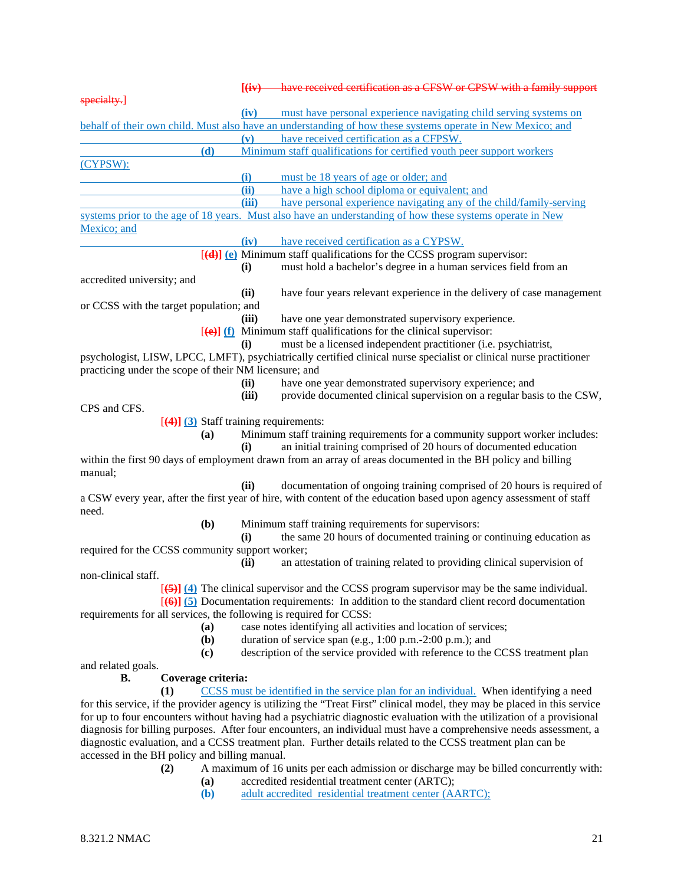[**(iv)** have received certification as a CFSW or CPSW with a family support specialty.]

**(iv)** must have personal experience navigating child serving systems on behalf of their own child. Must also have an understanding of how these systems operate in New Mexico; and

**(v)** have received certification as a CFPSW.

**(d)** Minimum staff qualifications for certified youth peer support workers (CYPSW):

**(i)** must be 18 years of age or older; and

**(ii)** have a high school diploma or equivalent; and

**(iii)** have personal experience navigating any of the child/family-serving systems prior to the age of 18 years. Must also have an understanding of how these systems operate in New Mexico; and

**(iv)** have received certification as a CYPSW.

[**(d)**] **(e)** Minimum staff qualifications for the CCSS program supervisor:

**(i)** must hold a bachelor's degree in a human services field from an accredited university; and

**(ii)** have four years relevant experience in the delivery of case management or CCSS with the target population; and

**(iii)** have one year demonstrated supervisory experience.

[**(e)**] **(f)** Minimum staff qualifications for the clinical supervisor:

**(i)** must be a licensed independent practitioner (i.e. psychiatrist, psychologist, LISW, LPCC, LMFT), psychiatrically certified clinical nurse specialist or clinical nurse practitioner practicing under the scope of their NM licensure; and

**(ii)** have one year demonstrated supervisory experience; and

**(iii)** provide documented clinical supervision on a regular basis to the CSW, CPS and CFS.

[**(4)**] **(3)** Staff training requirements:

**(a)** Minimum staff training requirements for a community support worker includes:

**(i)** an initial training comprised of 20 hours of documented education within the first 90 days of employment drawn from an array of areas documented in the BH policy and billing manual;

**(ii)** documentation of ongoing training comprised of 20 hours is required of a CSW every year, after the first year of hire, with content of the education based upon agency assessment of staff need.

**(b)** Minimum staff training requirements for supervisors:

**(i)** the same 20 hours of documented training or continuing education as required for the CCSS community support worker;

**(ii)** an attestation of training related to providing clinical supervision of non-clinical staff.

[**(5)**] **(4)** The clinical supervisor and the CCSS program supervisor may be the same individual.

[**(6)**] **(5)** Documentation requirements: In addition to the standard client record documentation requirements for all services, the following is required for CCSS:

**(a)** case notes identifying all activities and location of services;

**(b)** duration of service span (e.g., 1:00 p.m.-2:00 p.m.); and

**(c)** description of the service provided with reference to the CCSS treatment plan and related goals.

**B. Coverage criteria:**

**(1)** CCSS must be identified in the service plan for an individual. When identifying a need for this service, if the provider agency is utilizing the "Treat First" clinical model, they may be placed in this service for up to four encounters without having had a psychiatric diagnostic evaluation with the utilization of a provisional diagnosis for billing purposes. After four encounters, an individual must have a comprehensive needs assessment, a diagnostic evaluation, and a CCSS treatment plan. Further details related to the CCSS treatment plan can be accessed in the BH policy and billing manual.

**(2)** A maximum of 16 units per each admission or discharge may be billed concurrently with:

**(a)** accredited residential treatment center (ARTC);

**(b)** adult accredited residential treatment center (AARTC);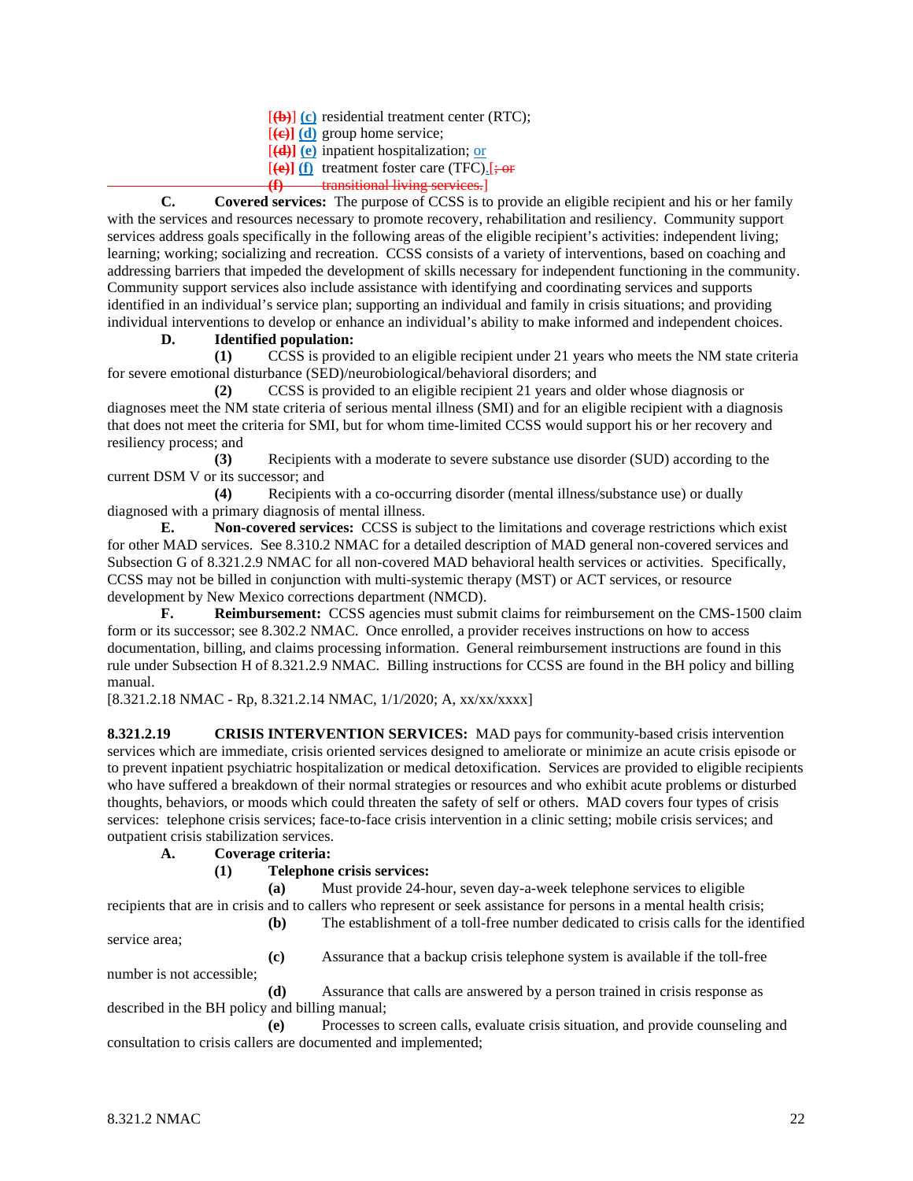[~~(b)~~] **(c)** residential treatment center (RTC);
[~~(c)~~] **(d)** group home service;
[~~(d)~~] **(e)** inpatient hospitalization; or
[~~(e)~~] **(f)** treatment foster care (TFC).[~~; or~~
~~**(f)** transitional living services.~~]

**C. Covered services:** The purpose of CCSS is to provide an eligible recipient and his or her family with the services and resources necessary to promote recovery, rehabilitation and resiliency. Community support services address goals specifically in the following areas of the eligible recipient's activities: independent living; learning; working; socializing and recreation. CCSS consists of a variety of interventions, based on coaching and addressing barriers that impeded the development of skills necessary for independent functioning in the community. Community support services also include assistance with identifying and coordinating services and supports identified in an individual's service plan; supporting an individual and family in crisis situations; and providing individual interventions to develop or enhance an individual's ability to make informed and independent choices.

**D. Identified population:**

**(1)** CCSS is provided to an eligible recipient under 21 years who meets the NM state criteria for severe emotional disturbance (SED)/neurobiological/behavioral disorders; and

**(2)** CCSS is provided to an eligible recipient 21 years and older whose diagnosis or diagnoses meet the NM state criteria of serious mental illness (SMI) and for an eligible recipient with a diagnosis that does not meet the criteria for SMI, but for whom time-limited CCSS would support his or her recovery and resiliency process; and

**(3)** Recipients with a moderate to severe substance use disorder (SUD) according to the current DSM V or its successor; and

**(4)** Recipients with a co-occurring disorder (mental illness/substance use) or dually diagnosed with a primary diagnosis of mental illness.

**E. Non-covered services:** CCSS is subject to the limitations and coverage restrictions which exist for other MAD services. See 8.310.2 NMAC for a detailed description of MAD general non-covered services and Subsection G of 8.321.2.9 NMAC for all non-covered MAD behavioral health services or activities. Specifically, CCSS may not be billed in conjunction with multi-systemic therapy (MST) or ACT services, or resource development by New Mexico corrections department (NMCD).

**F. Reimbursement:** CCSS agencies must submit claims for reimbursement on the CMS-1500 claim form or its successor; see 8.302.2 NMAC. Once enrolled, a provider receives instructions on how to access documentation, billing, and claims processing information. General reimbursement instructions are found in this rule under Subsection H of 8.321.2.9 NMAC. Billing instructions for CCSS are found in the BH policy and billing manual.

[8.321.2.18 NMAC - Rp, 8.321.2.14 NMAC, 1/1/2020; A, xx/xx/xxxx]

**8.321.2.19 CRISIS INTERVENTION SERVICES:** MAD pays for community-based crisis intervention services which are immediate, crisis oriented services designed to ameliorate or minimize an acute crisis episode or to prevent inpatient psychiatric hospitalization or medical detoxification. Services are provided to eligible recipients who have suffered a breakdown of their normal strategies or resources and who exhibit acute problems or disturbed thoughts, behaviors, or moods which could threaten the safety of self or others. MAD covers four types of crisis services: telephone crisis services; face-to-face crisis intervention in a clinic setting; mobile crisis services; and outpatient crisis stabilization services.

**A. Coverage criteria:**

**(1) Telephone crisis services:**

**(a)** Must provide 24-hour, seven day-a-week telephone services to eligible recipients that are in crisis and to callers who represent or seek assistance for persons in a mental health crisis;

**(b)** The establishment of a toll-free number dedicated to crisis calls for the identified service area;

**(c)** Assurance that a backup crisis telephone system is available if the toll-free number is not accessible;

**(d)** Assurance that calls are answered by a person trained in crisis response as described in the BH policy and billing manual;

**(e)** Processes to screen calls, evaluate crisis situation, and provide counseling and consultation to crisis callers are documented and implemented;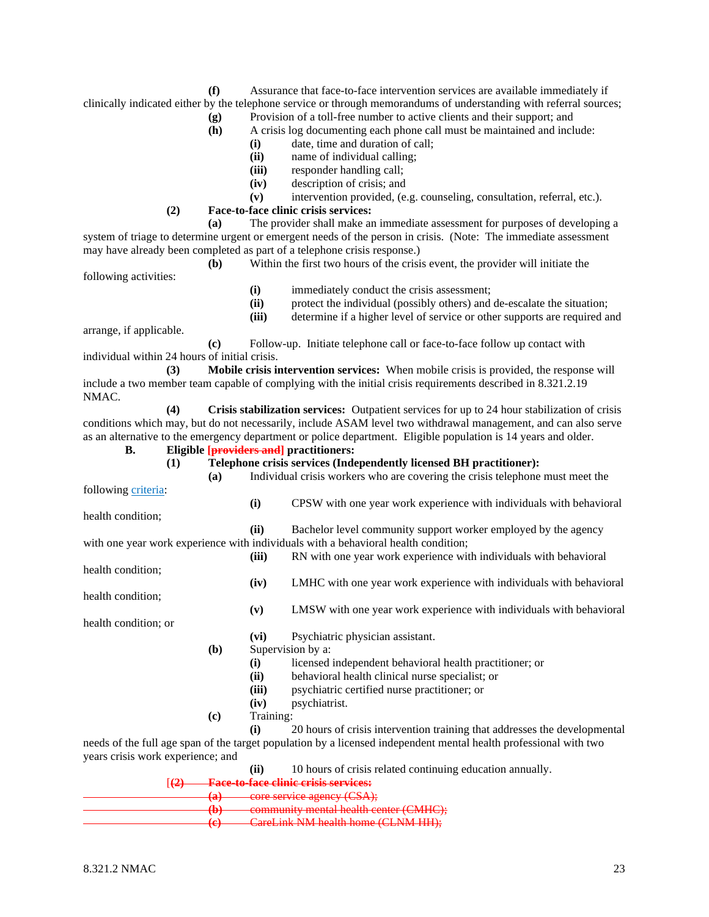**(f)** Assurance that face-to-face intervention services are available immediately if clinically indicated either by the telephone service or through memorandums of understanding with referral sources;

**(g)** Provision of a toll-free number to active clients and their support; and

**(h)** A crisis log documenting each phone call must be maintained and include:

**(i)** date, time and duration of call;

**(ii)** name of individual calling;

**(iii)** responder handling call;

**(iv)** description of crisis; and

**(v)** intervention provided, (e.g. counseling, consultation, referral, etc.).

**(2) Face-to-face clinic crisis services:**

**(a)** The provider shall make an immediate assessment for purposes of developing a system of triage to determine urgent or emergent needs of the person in crisis. (Note: The immediate assessment may have already been completed as part of a telephone crisis response.)

**(b)** Within the first two hours of the crisis event, the provider will initiate the following activities:

**(i)** immediately conduct the crisis assessment;

**(ii)** protect the individual (possibly others) and de-escalate the situation;

**(iii)** determine if a higher level of service or other supports are required and arrange, if applicable.

**(c)** Follow-up. Initiate telephone call or face-to-face follow up contact with individual within 24 hours of initial crisis.

**(3) Mobile crisis intervention services:** When mobile crisis is provided, the response will include a two member team capable of complying with the initial crisis requirements described in 8.321.2.19 NMAC.

**(4) Crisis stabilization services:** Outpatient services for up to 24 hour stabilization of crisis conditions which may, but do not necessarily, include ASAM level two withdrawal management, and can also serve as an alternative to the emergency department or police department. Eligible population is 14 years and older.

**B. Eligible ~~[providers and]~~ practitioners:**

**(1) Telephone crisis services (Independently licensed BH practitioner):**

**(a)** Individual crisis workers who are covering the crisis telephone must meet the following criteria:

**(i)** CPSW with one year work experience with individuals with behavioral health condition;

**(ii)** Bachelor level community support worker employed by the agency with one year work experience with individuals with a behavioral health condition;

**(iii)** RN with one year work experience with individuals with behavioral health condition;

**(iv)** LMHC with one year work experience with individuals with behavioral health condition;

**(v)** LMSW with one year work experience with individuals with behavioral health condition; or

**(vi)** Psychiatric physician assistant.

**(b)** Supervision by a:

**(i)** licensed independent behavioral health practitioner; or

**(ii)** behavioral health clinical nurse specialist; or

**(iii)** psychiatric certified nurse practitioner; or

**(iv)** psychiatrist.

**(c)** Training:

**(i)** 20 hours of crisis intervention training that addresses the developmental needs of the full age span of the target population by a licensed independent mental health professional with two years crisis work experience; and

**(ii)** 10 hours of crisis related continuing education annually.

~~[**(2) Face-to-face clinic crisis services:**~~

~~**(a)** core service agency (CSA);~~

~~**(b)** community mental health center (CMHC);~~

~~**(c)** CareLink NM health home (CLNM HH);~~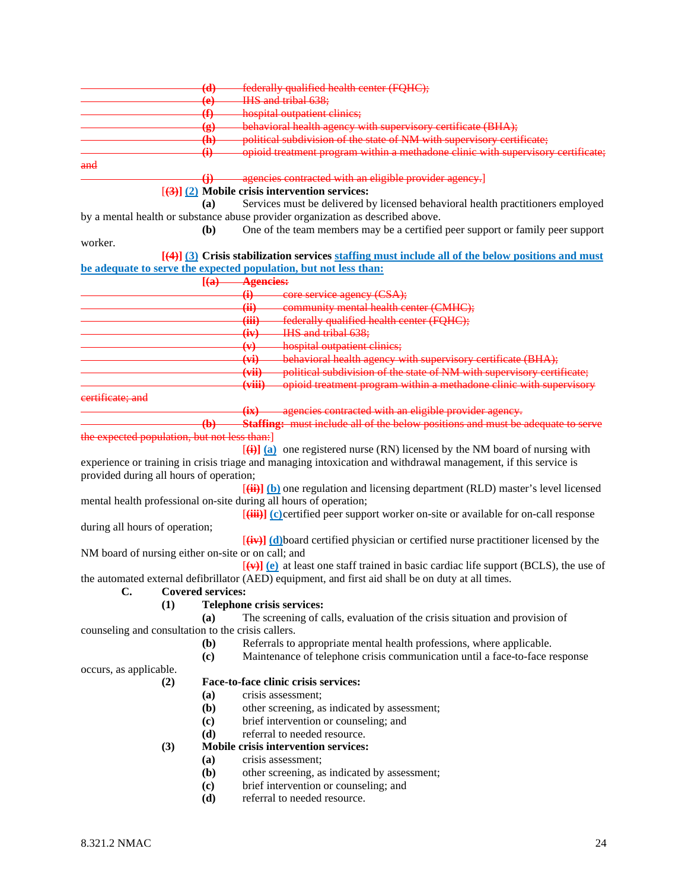~~(d) federally qualified health center (FQHC);~~
~~(e) IHS and tribal 638;~~
~~(f) hospital outpatient clinics;~~
~~(g) behavioral health agency with supervisory certificate (BHA);~~
~~(h) political subdivision of the state of NM with supervisory certificate;~~
~~(i) opioid treatment program within a methadone clinic with supervisory certificate; and~~
~~(j) agencies contracted with an eligible provider agency.~~]

[~~(3)~~] (2) **Mobile crisis intervention services:**

**(a)** Services must be delivered by licensed behavioral health practitioners employed by a mental health or substance abuse provider organization as described above.

**(b)** One of the team members may be a certified peer support or family peer support worker.

[~~(4)~~] (3) **Crisis stabilization services** staffing must include all of the below positions and must be adequate to serve the expected population, but not less than:

[~~(a) **Agencies:**~~
~~(i) core service agency (CSA);~~
~~(ii) community mental health center (CMHC);~~
~~(iii) federally qualified health center (FQHC);~~
~~(iv) IHS and tribal 638;~~
~~(v) hospital outpatient clinics;~~
~~(vi) behavioral health agency with supervisory certificate (BHA);~~
~~(vii) political subdivision of the state of NM with supervisory certificate;~~
~~(viii) opioid treatment program within a methadone clinic with supervisory certificate; and~~
~~(ix) agencies contracted with an eligible provider agency.~~
~~(b) **Staffing:** must include all of the below positions and must be adequate to serve the expected population, but not less than:~~]

[~~(i)~~] (a) one registered nurse (RN) licensed by the NM board of nursing with experience or training in crisis triage and managing intoxication and withdrawal management, if this service is provided during all hours of operation;

[~~(ii)~~] (b) one regulation and licensing department (RLD) master's level licensed mental health professional on-site during all hours of operation;

[~~(iii)~~] (c) certified peer support worker on-site or available for on-call response during all hours of operation;

[~~(iv)~~] (d) board certified physician or certified nurse practitioner licensed by the NM board of nursing either on-site or on call; and

[~~(v)~~] (e) at least one staff trained in basic cardiac life support (BCLS), the use of the automated external defibrillator (AED) equipment, and first aid shall be on duty at all times.

**C. Covered services:**

**(1) Telephone crisis services:**

**(a)** The screening of calls, evaluation of the crisis situation and provision of counseling and consultation to the crisis callers.

**(b)** Referrals to appropriate mental health professions, where applicable.

**(c)** Maintenance of telephone crisis communication until a face-to-face response occurs, as applicable.

**(2) Face-to-face clinic crisis services:**

**(a)** crisis assessment;

**(b)** other screening, as indicated by assessment;

**(c)** brief intervention or counseling; and

**(d)** referral to needed resource.

**(3) Mobile crisis intervention services:**

**(a)** crisis assessment;

**(b)** other screening, as indicated by assessment;

**(c)** brief intervention or counseling; and

**(d)** referral to needed resource.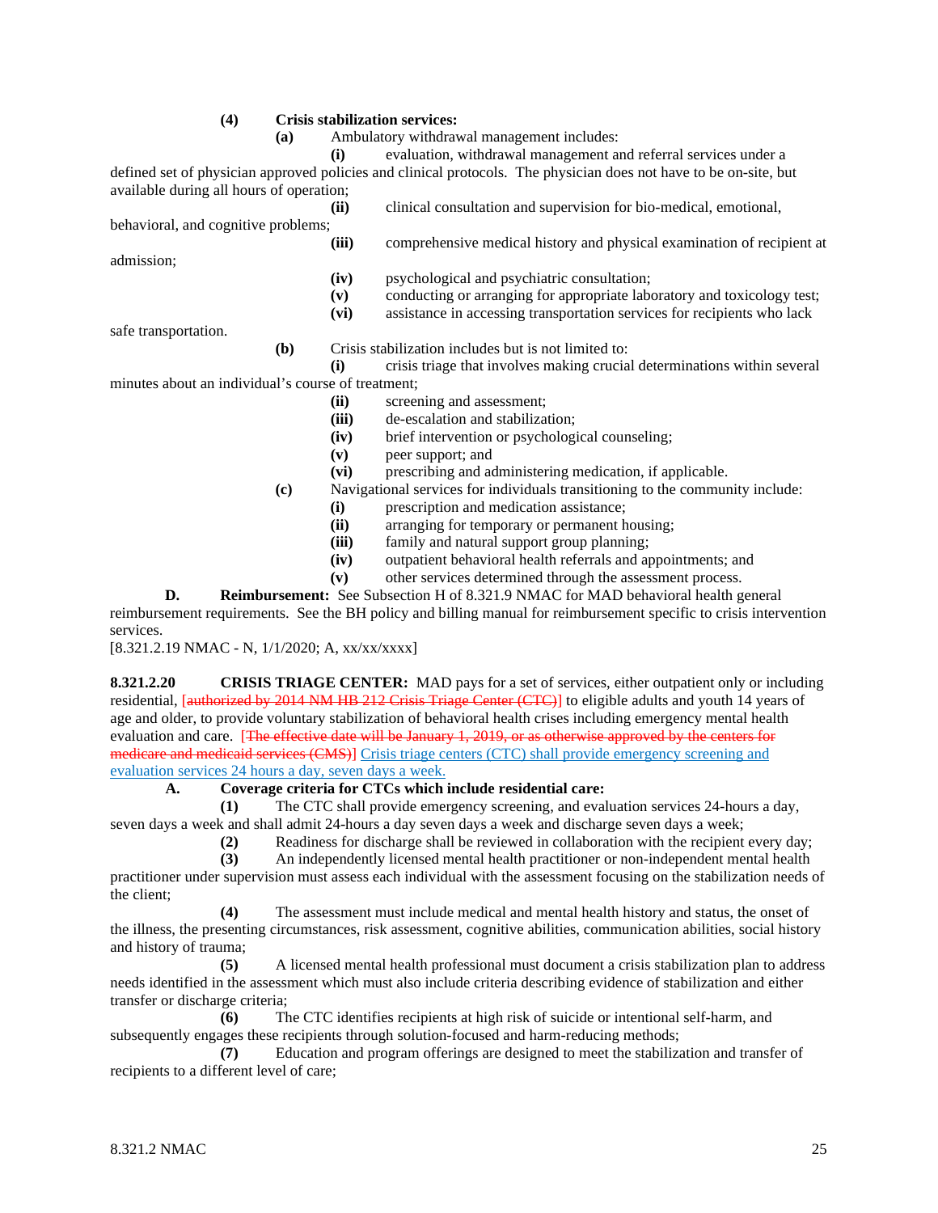**(4)** **Crisis stabilization services:**

**(a)** Ambulatory withdrawal management includes:

**(i)** evaluation, withdrawal management and referral services under a defined set of physician approved policies and clinical protocols. The physician does not have to be on-site, but available during all hours of operation;

**(ii)** clinical consultation and supervision for bio-medical, emotional, behavioral, and cognitive problems;

**(iii)** comprehensive medical history and physical examination of recipient at admission;

**(iv)** psychological and psychiatric consultation;

**(v)** conducting or arranging for appropriate laboratory and toxicology test;

**(vi)** assistance in accessing transportation services for recipients who lack safe transportation.

**(b)** Crisis stabilization includes but is not limited to:

**(i)** crisis triage that involves making crucial determinations within several minutes about an individual's course of treatment;

**(ii)** screening and assessment;

**(iii)** de-escalation and stabilization;

**(iv)** brief intervention or psychological counseling;

**(v)** peer support; and

**(vi)** prescribing and administering medication, if applicable.

**(c)** Navigational services for individuals transitioning to the community include:

**(i)** prescription and medication assistance;

**(ii)** arranging for temporary or permanent housing;

**(iii)** family and natural support group planning;

**(iv)** outpatient behavioral health referrals and appointments; and

**(v)** other services determined through the assessment process.

**D.** **Reimbursement:** See Subsection H of 8.321.9 NMAC for MAD behavioral health general reimbursement requirements. See the BH policy and billing manual for reimbursement specific to crisis intervention services.

[8.321.2.19 NMAC - N, 1/1/2020; A, xx/xx/xxxx]

**8.321.2.20** **CRISIS TRIAGE CENTER:** MAD pays for a set of services, either outpatient only or including residential, ~~[authorized by 2014 NM HB 212 Crisis Triage Center (CTC)]~~ to eligible adults and youth 14 years of age and older, to provide voluntary stabilization of behavioral health crises including emergency mental health evaluation and care. ~~[The effective date will be January 1, 2019, or as otherwise approved by the centers for medicare and medicaid services (CMS)]~~ Crisis triage centers (CTC) shall provide emergency screening and evaluation services 24 hours a day, seven days a week.

**A.** **Coverage criteria for CTCs which include residential care:**

**(1)** The CTC shall provide emergency screening, and evaluation services 24-hours a day, seven days a week and shall admit 24-hours a day seven days a week and discharge seven days a week;

**(2)** Readiness for discharge shall be reviewed in collaboration with the recipient every day;

**(3)** An independently licensed mental health practitioner or non-independent mental health practitioner under supervision must assess each individual with the assessment focusing on the stabilization needs of the client;

**(4)** The assessment must include medical and mental health history and status, the onset of the illness, the presenting circumstances, risk assessment, cognitive abilities, communication abilities, social history and history of trauma;

**(5)** A licensed mental health professional must document a crisis stabilization plan to address needs identified in the assessment which must also include criteria describing evidence of stabilization and either transfer or discharge criteria;

**(6)** The CTC identifies recipients at high risk of suicide or intentional self-harm, and subsequently engages these recipients through solution-focused and harm-reducing methods;

**(7)** Education and program offerings are designed to meet the stabilization and transfer of recipients to a different level of care;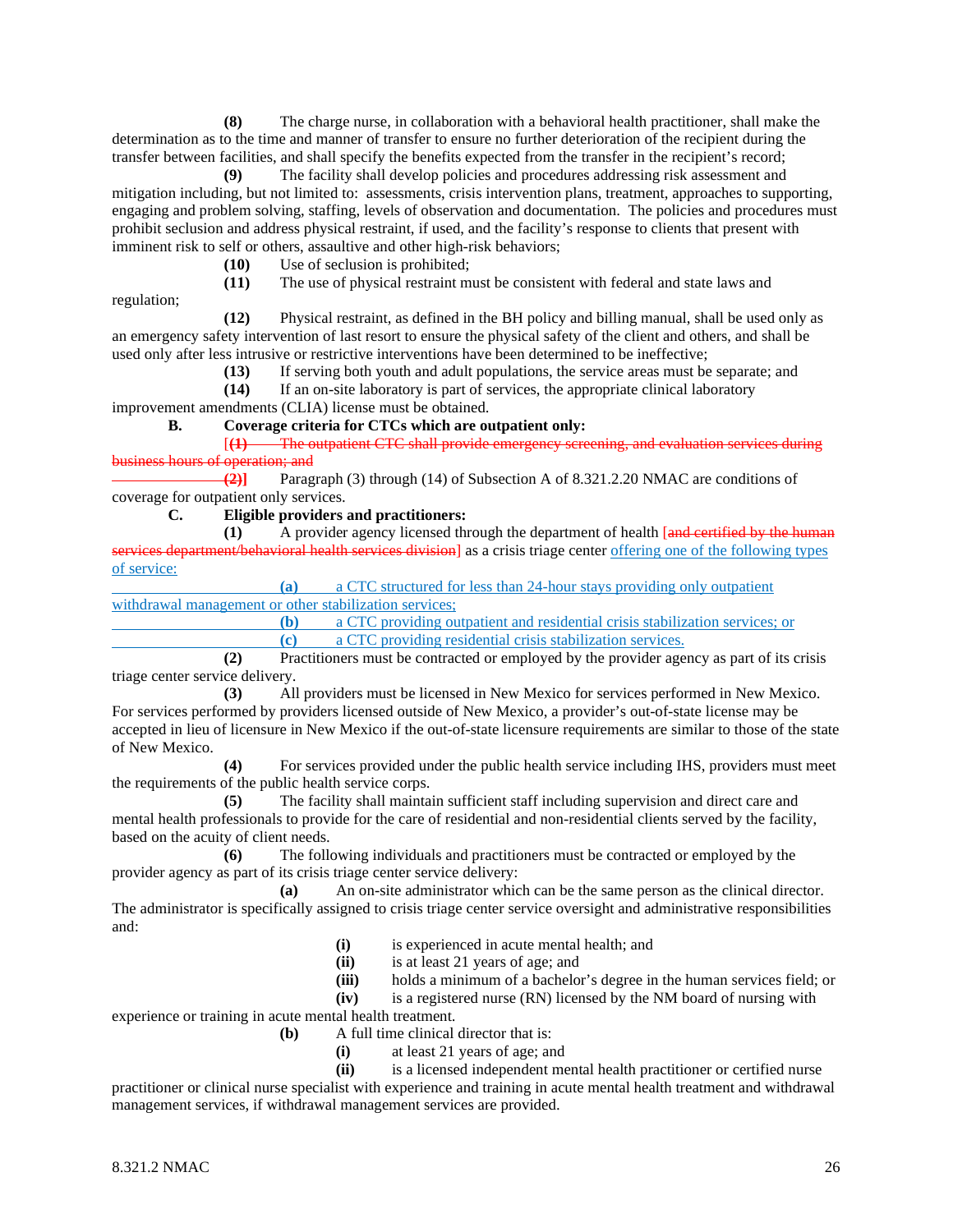**(8)** The charge nurse, in collaboration with a behavioral health practitioner, shall make the determination as to the time and manner of transfer to ensure no further deterioration of the recipient during the transfer between facilities, and shall specify the benefits expected from the transfer in the recipient's record;

**(9)** The facility shall develop policies and procedures addressing risk assessment and mitigation including, but not limited to: assessments, crisis intervention plans, treatment, approaches to supporting, engaging and problem solving, staffing, levels of observation and documentation. The policies and procedures must prohibit seclusion and address physical restraint, if used, and the facility's response to clients that present with imminent risk to self or others, assaultive and other high-risk behaviors;

**(10)** Use of seclusion is prohibited;

**(11)** The use of physical restraint must be consistent with federal and state laws and regulation;

**(12)** Physical restraint, as defined in the BH policy and billing manual, shall be used only as an emergency safety intervention of last resort to ensure the physical safety of the client and others, and shall be used only after less intrusive or restrictive interventions have been determined to be ineffective;

**(13)** If serving both youth and adult populations, the service areas must be separate; and

**(14)** If an on-site laboratory is part of services, the appropriate clinical laboratory improvement amendments (CLIA) license must be obtained.

**B. Coverage criteria for CTCs which are outpatient only:**

[~~**(1)** The outpatient CTC shall provide emergency screening, and evaluation services during business hours of operation; and~~

~~**(2)**~~] Paragraph (3) through (14) of Subsection A of 8.321.2.20 NMAC are conditions of coverage for outpatient only services.

**C. Eligible providers and practitioners:**

**(1)** A provider agency licensed through the department of health [~~and certified by the human services department/behavioral health services division~~] as a crisis triage center offering one of the following types of service:

**(a)** a CTC structured for less than 24-hour stays providing only outpatient withdrawal management or other stabilization services;

**(b)** a CTC providing outpatient and residential crisis stabilization services; or

**(c)** a CTC providing residential crisis stabilization services.

**(2)** Practitioners must be contracted or employed by the provider agency as part of its crisis triage center service delivery.

**(3)** All providers must be licensed in New Mexico for services performed in New Mexico. For services performed by providers licensed outside of New Mexico, a provider's out-of-state license may be accepted in lieu of licensure in New Mexico if the out-of-state licensure requirements are similar to those of the state of New Mexico.

**(4)** For services provided under the public health service including IHS, providers must meet the requirements of the public health service corps.

**(5)** The facility shall maintain sufficient staff including supervision and direct care and mental health professionals to provide for the care of residential and non-residential clients served by the facility, based on the acuity of client needs.

**(6)** The following individuals and practitioners must be contracted or employed by the provider agency as part of its crisis triage center service delivery:

**(a)** An on-site administrator which can be the same person as the clinical director. The administrator is specifically assigned to crisis triage center service oversight and administrative responsibilities and:

**(i)** is experienced in acute mental health; and

**(ii)** is at least 21 years of age; and

**(iii)** holds a minimum of a bachelor's degree in the human services field; or

**(iv)** is a registered nurse (RN) licensed by the NM board of nursing with experience or training in acute mental health treatment.

**(b)** A full time clinical director that is:

**(i)** at least 21 years of age; and

**(ii)** is a licensed independent mental health practitioner or certified nurse practitioner or clinical nurse specialist with experience and training in acute mental health treatment and withdrawal management services, if withdrawal management services are provided.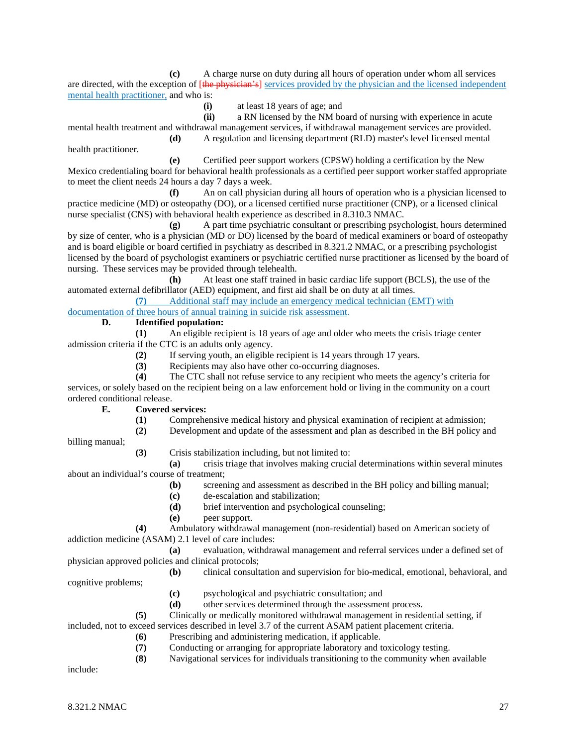**(c)** A charge nurse on duty during all hours of operation under whom all services are directed, with the exception of [the physician's] services provided by the physician and the licensed independent mental health practitioner, and who is:

**(i)** at least 18 years of age; and

**(ii)** a RN licensed by the NM board of nursing with experience in acute mental health treatment and withdrawal management services, if withdrawal management services are provided.

**(d)** A regulation and licensing department (RLD) master's level licensed mental health practitioner.

**(e)** Certified peer support workers (CPSW) holding a certification by the New Mexico credentialing board for behavioral health professionals as a certified peer support worker staffed appropriate to meet the client needs 24 hours a day 7 days a week.

**(f)** An on call physician during all hours of operation who is a physician licensed to practice medicine (MD) or osteopathy (DO), or a licensed certified nurse practitioner (CNP), or a licensed clinical nurse specialist (CNS) with behavioral health experience as described in 8.310.3 NMAC.

**(g)** A part time psychiatric consultant or prescribing psychologist, hours determined by size of center, who is a physician (MD or DO) licensed by the board of medical examiners or board of osteopathy and is board eligible or board certified in psychiatry as described in 8.321.2 NMAC, or a prescribing psychologist licensed by the board of psychologist examiners or psychiatric certified nurse practitioner as licensed by the board of nursing. These services may be provided through telehealth.

**(h)** At least one staff trained in basic cardiac life support (BCLS), the use of the automated external defibrillator (AED) equipment, and first aid shall be on duty at all times.

**(7)** Additional staff may include an emergency medical technician (EMT) with documentation of three hours of annual training in suicide risk assessment.

**D. Identified population:**

**(1)** An eligible recipient is 18 years of age and older who meets the crisis triage center admission criteria if the CTC is an adults only agency.

**(2)** If serving youth, an eligible recipient is 14 years through 17 years.

**(3)** Recipients may also have other co-occurring diagnoses.

**(4)** The CTC shall not refuse service to any recipient who meets the agency's criteria for services, or solely based on the recipient being on a law enforcement hold or living in the community on a court ordered conditional release.

**E. Covered services:**

**(1)** Comprehensive medical history and physical examination of recipient at admission;

**(2)** Development and update of the assessment and plan as described in the BH policy and billing manual;

**(3)** Crisis stabilization including, but not limited to:

**(a)** crisis triage that involves making crucial determinations within several minutes about an individual's course of treatment;

**(b)** screening and assessment as described in the BH policy and billing manual;

**(c)** de-escalation and stabilization;

**(d)** brief intervention and psychological counseling;

**(e)** peer support.

**(4)** Ambulatory withdrawal management (non-residential) based on American society of addiction medicine (ASAM) 2.1 level of care includes:

**(a)** evaluation, withdrawal management and referral services under a defined set of physician approved policies and clinical protocols;

**(b)** clinical consultation and supervision for bio-medical, emotional, behavioral, and cognitive problems;

**(c)** psychological and psychiatric consultation; and

**(d)** other services determined through the assessment process.

**(5)** Clinically or medically monitored withdrawal management in residential setting, if included, not to exceed services described in level 3.7 of the current ASAM patient placement criteria.

**(6)** Prescribing and administering medication, if applicable.

**(7)** Conducting or arranging for appropriate laboratory and toxicology testing.

**(8)** Navigational services for individuals transitioning to the community when available include: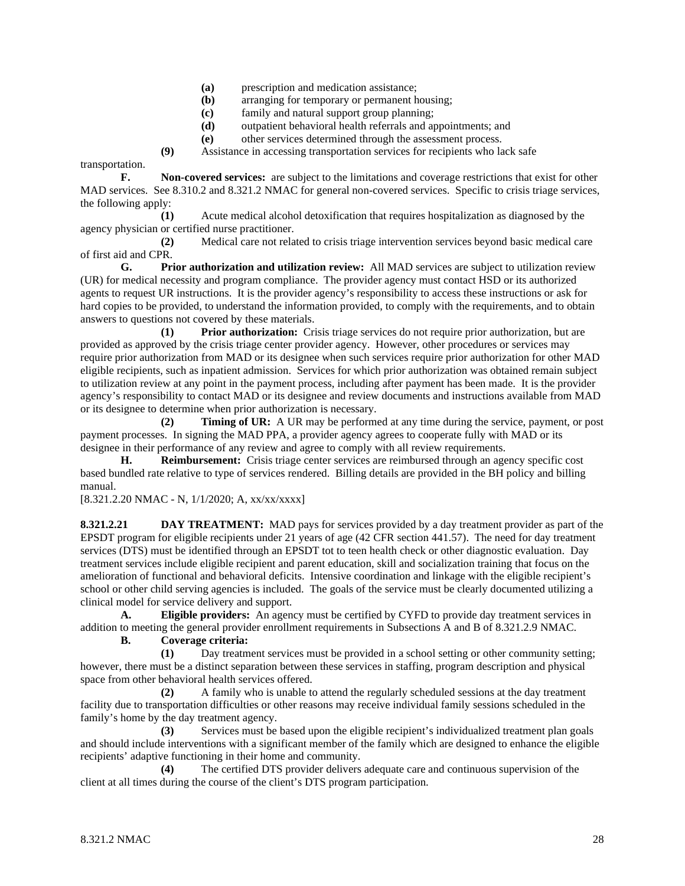**(a)** prescription and medication assistance;
**(b)** arranging for temporary or permanent housing;
**(c)** family and natural support group planning;
**(d)** outpatient behavioral health referrals and appointments; and
**(e)** other services determined through the assessment process.

**(9)** Assistance in accessing transportation services for recipients who lack safe transportation.

**F. Non-covered services:** are subject to the limitations and coverage restrictions that exist for other MAD services. See 8.310.2 and 8.321.2 NMAC for general non-covered services. Specific to crisis triage services, the following apply:

**(1)** Acute medical alcohol detoxification that requires hospitalization as diagnosed by the agency physician or certified nurse practitioner.

**(2)** Medical care not related to crisis triage intervention services beyond basic medical care of first aid and CPR.

**G. Prior authorization and utilization review:** All MAD services are subject to utilization review (UR) for medical necessity and program compliance. The provider agency must contact HSD or its authorized agents to request UR instructions. It is the provider agency's responsibility to access these instructions or ask for hard copies to be provided, to understand the information provided, to comply with the requirements, and to obtain answers to questions not covered by these materials.

**(1) Prior authorization:** Crisis triage services do not require prior authorization, but are provided as approved by the crisis triage center provider agency. However, other procedures or services may require prior authorization from MAD or its designee when such services require prior authorization for other MAD eligible recipients, such as inpatient admission. Services for which prior authorization was obtained remain subject to utilization review at any point in the payment process, including after payment has been made. It is the provider agency's responsibility to contact MAD or its designee and review documents and instructions available from MAD or its designee to determine when prior authorization is necessary.

**(2) Timing of UR:** A UR may be performed at any time during the service, payment, or post payment processes. In signing the MAD PPA, a provider agency agrees to cooperate fully with MAD or its designee in their performance of any review and agree to comply with all review requirements.

**H. Reimbursement:** Crisis triage center services are reimbursed through an agency specific cost based bundled rate relative to type of services rendered. Billing details are provided in the BH policy and billing manual.

[8.321.2.20 NMAC - N, 1/1/2020; A, xx/xx/xxxx]

**8.321.2.21 DAY TREATMENT:** MAD pays for services provided by a day treatment provider as part of the EPSDT program for eligible recipients under 21 years of age (42 CFR section 441.57). The need for day treatment services (DTS) must be identified through an EPSDT tot to teen health check or other diagnostic evaluation. Day treatment services include eligible recipient and parent education, skill and socialization training that focus on the amelioration of functional and behavioral deficits. Intensive coordination and linkage with the eligible recipient's school or other child serving agencies is included. The goals of the service must be clearly documented utilizing a clinical model for service delivery and support.

**A. Eligible providers:** An agency must be certified by CYFD to provide day treatment services in addition to meeting the general provider enrollment requirements in Subsections A and B of 8.321.2.9 NMAC.

**B. Coverage criteria:**

**(1)** Day treatment services must be provided in a school setting or other community setting; however, there must be a distinct separation between these services in staffing, program description and physical space from other behavioral health services offered.

**(2)** A family who is unable to attend the regularly scheduled sessions at the day treatment facility due to transportation difficulties or other reasons may receive individual family sessions scheduled in the family's home by the day treatment agency.

**(3)** Services must be based upon the eligible recipient's individualized treatment plan goals and should include interventions with a significant member of the family which are designed to enhance the eligible recipients' adaptive functioning in their home and community.

**(4)** The certified DTS provider delivers adequate care and continuous supervision of the client at all times during the course of the client's DTS program participation.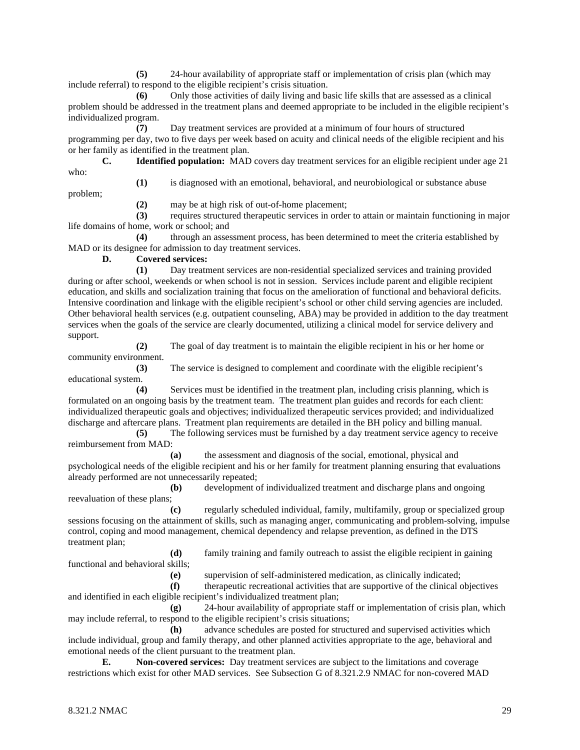**(5)** 24-hour availability of appropriate staff or implementation of crisis plan (which may include referral) to respond to the eligible recipient's crisis situation.

**(6)** Only those activities of daily living and basic life skills that are assessed as a clinical problem should be addressed in the treatment plans and deemed appropriate to be included in the eligible recipient's individualized program.

**(7)** Day treatment services are provided at a minimum of four hours of structured programming per day, two to five days per week based on acuity and clinical needs of the eligible recipient and his or her family as identified in the treatment plan.

**C. Identified population:** MAD covers day treatment services for an eligible recipient under age 21 who:

**(1)** is diagnosed with an emotional, behavioral, and neurobiological or substance abuse problem;

**(2)** may be at high risk of out-of-home placement;

**(3)** requires structured therapeutic services in order to attain or maintain functioning in major life domains of home, work or school; and

**(4)** through an assessment process, has been determined to meet the criteria established by MAD or its designee for admission to day treatment services.

**D. Covered services:**

**(1)** Day treatment services are non-residential specialized services and training provided during or after school, weekends or when school is not in session. Services include parent and eligible recipient education, and skills and socialization training that focus on the amelioration of functional and behavioral deficits. Intensive coordination and linkage with the eligible recipient's school or other child serving agencies are included. Other behavioral health services (e.g. outpatient counseling, ABA) may be provided in addition to the day treatment services when the goals of the service are clearly documented, utilizing a clinical model for service delivery and support.

**(2)** The goal of day treatment is to maintain the eligible recipient in his or her home or community environment.

**(3)** The service is designed to complement and coordinate with the eligible recipient's educational system.

**(4)** Services must be identified in the treatment plan, including crisis planning, which is formulated on an ongoing basis by the treatment team. The treatment plan guides and records for each client: individualized therapeutic goals and objectives; individualized therapeutic services provided; and individualized discharge and aftercare plans. Treatment plan requirements are detailed in the BH policy and billing manual.

**(5)** The following services must be furnished by a day treatment service agency to receive reimbursement from MAD:

**(a)** the assessment and diagnosis of the social, emotional, physical and psychological needs of the eligible recipient and his or her family for treatment planning ensuring that evaluations already performed are not unnecessarily repeated;

**(b)** development of individualized treatment and discharge plans and ongoing reevaluation of these plans;

**(c)** regularly scheduled individual, family, multifamily, group or specialized group sessions focusing on the attainment of skills, such as managing anger, communicating and problem-solving, impulse control, coping and mood management, chemical dependency and relapse prevention, as defined in the DTS treatment plan;

**(d)** family training and family outreach to assist the eligible recipient in gaining functional and behavioral skills;

**(e)** supervision of self-administered medication, as clinically indicated;

**(f)** therapeutic recreational activities that are supportive of the clinical objectives and identified in each eligible recipient's individualized treatment plan;

**(g)** 24-hour availability of appropriate staff or implementation of crisis plan, which may include referral, to respond to the eligible recipient's crisis situations;

**(h)** advance schedules are posted for structured and supervised activities which include individual, group and family therapy, and other planned activities appropriate to the age, behavioral and emotional needs of the client pursuant to the treatment plan.

**E. Non-covered services:** Day treatment services are subject to the limitations and coverage restrictions which exist for other MAD services. See Subsection G of 8.321.2.9 NMAC for non-covered MAD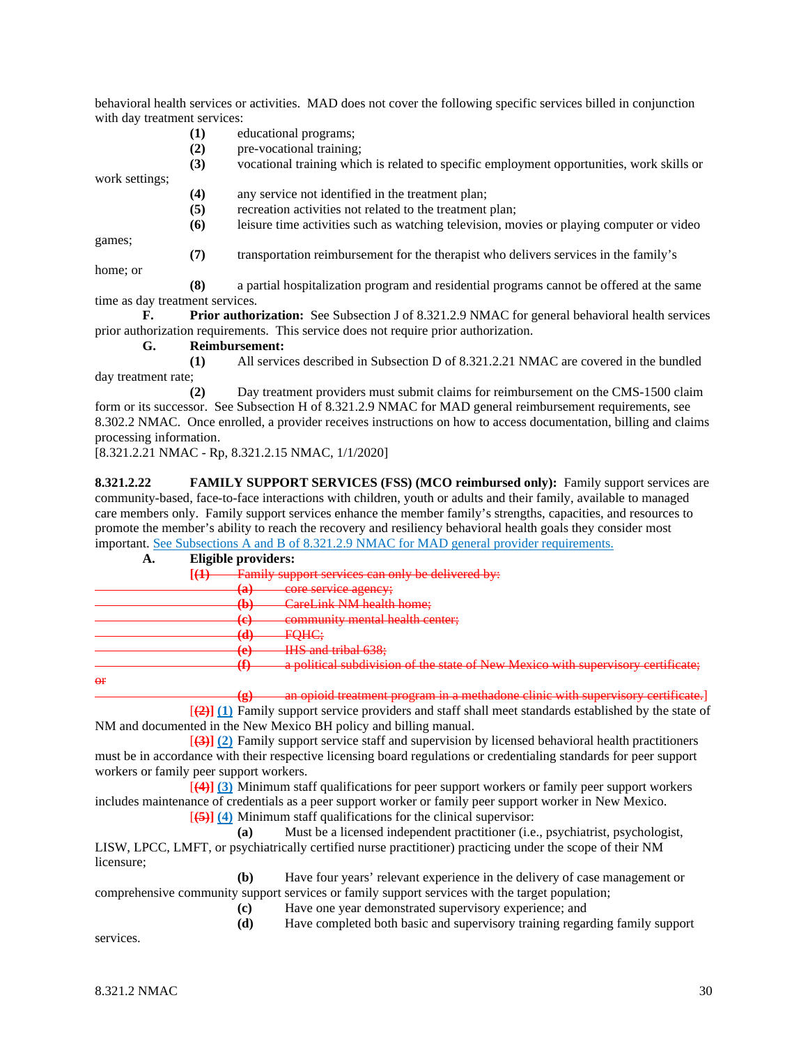behavioral health services or activities. MAD does not cover the following specific services billed in conjunction with day treatment services:

**(1)** educational programs;
**(2)** pre-vocational training;
**(3)** vocational training which is related to specific employment opportunities, work skills or work settings;
**(4)** any service not identified in the treatment plan;
**(5)** recreation activities not related to the treatment plan;
**(6)** leisure time activities such as watching television, movies or playing computer or video games;
**(7)** transportation reimbursement for the therapist who delivers services in the family's home; or
**(8)** a partial hospitalization program and residential programs cannot be offered at the same time as day treatment services.

**F. Prior authorization:** See Subsection J of 8.321.2.9 NMAC for general behavioral health services prior authorization requirements. This service does not require prior authorization.

**G. Reimbursement:**

**(1)** All services described in Subsection D of 8.321.2.21 NMAC are covered in the bundled day treatment rate;

**(2)** Day treatment providers must submit claims for reimbursement on the CMS-1500 claim form or its successor. See Subsection H of 8.321.2.9 NMAC for MAD general reimbursement requirements, see 8.302.2 NMAC. Once enrolled, a provider receives instructions on how to access documentation, billing and claims processing information.

[8.321.2.21 NMAC - Rp, 8.321.2.15 NMAC, 1/1/2020]

**8.321.2.22 FAMILY SUPPORT SERVICES (FSS) (MCO reimbursed only):** Family support services are community-based, face-to-face interactions with children, youth or adults and their family, available to managed care members only. Family support services enhance the member family's strengths, capacities, and resources to promote the member's ability to reach the recovery and resiliency behavioral health goals they consider most important. See Subsections A and B of 8.321.2.9 NMAC for MAD general provider requirements.

**A. Eligible providers:**

~~[**(1)** Family support services can only be delivered by:~~
~~**(a)** core service agency;~~
~~**(b)** CareLink NM health home;~~
~~**(c)** community mental health center;~~
~~**(d)** FQHC;~~
~~**(e)** IHS and tribal 638;~~
~~**(f)** a political subdivision of the state of New Mexico with supervisory certificate; or~~
~~**(g)** an opioid treatment program in a methadone clinic with supervisory certificate.]~~

[~~**(2)**~~] **(1)** Family support service providers and staff shall meet standards established by the state of NM and documented in the New Mexico BH policy and billing manual.

[~~**(3)**~~] **(2)** Family support service staff and supervision by licensed behavioral health practitioners must be in accordance with their respective licensing board regulations or credentialing standards for peer support workers or family peer support workers.

[~~**(4)**~~] **(3)** Minimum staff qualifications for peer support workers or family peer support workers includes maintenance of credentials as a peer support worker or family peer support worker in New Mexico.

[~~**(5)**~~] **(4)** Minimum staff qualifications for the clinical supervisor:

**(a)** Must be a licensed independent practitioner (i.e., psychiatrist, psychologist, LISW, LPCC, LMFT, or psychiatrically certified nurse practitioner) practicing under the scope of their NM licensure;

**(b)** Have four years' relevant experience in the delivery of case management or comprehensive community support services or family support services with the target population;

**(c)** Have one year demonstrated supervisory experience; and

**(d)** Have completed both basic and supervisory training regarding family support services.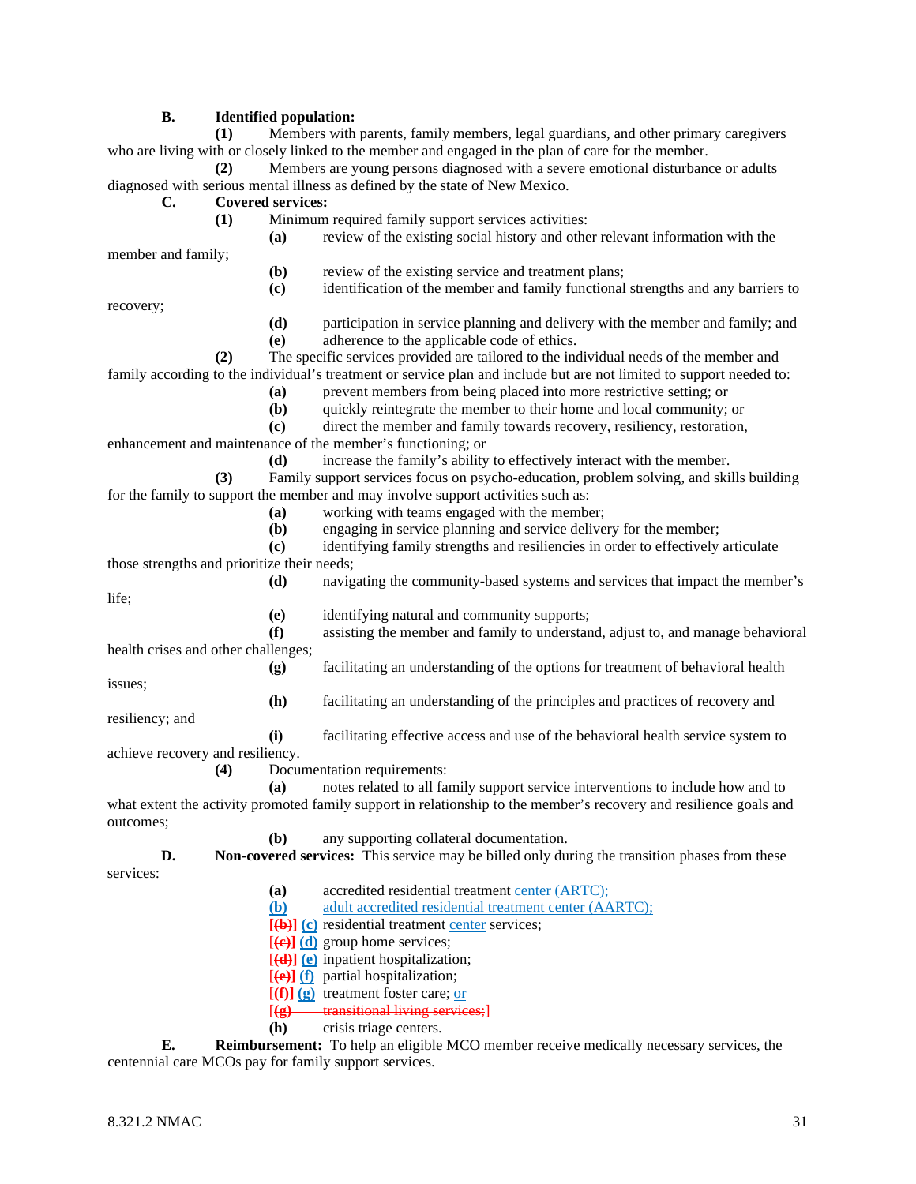**B. Identified population:**

**(1)** Members with parents, family members, legal guardians, and other primary caregivers who are living with or closely linked to the member and engaged in the plan of care for the member.

**(2)** Members are young persons diagnosed with a severe emotional disturbance or adults diagnosed with serious mental illness as defined by the state of New Mexico.

**C. Covered services:**

**(1)** Minimum required family support services activities:

**(a)** review of the existing social history and other relevant information with the member and family;

**(b)** review of the existing service and treatment plans;

**(c)** identification of the member and family functional strengths and any barriers to recovery;

**(d)** participation in service planning and delivery with the member and family; and

**(e)** adherence to the applicable code of ethics.

**(2)** The specific services provided are tailored to the individual needs of the member and family according to the individual's treatment or service plan and include but are not limited to support needed to:

**(a)** prevent members from being placed into more restrictive setting; or

**(b)** quickly reintegrate the member to their home and local community; or

**(c)** direct the member and family towards recovery, resiliency, restoration, enhancement and maintenance of the member's functioning; or

**(d)** increase the family's ability to effectively interact with the member.

**(3)** Family support services focus on psycho-education, problem solving, and skills building for the family to support the member and may involve support activities such as:

**(a)** working with teams engaged with the member;

**(b)** engaging in service planning and service delivery for the member;

**(c)** identifying family strengths and resiliencies in order to effectively articulate those strengths and prioritize their needs;

**(d)** navigating the community-based systems and services that impact the member's life;

**(e)** identifying natural and community supports;

**(f)** assisting the member and family to understand, adjust to, and manage behavioral health crises and other challenges;

**(g)** facilitating an understanding of the options for treatment of behavioral health issues;

**(h)** facilitating an understanding of the principles and practices of recovery and resiliency; and

**(i)** facilitating effective access and use of the behavioral health service system to achieve recovery and resiliency.

**(4)** Documentation requirements:

**(a)** notes related to all family support service interventions to include how and to what extent the activity promoted family support in relationship to the member's recovery and resilience goals and outcomes;

**(b)** any supporting collateral documentation.

**D. Non-covered services:** This service may be billed only during the transition phases from these services:

**(a)** accredited residential treatment center (ARTC);

**(b)** adult accredited residential treatment center (AARTC);

[~~**(b)**~~] **(c)** residential treatment center services;

[~~**(c)**~~] **(d)** group home services;

[~~**(d)**~~] **(e)** inpatient hospitalization;

[~~**(e)**~~] **(f)** partial hospitalization;

[~~**(f)**~~] **(g)** treatment foster care; or

[~~**(g)** transitional living services;~~]

**(h)** crisis triage centers.

**E. Reimbursement:** To help an eligible MCO member receive medically necessary services, the centennial care MCOs pay for family support services.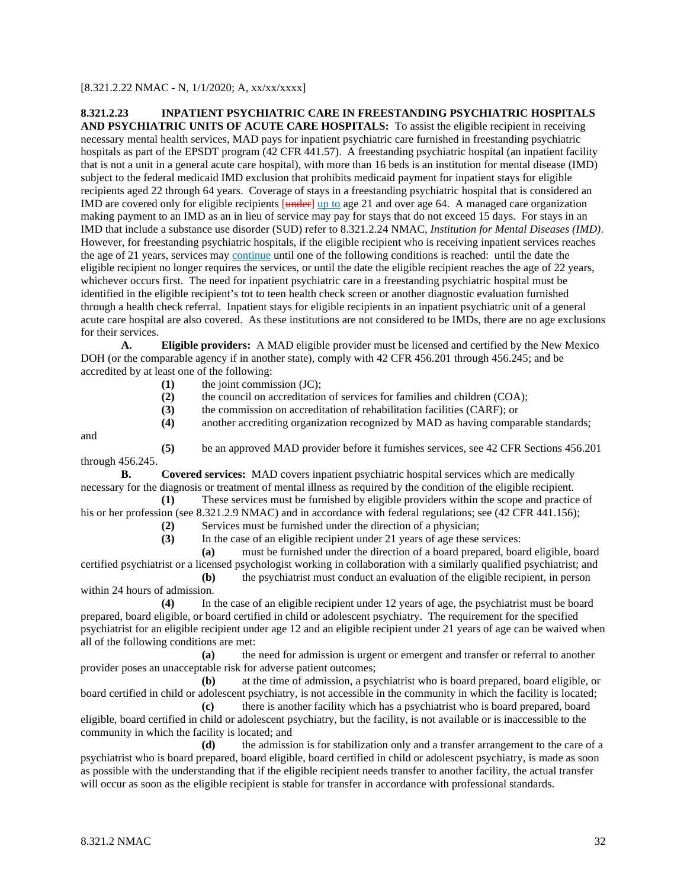[8.321.2.22 NMAC - N, 1/1/2020; A, xx/xx/xxxx]

**8.321.2.23 INPATIENT PSYCHIATRIC CARE IN FREESTANDING PSYCHIATRIC HOSPITALS AND PSYCHIATRIC UNITS OF ACUTE CARE HOSPITALS:** To assist the eligible recipient in receiving necessary mental health services, MAD pays for inpatient psychiatric care furnished in freestanding psychiatric hospitals as part of the EPSDT program (42 CFR 441.57). A freestanding psychiatric hospital (an inpatient facility that is not a unit in a general acute care hospital), with more than 16 beds is an institution for mental disease (IMD) subject to the federal medicaid IMD exclusion that prohibits medicaid payment for inpatient stays for eligible recipients aged 22 through 64 years. Coverage of stays in a freestanding psychiatric hospital that is considered an IMD are covered only for eligible recipients ~~[under]~~ up to age 21 and over age 64. A managed care organization making payment to an IMD as an in lieu of service may pay for stays that do not exceed 15 days. For stays in an IMD that include a substance use disorder (SUD) refer to 8.321.2.24 NMAC, *Institution for Mental Diseases (IMD)*. However, for freestanding psychiatric hospitals, if the eligible recipient who is receiving inpatient services reaches the age of 21 years, services may continue until one of the following conditions is reached: until the date the eligible recipient no longer requires the services, or until the date the eligible recipient reaches the age of 22 years, whichever occurs first. The need for inpatient psychiatric care in a freestanding psychiatric hospital must be identified in the eligible recipient's tot to teen health check screen or another diagnostic evaluation furnished through a health check referral. Inpatient stays for eligible recipients in an inpatient psychiatric unit of a general acute care hospital are also covered. As these institutions are not considered to be IMDs, there are no age exclusions for their services.

**A. Eligible providers:** A MAD eligible provider must be licensed and certified by the New Mexico DOH (or the comparable agency if in another state), comply with 42 CFR 456.201 through 456.245; and be accredited by at least one of the following:

**(1)** the joint commission (JC);

**(2)** the council on accreditation of services for families and children (COA);

**(3)** the commission on accreditation of rehabilitation facilities (CARF); or

**(4)** another accrediting organization recognized by MAD as having comparable standards; and

**(5)** be an approved MAD provider before it furnishes services, see 42 CFR Sections 456.201 through 456.245.

**B. Covered services:** MAD covers inpatient psychiatric hospital services which are medically necessary for the diagnosis or treatment of mental illness as required by the condition of the eligible recipient.

**(1)** These services must be furnished by eligible providers within the scope and practice of his or her profession (see 8.321.2.9 NMAC) and in accordance with federal regulations; see (42 CFR 441.156);

**(2)** Services must be furnished under the direction of a physician;

**(3)** In the case of an eligible recipient under 21 years of age these services:

**(a)** must be furnished under the direction of a board prepared, board eligible, board certified psychiatrist or a licensed psychologist working in collaboration with a similarly qualified psychiatrist; and

**(b)** the psychiatrist must conduct an evaluation of the eligible recipient, in person within 24 hours of admission.

**(4)** In the case of an eligible recipient under 12 years of age, the psychiatrist must be board prepared, board eligible, or board certified in child or adolescent psychiatry. The requirement for the specified psychiatrist for an eligible recipient under age 12 and an eligible recipient under 21 years of age can be waived when all of the following conditions are met:

**(a)** the need for admission is urgent or emergent and transfer or referral to another provider poses an unacceptable risk for adverse patient outcomes;

**(b)** at the time of admission, a psychiatrist who is board prepared, board eligible, or board certified in child or adolescent psychiatry, is not accessible in the community in which the facility is located;

**(c)** there is another facility which has a psychiatrist who is board prepared, board eligible, board certified in child or adolescent psychiatry, but the facility, is not available or is inaccessible to the community in which the facility is located; and

**(d)** the admission is for stabilization only and a transfer arrangement to the care of a psychiatrist who is board prepared, board eligible, board certified in child or adolescent psychiatry, is made as soon as possible with the understanding that if the eligible recipient needs transfer to another facility, the actual transfer will occur as soon as the eligible recipient is stable for transfer in accordance with professional standards.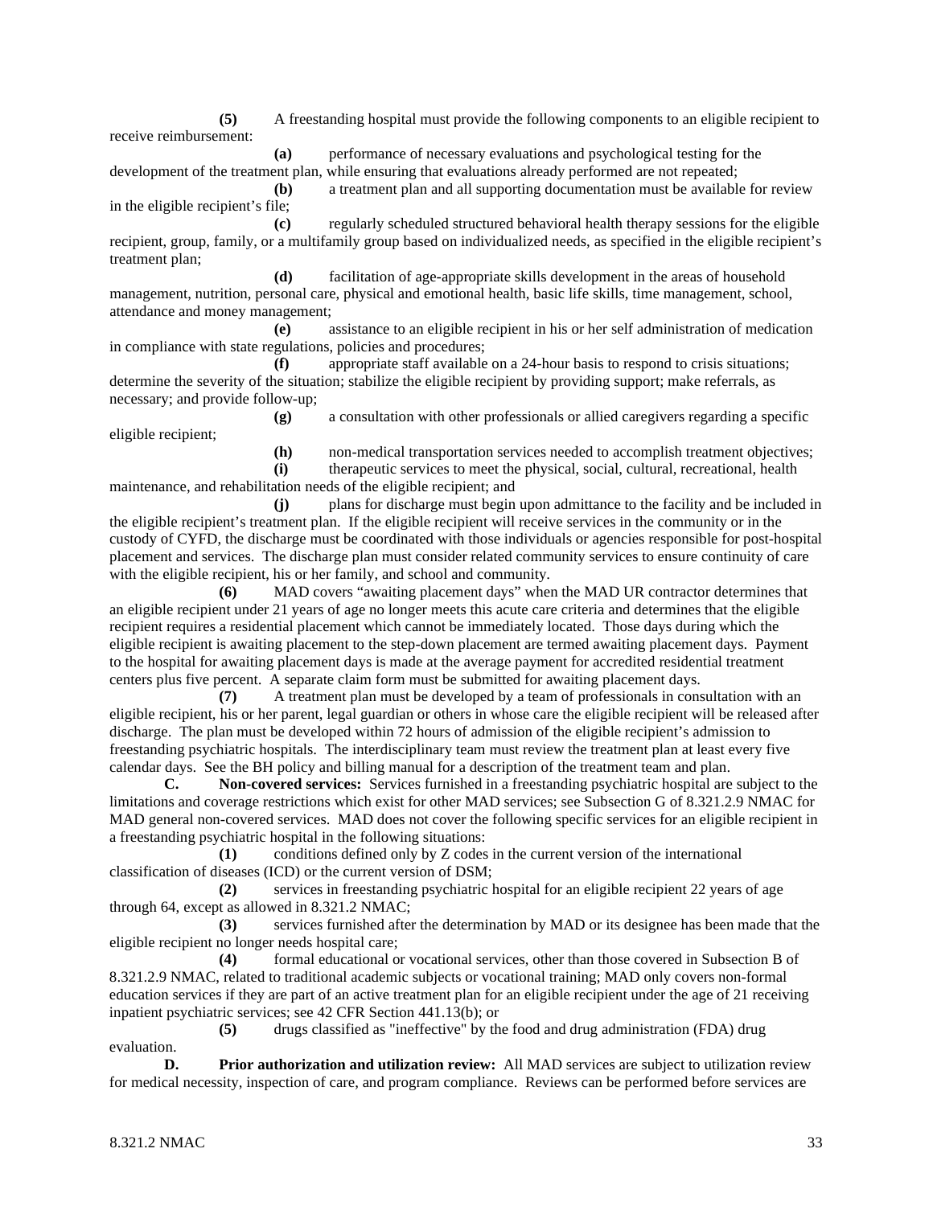**(5)** A freestanding hospital must provide the following components to an eligible recipient to receive reimbursement:

**(a)** performance of necessary evaluations and psychological testing for the development of the treatment plan, while ensuring that evaluations already performed are not repeated;

**(b)** a treatment plan and all supporting documentation must be available for review in the eligible recipient's file;

**(c)** regularly scheduled structured behavioral health therapy sessions for the eligible recipient, group, family, or a multifamily group based on individualized needs, as specified in the eligible recipient's treatment plan;

**(d)** facilitation of age-appropriate skills development in the areas of household management, nutrition, personal care, physical and emotional health, basic life skills, time management, school, attendance and money management;

**(e)** assistance to an eligible recipient in his or her self administration of medication in compliance with state regulations, policies and procedures;

**(f)** appropriate staff available on a 24-hour basis to respond to crisis situations; determine the severity of the situation; stabilize the eligible recipient by providing support; make referrals, as necessary; and provide follow-up;

**(g)** a consultation with other professionals or allied caregivers regarding a specific eligible recipient;

**(h)** non-medical transportation services needed to accomplish treatment objectives;

**(i)** therapeutic services to meet the physical, social, cultural, recreational, health maintenance, and rehabilitation needs of the eligible recipient; and

**(j)** plans for discharge must begin upon admittance to the facility and be included in the eligible recipient's treatment plan. If the eligible recipient will receive services in the community or in the custody of CYFD, the discharge must be coordinated with those individuals or agencies responsible for post-hospital placement and services. The discharge plan must consider related community services to ensure continuity of care with the eligible recipient, his or her family, and school and community.

**(6)** MAD covers "awaiting placement days" when the MAD UR contractor determines that an eligible recipient under 21 years of age no longer meets this acute care criteria and determines that the eligible recipient requires a residential placement which cannot be immediately located. Those days during which the eligible recipient is awaiting placement to the step-down placement are termed awaiting placement days. Payment to the hospital for awaiting placement days is made at the average payment for accredited residential treatment centers plus five percent. A separate claim form must be submitted for awaiting placement days.

**(7)** A treatment plan must be developed by a team of professionals in consultation with an eligible recipient, his or her parent, legal guardian or others in whose care the eligible recipient will be released after discharge. The plan must be developed within 72 hours of admission of the eligible recipient's admission to freestanding psychiatric hospitals. The interdisciplinary team must review the treatment plan at least every five calendar days. See the BH policy and billing manual for a description of the treatment team and plan.

**C. Non-covered services:** Services furnished in a freestanding psychiatric hospital are subject to the limitations and coverage restrictions which exist for other MAD services; see Subsection G of 8.321.2.9 NMAC for MAD general non-covered services. MAD does not cover the following specific services for an eligible recipient in a freestanding psychiatric hospital in the following situations:

**(1)** conditions defined only by Z codes in the current version of the international classification of diseases (ICD) or the current version of DSM;

**(2)** services in freestanding psychiatric hospital for an eligible recipient 22 years of age through 64, except as allowed in 8.321.2 NMAC;

**(3)** services furnished after the determination by MAD or its designee has been made that the eligible recipient no longer needs hospital care;

**(4)** formal educational or vocational services, other than those covered in Subsection B of 8.321.2.9 NMAC, related to traditional academic subjects or vocational training; MAD only covers non-formal education services if they are part of an active treatment plan for an eligible recipient under the age of 21 receiving inpatient psychiatric services; see 42 CFR Section 441.13(b); or

**(5)** drugs classified as "ineffective" by the food and drug administration (FDA) drug evaluation.

**D. Prior authorization and utilization review:** All MAD services are subject to utilization review for medical necessity, inspection of care, and program compliance. Reviews can be performed before services are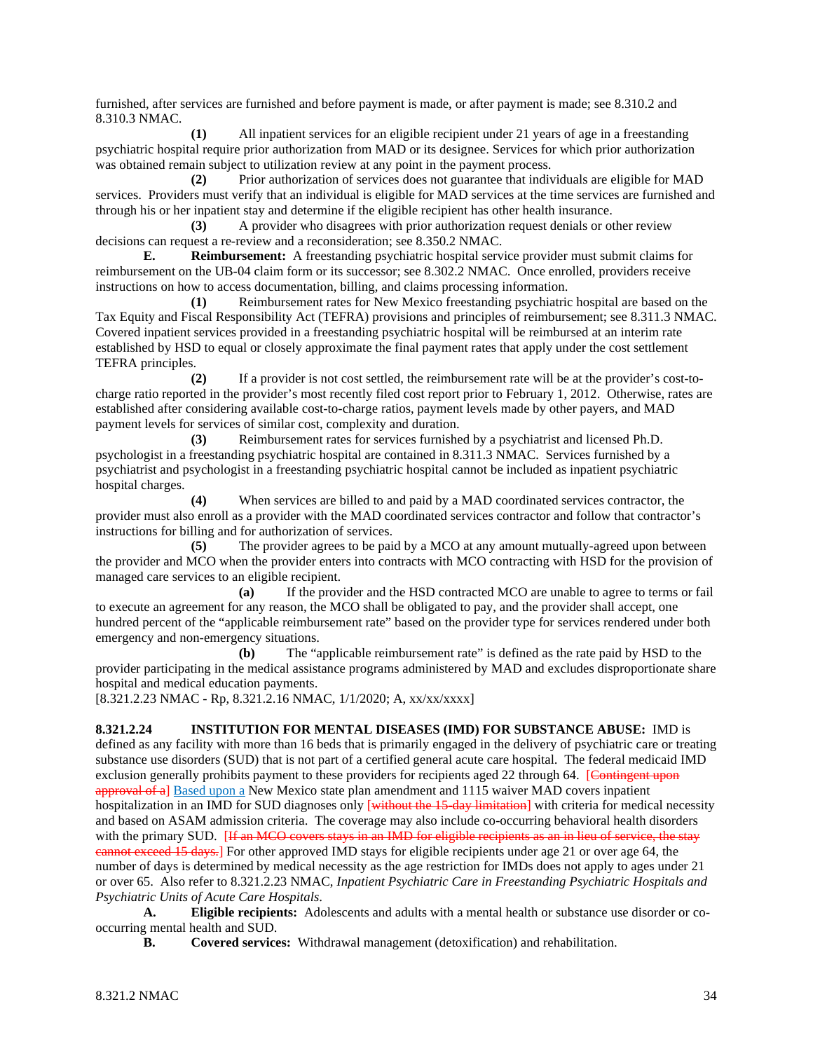furnished, after services are furnished and before payment is made, or after payment is made; see 8.310.2 and 8.310.3 NMAC.

**(1)** All inpatient services for an eligible recipient under 21 years of age in a freestanding psychiatric hospital require prior authorization from MAD or its designee. Services for which prior authorization was obtained remain subject to utilization review at any point in the payment process.

**(2)** Prior authorization of services does not guarantee that individuals are eligible for MAD services. Providers must verify that an individual is eligible for MAD services at the time services are furnished and through his or her inpatient stay and determine if the eligible recipient has other health insurance.

**(3)** A provider who disagrees with prior authorization request denials or other review decisions can request a re-review and a reconsideration; see 8.350.2 NMAC.

**E. Reimbursement:** A freestanding psychiatric hospital service provider must submit claims for reimbursement on the UB-04 claim form or its successor; see 8.302.2 NMAC. Once enrolled, providers receive instructions on how to access documentation, billing, and claims processing information.

**(1)** Reimbursement rates for New Mexico freestanding psychiatric hospital are based on the Tax Equity and Fiscal Responsibility Act (TEFRA) provisions and principles of reimbursement; see 8.311.3 NMAC. Covered inpatient services provided in a freestanding psychiatric hospital will be reimbursed at an interim rate established by HSD to equal or closely approximate the final payment rates that apply under the cost settlement TEFRA principles.

**(2)** If a provider is not cost settled, the reimbursement rate will be at the provider's cost-to-charge ratio reported in the provider's most recently filed cost report prior to February 1, 2012. Otherwise, rates are established after considering available cost-to-charge ratios, payment levels made by other payers, and MAD payment levels for services of similar cost, complexity and duration.

**(3)** Reimbursement rates for services furnished by a psychiatrist and licensed Ph.D. psychologist in a freestanding psychiatric hospital are contained in 8.311.3 NMAC. Services furnished by a psychiatrist and psychologist in a freestanding psychiatric hospital cannot be included as inpatient psychiatric hospital charges.

**(4)** When services are billed to and paid by a MAD coordinated services contractor, the provider must also enroll as a provider with the MAD coordinated services contractor and follow that contractor's instructions for billing and for authorization of services.

**(5)** The provider agrees to be paid by a MCO at any amount mutually-agreed upon between the provider and MCO when the provider enters into contracts with MCO contracting with HSD for the provision of managed care services to an eligible recipient.

**(a)** If the provider and the HSD contracted MCO are unable to agree to terms or fail to execute an agreement for any reason, the MCO shall be obligated to pay, and the provider shall accept, one hundred percent of the "applicable reimbursement rate" based on the provider type for services rendered under both emergency and non-emergency situations.

**(b)** The "applicable reimbursement rate" is defined as the rate paid by HSD to the provider participating in the medical assistance programs administered by MAD and excludes disproportionate share hospital and medical education payments.

[8.321.2.23 NMAC - Rp, 8.321.2.16 NMAC, 1/1/2020; A, xx/xx/xxxx]

**8.321.2.24 INSTITUTION FOR MENTAL DISEASES (IMD) FOR SUBSTANCE ABUSE:** IMD is defined as any facility with more than 16 beds that is primarily engaged in the delivery of psychiatric care or treating substance use disorders (SUD) that is not part of a certified general acute care hospital. The federal medicaid IMD exclusion generally prohibits payment to these providers for recipients aged 22 through 64. [~~Contingent upon approval of a~~] Based upon a New Mexico state plan amendment and 1115 waiver MAD covers inpatient hospitalization in an IMD for SUD diagnoses only [~~without the 15-day limitation~~] with criteria for medical necessity and based on ASAM admission criteria. The coverage may also include co-occurring behavioral health disorders with the primary SUD. [~~If an MCO covers stays in an IMD for eligible recipients as an in lieu of service, the stay cannot exceed 15 days.~~] For other approved IMD stays for eligible recipients under age 21 or over age 64, the number of days is determined by medical necessity as the age restriction for IMDs does not apply to ages under 21 or over 65. Also refer to 8.321.2.23 NMAC, *Inpatient Psychiatric Care in Freestanding Psychiatric Hospitals and Psychiatric Units of Acute Care Hospitals*.

**A. Eligible recipients:** Adolescents and adults with a mental health or substance use disorder or co-occurring mental health and SUD.

**B. Covered services:** Withdrawal management (detoxification) and rehabilitation.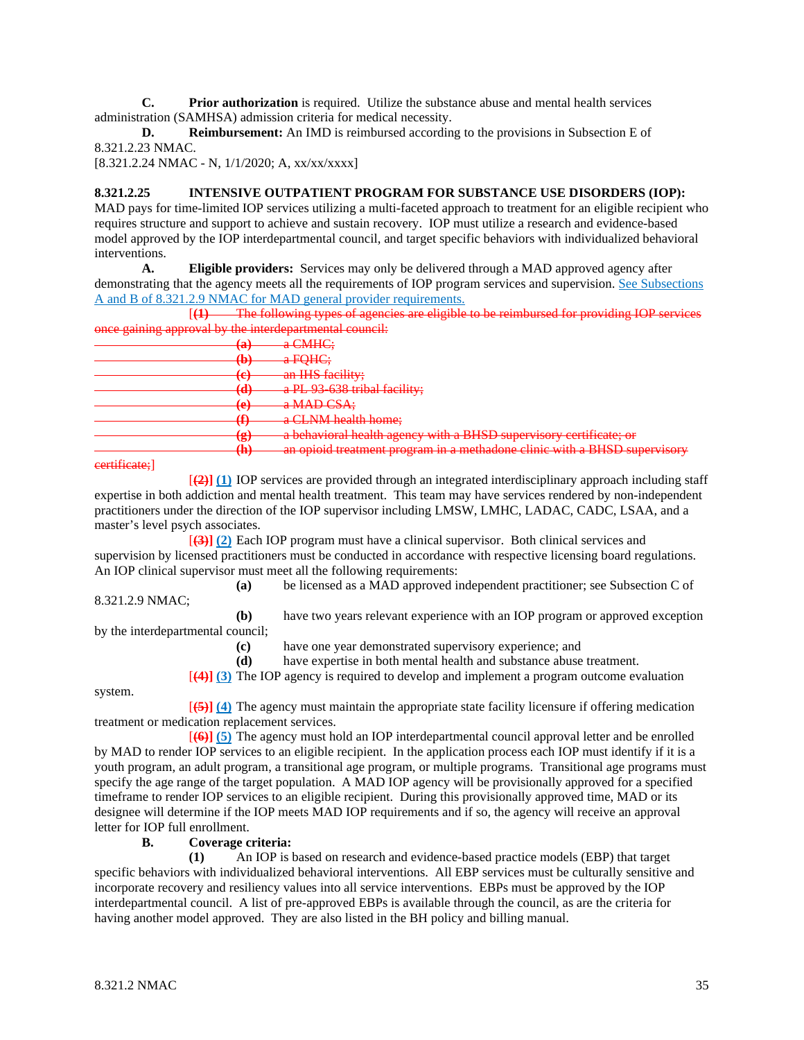**C.** **Prior authorization** is required. Utilize the substance abuse and mental health services administration (SAMHSA) admission criteria for medical necessity.

**D.** **Reimbursement:** An IMD is reimbursed according to the provisions in Subsection E of 8.321.2.23 NMAC.

[8.321.2.24 NMAC - N, 1/1/2020; A, xx/xx/xxxx]

**8.321.2.25 INTENSIVE OUTPATIENT PROGRAM FOR SUBSTANCE USE DISORDERS (IOP):** MAD pays for time-limited IOP services utilizing a multi-faceted approach to treatment for an eligible recipient who requires structure and support to achieve and sustain recovery. IOP must utilize a research and evidence-based model approved by the IOP interdepartmental council, and target specific behaviors with individualized behavioral interventions.

**A.** **Eligible providers:** Services may only be delivered through a MAD approved agency after demonstrating that the agency meets all the requirements of IOP program services and supervision. See Subsections A and B of 8.321.2.9 NMAC for MAD general provider requirements.

[~~**(1)** The following types of agencies are eligible to be reimbursed for providing IOP services once gaining approval by the interdepartmental council:~~

~~**(a)** a CMHC;~~

~~**(b)** a FQHC;~~

~~**(c)** an IHS facility;~~

~~**(d)** a PL 93-638 tribal facility;~~

~~**(e)** a MAD CSA;~~

~~**(f)** a CLNM health home;~~

~~**(g)** a behavioral health agency with a BHSD supervisory certificate; or~~

~~**(h)** an opioid treatment program in a methadone clinic with a BHSD supervisory certificate;~~]

[~~**(2)**~~] **(1)** IOP services are provided through an integrated interdisciplinary approach including staff expertise in both addiction and mental health treatment. This team may have services rendered by non-independent practitioners under the direction of the IOP supervisor including LMSW, LMHC, LADAC, CADC, LSAA, and a master's level psych associates.

[~~**(3)**~~] **(2)** Each IOP program must have a clinical supervisor. Both clinical services and supervision by licensed practitioners must be conducted in accordance with respective licensing board regulations. An IOP clinical supervisor must meet all the following requirements:

**(a)** be licensed as a MAD approved independent practitioner; see Subsection C of 8.321.2.9 NMAC;

**(b)** have two years relevant experience with an IOP program or approved exception by the interdepartmental council;

**(c)** have one year demonstrated supervisory experience; and

**(d)** have expertise in both mental health and substance abuse treatment.

[~~**(4)**~~] **(3)** The IOP agency is required to develop and implement a program outcome evaluation system.

[~~**(5)**~~] **(4)** The agency must maintain the appropriate state facility licensure if offering medication treatment or medication replacement services.

[~~**(6)**~~] **(5)** The agency must hold an IOP interdepartmental council approval letter and be enrolled by MAD to render IOP services to an eligible recipient. In the application process each IOP must identify if it is a youth program, an adult program, a transitional age program, or multiple programs. Transitional age programs must specify the age range of the target population. A MAD IOP agency will be provisionally approved for a specified timeframe to render IOP services to an eligible recipient. During this provisionally approved time, MAD or its designee will determine if the IOP meets MAD IOP requirements and if so, the agency will receive an approval letter for IOP full enrollment.

**B.** **Coverage criteria:**

**(1)** An IOP is based on research and evidence-based practice models (EBP) that target specific behaviors with individualized behavioral interventions. All EBP services must be culturally sensitive and incorporate recovery and resiliency values into all service interventions. EBPs must be approved by the IOP interdepartmental council. A list of pre-approved EBPs is available through the council, as are the criteria for having another model approved. They are also listed in the BH policy and billing manual.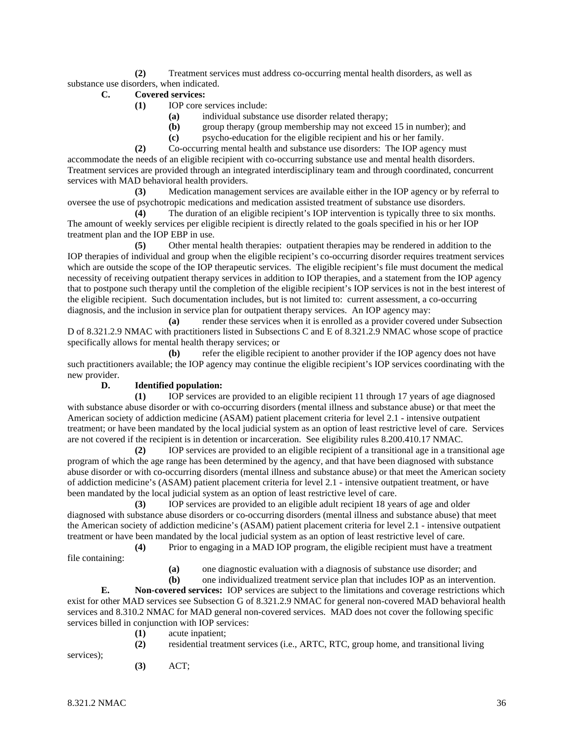**(2)** Treatment services must address co-occurring mental health disorders, as well as substance use disorders, when indicated.

**C. Covered services:**

**(1)** IOP core services include:

**(a)** individual substance use disorder related therapy;

**(b)** group therapy (group membership may not exceed 15 in number); and

**(c)** psycho-education for the eligible recipient and his or her family.

**(2)** Co-occurring mental health and substance use disorders: The IOP agency must accommodate the needs of an eligible recipient with co-occurring substance use and mental health disorders. Treatment services are provided through an integrated interdisciplinary team and through coordinated, concurrent services with MAD behavioral health providers.

**(3)** Medication management services are available either in the IOP agency or by referral to oversee the use of psychotropic medications and medication assisted treatment of substance use disorders.

**(4)** The duration of an eligible recipient's IOP intervention is typically three to six months. The amount of weekly services per eligible recipient is directly related to the goals specified in his or her IOP treatment plan and the IOP EBP in use.

**(5)** Other mental health therapies: outpatient therapies may be rendered in addition to the IOP therapies of individual and group when the eligible recipient's co-occurring disorder requires treatment services which are outside the scope of the IOP therapeutic services. The eligible recipient's file must document the medical necessity of receiving outpatient therapy services in addition to IOP therapies, and a statement from the IOP agency that to postpone such therapy until the completion of the eligible recipient's IOP services is not in the best interest of the eligible recipient. Such documentation includes, but is not limited to: current assessment, a co-occurring diagnosis, and the inclusion in service plan for outpatient therapy services. An IOP agency may:

**(a)** render these services when it is enrolled as a provider covered under Subsection D of 8.321.2.9 NMAC with practitioners listed in Subsections C and E of 8.321.2.9 NMAC whose scope of practice specifically allows for mental health therapy services; or

**(b)** refer the eligible recipient to another provider if the IOP agency does not have such practitioners available; the IOP agency may continue the eligible recipient's IOP services coordinating with the new provider.

**D. Identified population:**

**(1)** IOP services are provided to an eligible recipient 11 through 17 years of age diagnosed with substance abuse disorder or with co-occurring disorders (mental illness and substance abuse) or that meet the American society of addiction medicine (ASAM) patient placement criteria for level 2.1 - intensive outpatient treatment; or have been mandated by the local judicial system as an option of least restrictive level of care. Services are not covered if the recipient is in detention or incarceration. See eligibility rules 8.200.410.17 NMAC.

**(2)** IOP services are provided to an eligible recipient of a transitional age in a transitional age program of which the age range has been determined by the agency, and that have been diagnosed with substance abuse disorder or with co-occurring disorders (mental illness and substance abuse) or that meet the American society of addiction medicine's (ASAM) patient placement criteria for level 2.1 - intensive outpatient treatment, or have been mandated by the local judicial system as an option of least restrictive level of care.

**(3)** IOP services are provided to an eligible adult recipient 18 years of age and older diagnosed with substance abuse disorders or co-occurring disorders (mental illness and substance abuse) that meet the American society of addiction medicine's (ASAM) patient placement criteria for level 2.1 - intensive outpatient treatment or have been mandated by the local judicial system as an option of least restrictive level of care.

**(4)** Prior to engaging in a MAD IOP program, the eligible recipient must have a treatment file containing:

**(a)** one diagnostic evaluation with a diagnosis of substance use disorder; and

**(b)** one individualized treatment service plan that includes IOP as an intervention.

**E. Non-covered services:** IOP services are subject to the limitations and coverage restrictions which exist for other MAD services see Subsection G of 8.321.2.9 NMAC for general non-covered MAD behavioral health services and 8.310.2 NMAC for MAD general non-covered services. MAD does not cover the following specific services billed in conjunction with IOP services:

**(1)** acute inpatient;

**(2)** residential treatment services (i.e., ARTC, RTC, group home, and transitional living services);

**(3)** ACT;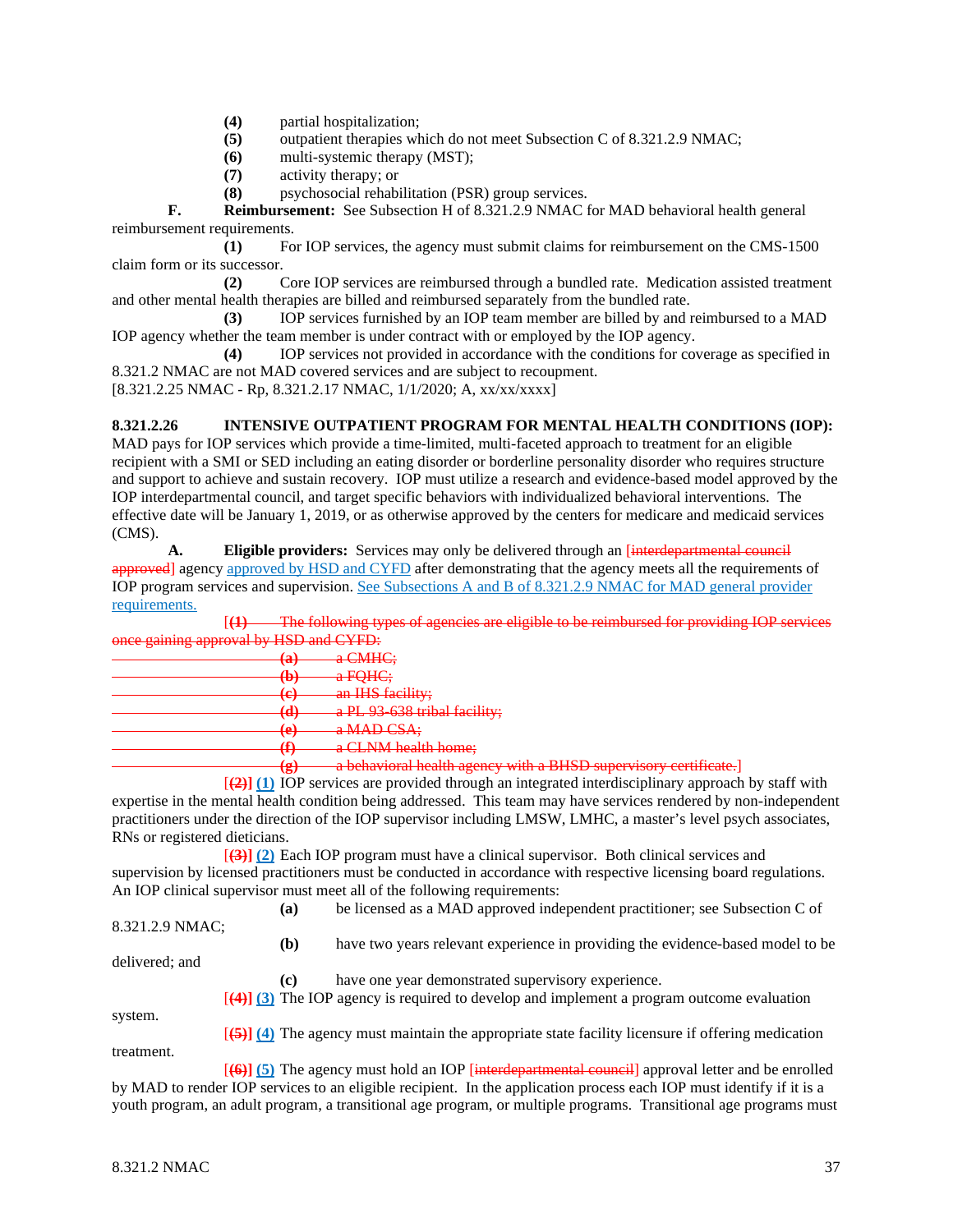**(4)** partial hospitalization;
**(5)** outpatient therapies which do not meet Subsection C of 8.321.2.9 NMAC;
**(6)** multi-systemic therapy (MST);
**(7)** activity therapy; or
**(8)** psychosocial rehabilitation (PSR) group services.

**F. Reimbursement:** See Subsection H of 8.321.2.9 NMAC for MAD behavioral health general reimbursement requirements.

**(1)** For IOP services, the agency must submit claims for reimbursement on the CMS-1500 claim form or its successor.

**(2)** Core IOP services are reimbursed through a bundled rate. Medication assisted treatment and other mental health therapies are billed and reimbursed separately from the bundled rate.

**(3)** IOP services furnished by an IOP team member are billed by and reimbursed to a MAD IOP agency whether the team member is under contract with or employed by the IOP agency.

**(4)** IOP services not provided in accordance with the conditions for coverage as specified in 8.321.2 NMAC are not MAD covered services and are subject to recoupment.

[8.321.2.25 NMAC - Rp, 8.321.2.17 NMAC, 1/1/2020; A, xx/xx/xxxx]

**8.321.2.26 INTENSIVE OUTPATIENT PROGRAM FOR MENTAL HEALTH CONDITIONS (IOP):** MAD pays for IOP services which provide a time-limited, multi-faceted approach to treatment for an eligible recipient with a SMI or SED including an eating disorder or borderline personality disorder who requires structure and support to achieve and sustain recovery. IOP must utilize a research and evidence-based model approved by the IOP interdepartmental council, and target specific behaviors with individualized behavioral interventions. The effective date will be January 1, 2019, or as otherwise approved by the centers for medicare and medicaid services (CMS).

**A. Eligible providers:** Services may only be delivered through an [~~interdepartmental council approved~~] agency approved by HSD and CYFD after demonstrating that the agency meets all the requirements of IOP program services and supervision. See Subsections A and B of 8.321.2.9 NMAC for MAD general provider requirements.

[~~**(1)** The following types of agencies are eligible to be reimbursed for providing IOP services once gaining approval by HSD and CYFD:~~
~~**(a)** a CMHC;~~
~~**(b)** a FQHC;~~
~~**(c)** an IHS facility;~~
~~**(d)** a PL 93-638 tribal facility;~~
~~**(e)** a MAD CSA;~~
~~**(f)** a CLNM health home;~~
~~**(g)** a behavioral health agency with a BHSD supervisory certificate.~~]

[~~**(2)**~~] **(1)** IOP services are provided through an integrated interdisciplinary approach by staff with expertise in the mental health condition being addressed. This team may have services rendered by non-independent practitioners under the direction of the IOP supervisor including LMSW, LMHC, a master's level psych associates, RNs or registered dieticians.

[~~**(3)**~~] **(2)** Each IOP program must have a clinical supervisor. Both clinical services and supervision by licensed practitioners must be conducted in accordance with respective licensing board regulations. An IOP clinical supervisor must meet all of the following requirements:

**(a)** be licensed as a MAD approved independent practitioner; see Subsection C of 8.321.2.9 NMAC;
**(b)** have two years relevant experience in providing the evidence-based model to be delivered; and
**(c)** have one year demonstrated supervisory experience.

[~~**(4)**~~] **(3)** The IOP agency is required to develop and implement a program outcome evaluation system.

[~~**(5)**~~] **(4)** The agency must maintain the appropriate state facility licensure if offering medication treatment.

[~~**(6)**~~] **(5)** The agency must hold an IOP [~~interdepartmental council~~] approval letter and be enrolled by MAD to render IOP services to an eligible recipient. In the application process each IOP must identify if it is a youth program, an adult program, a transitional age program, or multiple programs. Transitional age programs must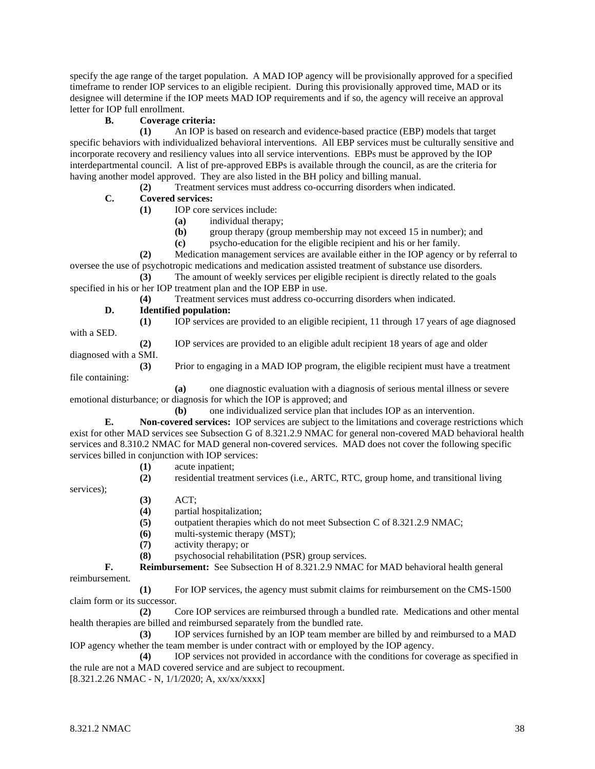specify the age range of the target population. A MAD IOP agency will be provisionally approved for a specified timeframe to render IOP services to an eligible recipient. During this provisionally approved time, MAD or its designee will determine if the IOP meets MAD IOP requirements and if so, the agency will receive an approval letter for IOP full enrollment.

**B. Coverage criteria:**

**(1)** An IOP is based on research and evidence-based practice (EBP) models that target specific behaviors with individualized behavioral interventions. All EBP services must be culturally sensitive and incorporate recovery and resiliency values into all service interventions. EBPs must be approved by the IOP interdepartmental council. A list of pre-approved EBPs is available through the council, as are the criteria for having another model approved. They are also listed in the BH policy and billing manual.

**(2)** Treatment services must address co-occurring disorders when indicated.

**C. Covered services:**

**(1)** IOP core services include:

**(a)** individual therapy;

**(b)** group therapy (group membership may not exceed 15 in number); and

**(c)** psycho-education for the eligible recipient and his or her family.

**(2)** Medication management services are available either in the IOP agency or by referral to oversee the use of psychotropic medications and medication assisted treatment of substance use disorders.

**(3)** The amount of weekly services per eligible recipient is directly related to the goals specified in his or her IOP treatment plan and the IOP EBP in use.

**(4)** Treatment services must address co-occurring disorders when indicated.

**D. Identified population:**

**(1)** IOP services are provided to an eligible recipient, 11 through 17 years of age diagnosed with a SED.

**(2)** IOP services are provided to an eligible adult recipient 18 years of age and older diagnosed with a SMI.

**(3)** Prior to engaging in a MAD IOP program, the eligible recipient must have a treatment file containing:

**(a)** one diagnostic evaluation with a diagnosis of serious mental illness or severe emotional disturbance; or diagnosis for which the IOP is approved; and

**(b)** one individualized service plan that includes IOP as an intervention.

**E. Non-covered services:** IOP services are subject to the limitations and coverage restrictions which exist for other MAD services see Subsection G of 8.321.2.9 NMAC for general non-covered MAD behavioral health services and 8.310.2 NMAC for MAD general non-covered services. MAD does not cover the following specific services billed in conjunction with IOP services:

**(1)** acute inpatient;

**(2)** residential treatment services (i.e., ARTC, RTC, group home, and transitional living services);

**(3)** ACT;

**(4)** partial hospitalization;

**(5)** outpatient therapies which do not meet Subsection C of 8.321.2.9 NMAC;

**(6)** multi-systemic therapy (MST);

**(7)** activity therapy; or

**(8)** psychosocial rehabilitation (PSR) group services.

**F. Reimbursement:** See Subsection H of 8.321.2.9 NMAC for MAD behavioral health general reimbursement.

**(1)** For IOP services, the agency must submit claims for reimbursement on the CMS-1500 claim form or its successor.

**(2)** Core IOP services are reimbursed through a bundled rate. Medications and other mental health therapies are billed and reimbursed separately from the bundled rate.

**(3)** IOP services furnished by an IOP team member are billed by and reimbursed to a MAD IOP agency whether the team member is under contract with or employed by the IOP agency.

**(4)** IOP services not provided in accordance with the conditions for coverage as specified in the rule are not a MAD covered service and are subject to recoupment.

[8.321.2.26 NMAC - N, 1/1/2020; A, xx/xx/xxxx]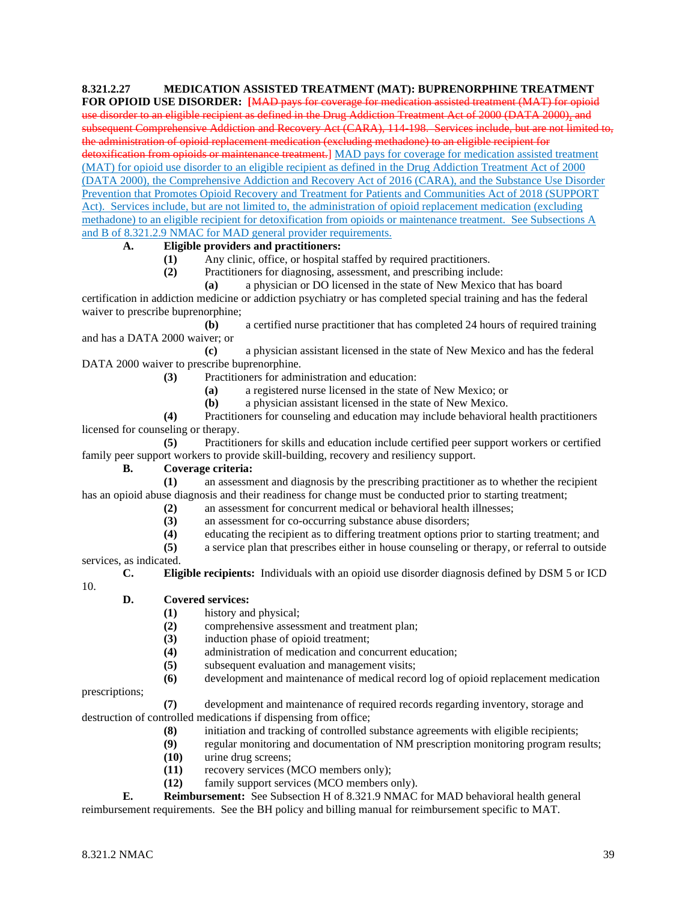**8.321.2.27 MEDICATION ASSISTED TREATMENT (MAT): BUPRENORPHINE TREATMENT FOR OPIOID USE DISORDER:** ~~[MAD pays for coverage for medication assisted treatment (MAT) for opioid use disorder to an eligible recipient as defined in the Drug Addiction Treatment Act of 2000 (DATA 2000), and subsequent Comprehensive Addiction and Recovery Act (CARA), 114-198. Services include, but are not limited to, the administration of opioid replacement medication (excluding methadone) to an eligible recipient for detoxification from opioids or maintenance treatment.]~~ MAD pays for coverage for medication assisted treatment (MAT) for opioid use disorder to an eligible recipient as defined in the Drug Addiction Treatment Act of 2000 (DATA 2000), the Comprehensive Addiction and Recovery Act of 2016 (CARA), and the Substance Use Disorder Prevention that Promotes Opioid Recovery and Treatment for Patients and Communities Act of 2018 (SUPPORT Act). Services include, but are not limited to, the administration of opioid replacement medication (excluding methadone) to an eligible recipient for detoxification from opioids or maintenance treatment. See Subsections A and B of 8.321.2.9 NMAC for MAD general provider requirements.

**A. Eligible providers and practitioners:**

**(1)** Any clinic, office, or hospital staffed by required practitioners.

**(2)** Practitioners for diagnosing, assessment, and prescribing include:

**(a)** a physician or DO licensed in the state of New Mexico that has board certification in addiction medicine or addiction psychiatry or has completed special training and has the federal waiver to prescribe buprenorphine;

**(b)** a certified nurse practitioner that has completed 24 hours of required training and has a DATA 2000 waiver; or

**(c)** a physician assistant licensed in the state of New Mexico and has the federal DATA 2000 waiver to prescribe buprenorphine.

**(3)** Practitioners for administration and education:

**(a)** a registered nurse licensed in the state of New Mexico; or

**(b)** a physician assistant licensed in the state of New Mexico.

**(4)** Practitioners for counseling and education may include behavioral health practitioners licensed for counseling or therapy.

**(5)** Practitioners for skills and education include certified peer support workers or certified family peer support workers to provide skill-building, recovery and resiliency support.

**B. Coverage criteria:**

**(1)** an assessment and diagnosis by the prescribing practitioner as to whether the recipient has an opioid abuse diagnosis and their readiness for change must be conducted prior to starting treatment;

**(2)** an assessment for concurrent medical or behavioral health illnesses;

**(3)** an assessment for co-occurring substance abuse disorders;

**(4)** educating the recipient as to differing treatment options prior to starting treatment; and

**(5)** a service plan that prescribes either in house counseling or therapy, or referral to outside services, as indicated.

**C. Eligible recipients:** Individuals with an opioid use disorder diagnosis defined by DSM 5 or ICD 10.

**D. Covered services:**

**(1)** history and physical;

**(2)** comprehensive assessment and treatment plan;

**(3)** induction phase of opioid treatment;

**(4)** administration of medication and concurrent education;

**(5)** subsequent evaluation and management visits;

**(6)** development and maintenance of medical record log of opioid replacement medication prescriptions;

**(7)** development and maintenance of required records regarding inventory, storage and destruction of controlled medications if dispensing from office;

**(8)** initiation and tracking of controlled substance agreements with eligible recipients;

**(9)** regular monitoring and documentation of NM prescription monitoring program results;

**(10)** urine drug screens;

**(11)** recovery services (MCO members only);

**(12)** family support services (MCO members only).

**E. Reimbursement:** See Subsection H of 8.321.9 NMAC for MAD behavioral health general reimbursement requirements. See the BH policy and billing manual for reimbursement specific to MAT.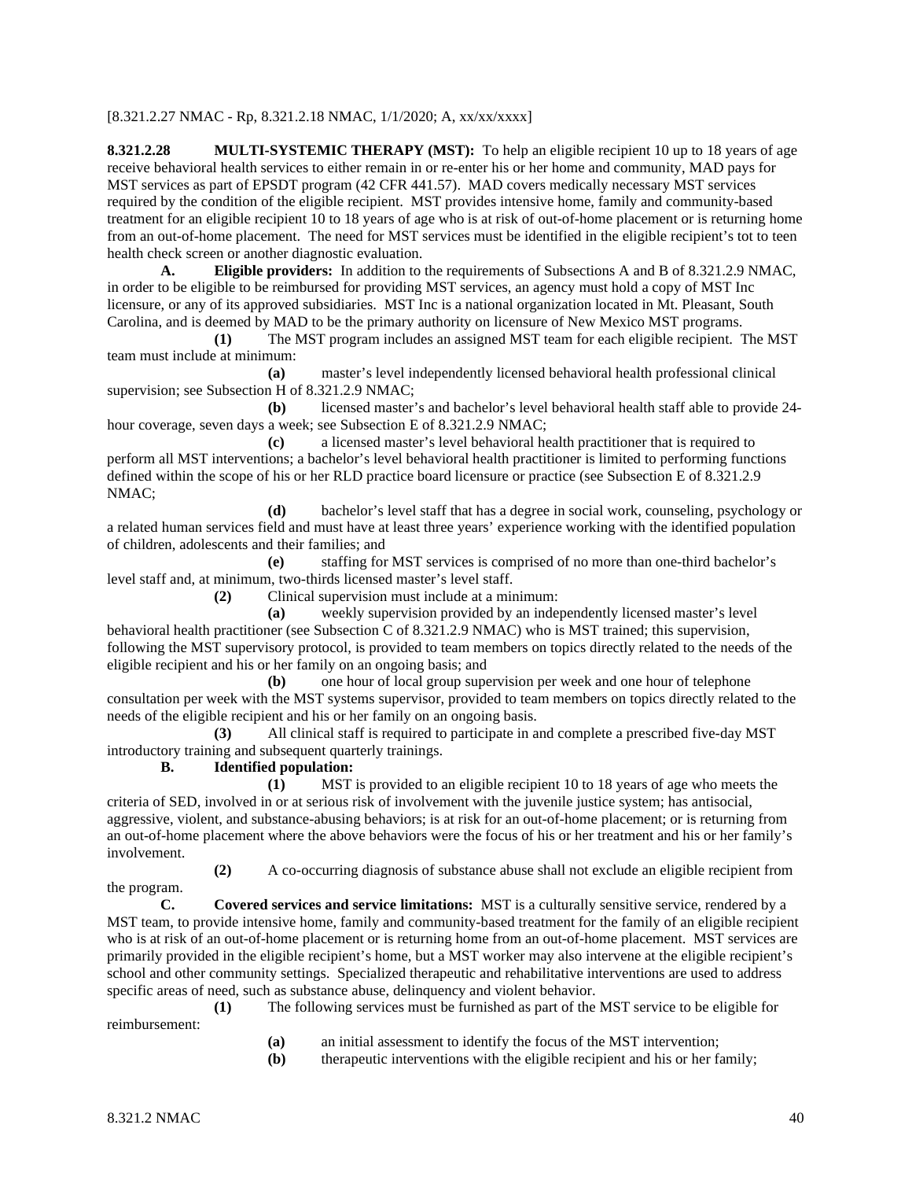[8.321.2.27 NMAC - Rp, 8.321.2.18 NMAC, 1/1/2020; A, xx/xx/xxxx]

**8.321.2.28 MULTI-SYSTEMIC THERAPY (MST):** To help an eligible recipient 10 up to 18 years of age receive behavioral health services to either remain in or re-enter his or her home and community, MAD pays for MST services as part of EPSDT program (42 CFR 441.57). MAD covers medically necessary MST services required by the condition of the eligible recipient. MST provides intensive home, family and community-based treatment for an eligible recipient 10 to 18 years of age who is at risk of out-of-home placement or is returning home from an out-of-home placement. The need for MST services must be identified in the eligible recipient's tot to teen health check screen or another diagnostic evaluation.

**A. Eligible providers:** In addition to the requirements of Subsections A and B of 8.321.2.9 NMAC, in order to be eligible to be reimbursed for providing MST services, an agency must hold a copy of MST Inc licensure, or any of its approved subsidiaries. MST Inc is a national organization located in Mt. Pleasant, South Carolina, and is deemed by MAD to be the primary authority on licensure of New Mexico MST programs.

**(1)** The MST program includes an assigned MST team for each eligible recipient. The MST team must include at minimum:

**(a)** master's level independently licensed behavioral health professional clinical supervision; see Subsection H of 8.321.2.9 NMAC;

**(b)** licensed master's and bachelor's level behavioral health staff able to provide 24-hour coverage, seven days a week; see Subsection E of 8.321.2.9 NMAC;

**(c)** a licensed master's level behavioral health practitioner that is required to perform all MST interventions; a bachelor's level behavioral health practitioner is limited to performing functions defined within the scope of his or her RLD practice board licensure or practice (see Subsection E of 8.321.2.9 NMAC;

**(d)** bachelor's level staff that has a degree in social work, counseling, psychology or a related human services field and must have at least three years' experience working with the identified population of children, adolescents and their families; and

**(e)** staffing for MST services is comprised of no more than one-third bachelor's level staff and, at minimum, two-thirds licensed master's level staff.

**(2)** Clinical supervision must include at a minimum:

**(a)** weekly supervision provided by an independently licensed master's level behavioral health practitioner (see Subsection C of 8.321.2.9 NMAC) who is MST trained; this supervision, following the MST supervisory protocol, is provided to team members on topics directly related to the needs of the eligible recipient and his or her family on an ongoing basis; and

**(b)** one hour of local group supervision per week and one hour of telephone consultation per week with the MST systems supervisor, provided to team members on topics directly related to the needs of the eligible recipient and his or her family on an ongoing basis.

**(3)** All clinical staff is required to participate in and complete a prescribed five-day MST introductory training and subsequent quarterly trainings.

**B. Identified population:**

**(1)** MST is provided to an eligible recipient 10 to 18 years of age who meets the criteria of SED, involved in or at serious risk of involvement with the juvenile justice system; has antisocial, aggressive, violent, and substance-abusing behaviors; is at risk for an out-of-home placement; or is returning from an out-of-home placement where the above behaviors were the focus of his or her treatment and his or her family's involvement.

**(2)** A co-occurring diagnosis of substance abuse shall not exclude an eligible recipient from the program.

**C. Covered services and service limitations:** MST is a culturally sensitive service, rendered by a MST team, to provide intensive home, family and community-based treatment for the family of an eligible recipient who is at risk of an out-of-home placement or is returning home from an out-of-home placement. MST services are primarily provided in the eligible recipient's home, but a MST worker may also intervene at the eligible recipient's school and other community settings. Specialized therapeutic and rehabilitative interventions are used to address specific areas of need, such as substance abuse, delinquency and violent behavior.

**(1)** The following services must be furnished as part of the MST service to be eligible for reimbursement:

**(a)** an initial assessment to identify the focus of the MST intervention;

**(b)** therapeutic interventions with the eligible recipient and his or her family;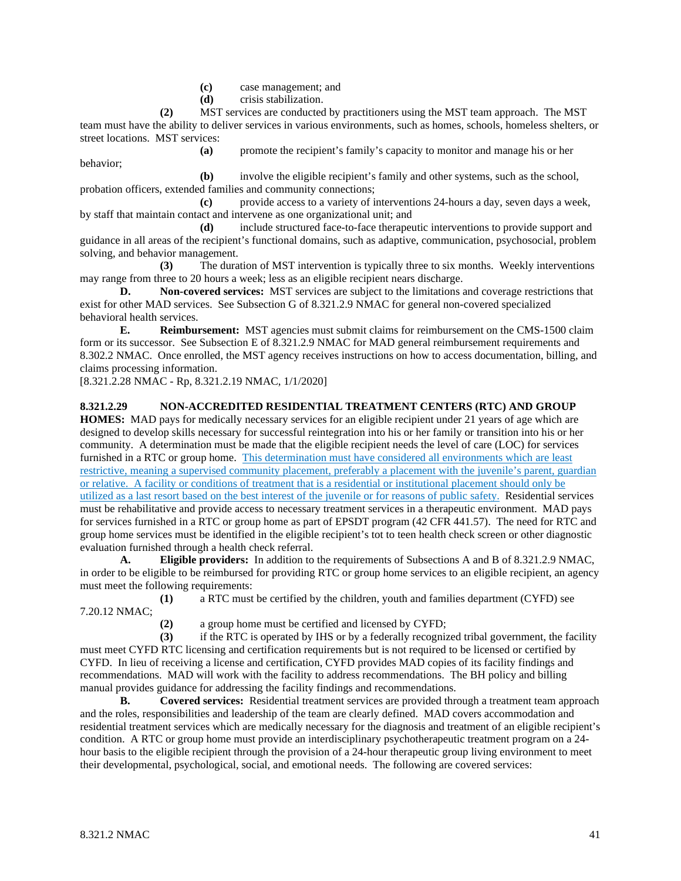**(c)** case management; and

**(d)** crisis stabilization.

**(2)** MST services are conducted by practitioners using the MST team approach. The MST team must have the ability to deliver services in various environments, such as homes, schools, homeless shelters, or street locations. MST services:

**(a)** promote the recipient's family's capacity to monitor and manage his or her behavior;

**(b)** involve the eligible recipient's family and other systems, such as the school, probation officers, extended families and community connections;

**(c)** provide access to a variety of interventions 24-hours a day, seven days a week, by staff that maintain contact and intervene as one organizational unit; and

**(d)** include structured face-to-face therapeutic interventions to provide support and guidance in all areas of the recipient's functional domains, such as adaptive, communication, psychosocial, problem solving, and behavior management.

**(3)** The duration of MST intervention is typically three to six months. Weekly interventions may range from three to 20 hours a week; less as an eligible recipient nears discharge.

**D. Non-covered services:** MST services are subject to the limitations and coverage restrictions that exist for other MAD services. See Subsection G of 8.321.2.9 NMAC for general non-covered specialized behavioral health services.

**E. Reimbursement:** MST agencies must submit claims for reimbursement on the CMS-1500 claim form or its successor. See Subsection E of 8.321.2.9 NMAC for MAD general reimbursement requirements and 8.302.2 NMAC. Once enrolled, the MST agency receives instructions on how to access documentation, billing, and claims processing information.

[8.321.2.28 NMAC - Rp, 8.321.2.19 NMAC, 1/1/2020]

**8.321.2.29 NON-ACCREDITED RESIDENTIAL TREATMENT CENTERS (RTC) AND GROUP HOMES:** MAD pays for medically necessary services for an eligible recipient under 21 years of age which are designed to develop skills necessary for successful reintegration into his or her family or transition into his or her community. A determination must be made that the eligible recipient needs the level of care (LOC) for services furnished in a RTC or group home. This determination must have considered all environments which are least restrictive, meaning a supervised community placement, preferably a placement with the juvenile's parent, guardian or relative. A facility or conditions of treatment that is a residential or institutional placement should only be utilized as a last resort based on the best interest of the juvenile or for reasons of public safety. Residential services must be rehabilitative and provide access to necessary treatment services in a therapeutic environment. MAD pays for services furnished in a RTC or group home as part of EPSDT program (42 CFR 441.57). The need for RTC and group home services must be identified in the eligible recipient's tot to teen health check screen or other diagnostic evaluation furnished through a health check referral.

**A. Eligible providers:** In addition to the requirements of Subsections A and B of 8.321.2.9 NMAC, in order to be eligible to be reimbursed for providing RTC or group home services to an eligible recipient, an agency must meet the following requirements:

**(1)** a RTC must be certified by the children, youth and families department (CYFD) see 7.20.12 NMAC;

**(2)** a group home must be certified and licensed by CYFD;

**(3)** if the RTC is operated by IHS or by a federally recognized tribal government, the facility must meet CYFD RTC licensing and certification requirements but is not required to be licensed or certified by CYFD. In lieu of receiving a license and certification, CYFD provides MAD copies of its facility findings and recommendations. MAD will work with the facility to address recommendations. The BH policy and billing manual provides guidance for addressing the facility findings and recommendations.

**B. Covered services:** Residential treatment services are provided through a treatment team approach and the roles, responsibilities and leadership of the team are clearly defined. MAD covers accommodation and residential treatment services which are medically necessary for the diagnosis and treatment of an eligible recipient's condition. A RTC or group home must provide an interdisciplinary psychotherapeutic treatment program on a 24-hour basis to the eligible recipient through the provision of a 24-hour therapeutic group living environment to meet their developmental, psychological, social, and emotional needs. The following are covered services: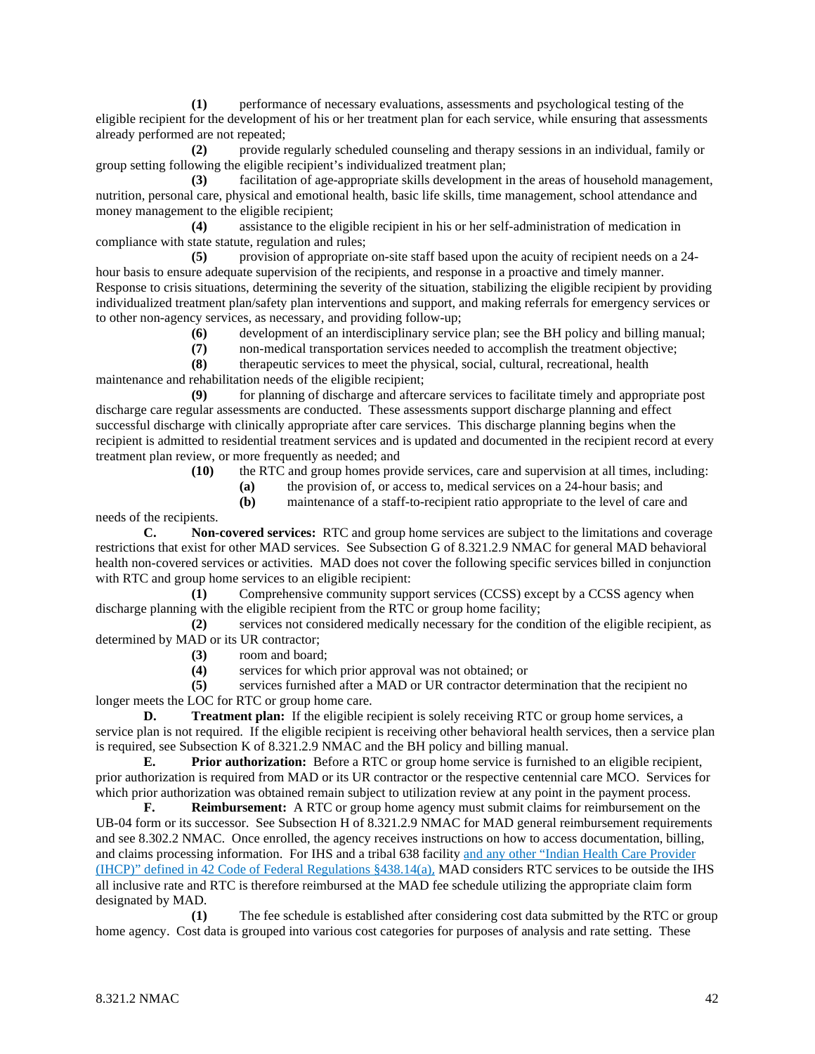**(1)** performance of necessary evaluations, assessments and psychological testing of the eligible recipient for the development of his or her treatment plan for each service, while ensuring that assessments already performed are not repeated;

**(2)** provide regularly scheduled counseling and therapy sessions in an individual, family or group setting following the eligible recipient's individualized treatment plan;

**(3)** facilitation of age-appropriate skills development in the areas of household management, nutrition, personal care, physical and emotional health, basic life skills, time management, school attendance and money management to the eligible recipient;

**(4)** assistance to the eligible recipient in his or her self-administration of medication in compliance with state statute, regulation and rules;

**(5)** provision of appropriate on-site staff based upon the acuity of recipient needs on a 24-hour basis to ensure adequate supervision of the recipients, and response in a proactive and timely manner. Response to crisis situations, determining the severity of the situation, stabilizing the eligible recipient by providing individualized treatment plan/safety plan interventions and support, and making referrals for emergency services or to other non-agency services, as necessary, and providing follow-up;

**(6)** development of an interdisciplinary service plan; see the BH policy and billing manual;

**(7)** non-medical transportation services needed to accomplish the treatment objective;

**(8)** therapeutic services to meet the physical, social, cultural, recreational, health maintenance and rehabilitation needs of the eligible recipient;

**(9)** for planning of discharge and aftercare services to facilitate timely and appropriate post discharge care regular assessments are conducted. These assessments support discharge planning and effect successful discharge with clinically appropriate after care services. This discharge planning begins when the recipient is admitted to residential treatment services and is updated and documented in the recipient record at every treatment plan review, or more frequently as needed; and

**(10)** the RTC and group homes provide services, care and supervision at all times, including:

**(a)** the provision of, or access to, medical services on a 24-hour basis; and

**(b)** maintenance of a staff-to-recipient ratio appropriate to the level of care and needs of the recipients.

**C. Non-covered services:** RTC and group home services are subject to the limitations and coverage restrictions that exist for other MAD services. See Subsection G of 8.321.2.9 NMAC for general MAD behavioral health non-covered services or activities. MAD does not cover the following specific services billed in conjunction with RTC and group home services to an eligible recipient:

**(1)** Comprehensive community support services (CCSS) except by a CCSS agency when discharge planning with the eligible recipient from the RTC or group home facility;

**(2)** services not considered medically necessary for the condition of the eligible recipient, as determined by MAD or its UR contractor;

**(3)** room and board;

**(4)** services for which prior approval was not obtained; or

**(5)** services furnished after a MAD or UR contractor determination that the recipient no longer meets the LOC for RTC or group home care.

**D. Treatment plan:** If the eligible recipient is solely receiving RTC or group home services, a service plan is not required. If the eligible recipient is receiving other behavioral health services, then a service plan is required, see Subsection K of 8.321.2.9 NMAC and the BH policy and billing manual.

**E. Prior authorization:** Before a RTC or group home service is furnished to an eligible recipient, prior authorization is required from MAD or its UR contractor or the respective centennial care MCO. Services for which prior authorization was obtained remain subject to utilization review at any point in the payment process.

**F. Reimbursement:** A RTC or group home agency must submit claims for reimbursement on the UB-04 form or its successor. See Subsection H of 8.321.2.9 NMAC for MAD general reimbursement requirements and see 8.302.2 NMAC. Once enrolled, the agency receives instructions on how to access documentation, billing, and claims processing information. For IHS and a tribal 638 facility and any other "Indian Health Care Provider (IHCP)" defined in 42 Code of Federal Regulations §438.14(a), MAD considers RTC services to be outside the IHS all inclusive rate and RTC is therefore reimbursed at the MAD fee schedule utilizing the appropriate claim form designated by MAD.

**(1)** The fee schedule is established after considering cost data submitted by the RTC or group home agency. Cost data is grouped into various cost categories for purposes of analysis and rate setting. These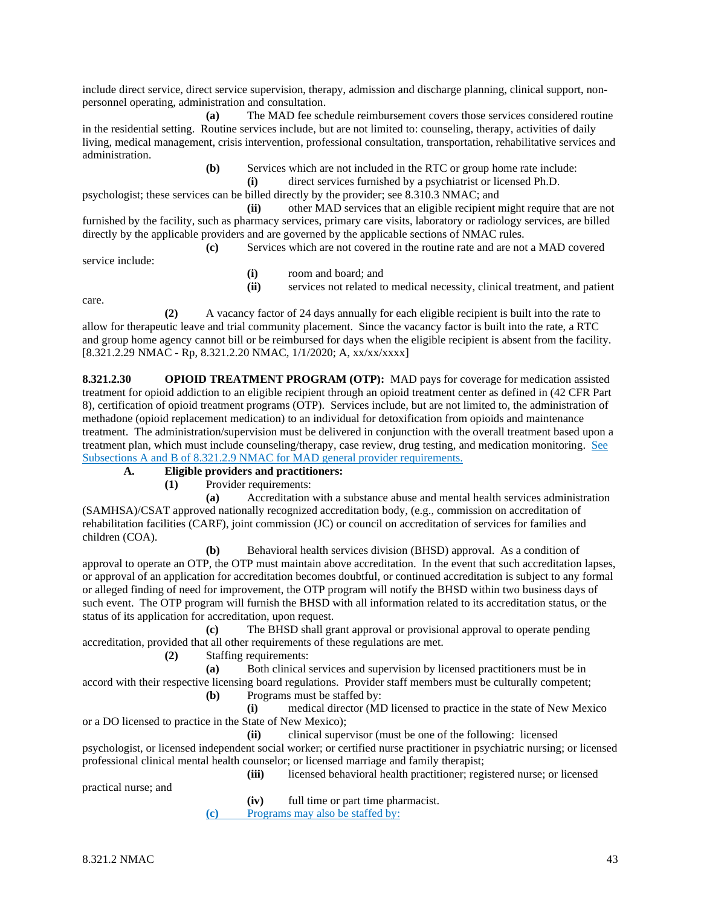include direct service, direct service supervision, therapy, admission and discharge planning, clinical support, non-personnel operating, administration and consultation.

**(a)** The MAD fee schedule reimbursement covers those services considered routine in the residential setting. Routine services include, but are not limited to: counseling, therapy, activities of daily living, medical management, crisis intervention, professional consultation, transportation, rehabilitative services and administration.

**(b)** Services which are not included in the RTC or group home rate include:

**(i)** direct services furnished by a psychiatrist or licensed Ph.D. psychologist; these services can be billed directly by the provider; see 8.310.3 NMAC; and

**(ii)** other MAD services that an eligible recipient might require that are not furnished by the facility, such as pharmacy services, primary care visits, laboratory or radiology services, are billed directly by the applicable providers and are governed by the applicable sections of NMAC rules.

**(c)** Services which are not covered in the routine rate and are not a MAD covered service include:

**(i)** room and board; and

**(ii)** services not related to medical necessity, clinical treatment, and patient care.

**(2)** A vacancy factor of 24 days annually for each eligible recipient is built into the rate to allow for therapeutic leave and trial community placement. Since the vacancy factor is built into the rate, a RTC and group home agency cannot bill or be reimbursed for days when the eligible recipient is absent from the facility.
[8.321.2.29 NMAC - Rp, 8.321.2.20 NMAC, 1/1/2020; A, xx/xx/xxxx]

**8.321.2.30 OPIOID TREATMENT PROGRAM (OTP):** MAD pays for coverage for medication assisted treatment for opioid addiction to an eligible recipient through an opioid treatment center as defined in (42 CFR Part 8), certification of opioid treatment programs (OTP). Services include, but are not limited to, the administration of methadone (opioid replacement medication) to an individual for detoxification from opioids and maintenance treatment. The administration/supervision must be delivered in conjunction with the overall treatment based upon a treatment plan, which must include counseling/therapy, case review, drug testing, and medication monitoring. See Subsections A and B of 8.321.2.9 NMAC for MAD general provider requirements.

**A. Eligible providers and practitioners:**

**(1)** Provider requirements:

**(a)** Accreditation with a substance abuse and mental health services administration (SAMHSA)/CSAT approved nationally recognized accreditation body, (e.g., commission on accreditation of rehabilitation facilities (CARF), joint commission (JC) or council on accreditation of services for families and children (COA).

**(b)** Behavioral health services division (BHSD) approval. As a condition of approval to operate an OTP, the OTP must maintain above accreditation. In the event that such accreditation lapses, or approval of an application for accreditation becomes doubtful, or continued accreditation is subject to any formal or alleged finding of need for improvement, the OTP program will notify the BHSD within two business days of such event. The OTP program will furnish the BHSD with all information related to its accreditation status, or the status of its application for accreditation, upon request.

**(c)** The BHSD shall grant approval or provisional approval to operate pending accreditation, provided that all other requirements of these regulations are met.

**(2)** Staffing requirements:

**(a)** Both clinical services and supervision by licensed practitioners must be in accord with their respective licensing board regulations. Provider staff members must be culturally competent;

**(b)** Programs must be staffed by:

**(i)** medical director (MD licensed to practice in the state of New Mexico or a DO licensed to practice in the State of New Mexico);

**(ii)** clinical supervisor (must be one of the following: licensed psychologist, or licensed independent social worker; or certified nurse practitioner in psychiatric nursing; or licensed professional clinical mental health counselor; or licensed marriage and family therapist;

**(iii)** licensed behavioral health practitioner; registered nurse; or licensed practical nurse; and

**(iv)** full time or part time pharmacist.

**(c)** Programs may also be staffed by: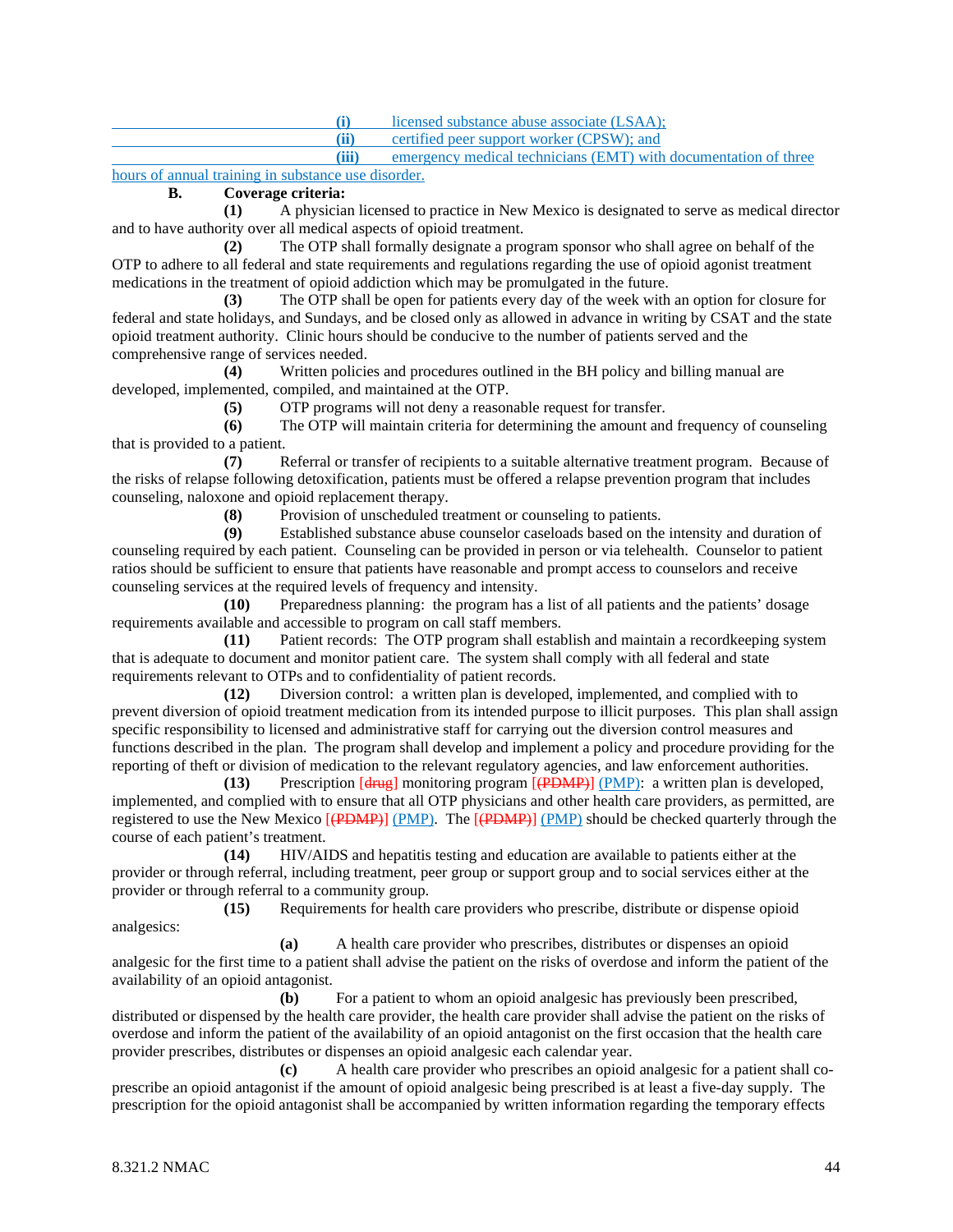(i) licensed substance abuse associate (LSAA);

(ii) certified peer support worker (CPSW); and

(iii) emergency medical technicians (EMT) with documentation of three hours of annual training in substance use disorder.

**B. Coverage criteria:**

**(1)** A physician licensed to practice in New Mexico is designated to serve as medical director and to have authority over all medical aspects of opioid treatment.

**(2)** The OTP shall formally designate a program sponsor who shall agree on behalf of the OTP to adhere to all federal and state requirements and regulations regarding the use of opioid agonist treatment medications in the treatment of opioid addiction which may be promulgated in the future.

**(3)** The OTP shall be open for patients every day of the week with an option for closure for federal and state holidays, and Sundays, and be closed only as allowed in advance in writing by CSAT and the state opioid treatment authority. Clinic hours should be conducive to the number of patients served and the comprehensive range of services needed.

**(4)** Written policies and procedures outlined in the BH policy and billing manual are developed, implemented, compiled, and maintained at the OTP.

**(5)** OTP programs will not deny a reasonable request for transfer.

**(6)** The OTP will maintain criteria for determining the amount and frequency of counseling that is provided to a patient.

**(7)** Referral or transfer of recipients to a suitable alternative treatment program. Because of the risks of relapse following detoxification, patients must be offered a relapse prevention program that includes counseling, naloxone and opioid replacement therapy.

**(8)** Provision of unscheduled treatment or counseling to patients.

**(9)** Established substance abuse counselor caseloads based on the intensity and duration of counseling required by each patient. Counseling can be provided in person or via telehealth. Counselor to patient ratios should be sufficient to ensure that patients have reasonable and prompt access to counselors and receive counseling services at the required levels of frequency and intensity.

**(10)** Preparedness planning: the program has a list of all patients and the patients' dosage requirements available and accessible to program on call staff members.

**(11)** Patient records: The OTP program shall establish and maintain a recordkeeping system that is adequate to document and monitor patient care. The system shall comply with all federal and state requirements relevant to OTPs and to confidentiality of patient records.

**(12)** Diversion control: a written plan is developed, implemented, and complied with to prevent diversion of opioid treatment medication from its intended purpose to illicit purposes. This plan shall assign specific responsibility to licensed and administrative staff for carrying out the diversion control measures and functions described in the plan. The program shall develop and implement a policy and procedure providing for the reporting of theft or division of medication to the relevant regulatory agencies, and law enforcement authorities.

**(13)** Prescription [~~drug~~] monitoring program [~~(PDMP)~~] (PMP): a written plan is developed, implemented, and complied with to ensure that all OTP physicians and other health care providers, as permitted, are registered to use the New Mexico [~~(PDMP)~~] (PMP). The [~~(PDMP)~~] (PMP) should be checked quarterly through the course of each patient's treatment.

**(14)** HIV/AIDS and hepatitis testing and education are available to patients either at the provider or through referral, including treatment, peer group or support group and to social services either at the provider or through referral to a community group.

**(15)** Requirements for health care providers who prescribe, distribute or dispense opioid analgesics:

**(a)** A health care provider who prescribes, distributes or dispenses an opioid analgesic for the first time to a patient shall advise the patient on the risks of overdose and inform the patient of the availability of an opioid antagonist.

**(b)** For a patient to whom an opioid analgesic has previously been prescribed, distributed or dispensed by the health care provider, the health care provider shall advise the patient on the risks of overdose and inform the patient of the availability of an opioid antagonist on the first occasion that the health care provider prescribes, distributes or dispenses an opioid analgesic each calendar year.

**(c)** A health care provider who prescribes an opioid analgesic for a patient shall co-prescribe an opioid antagonist if the amount of opioid analgesic being prescribed is at least a five-day supply. The prescription for the opioid antagonist shall be accompanied by written information regarding the temporary effects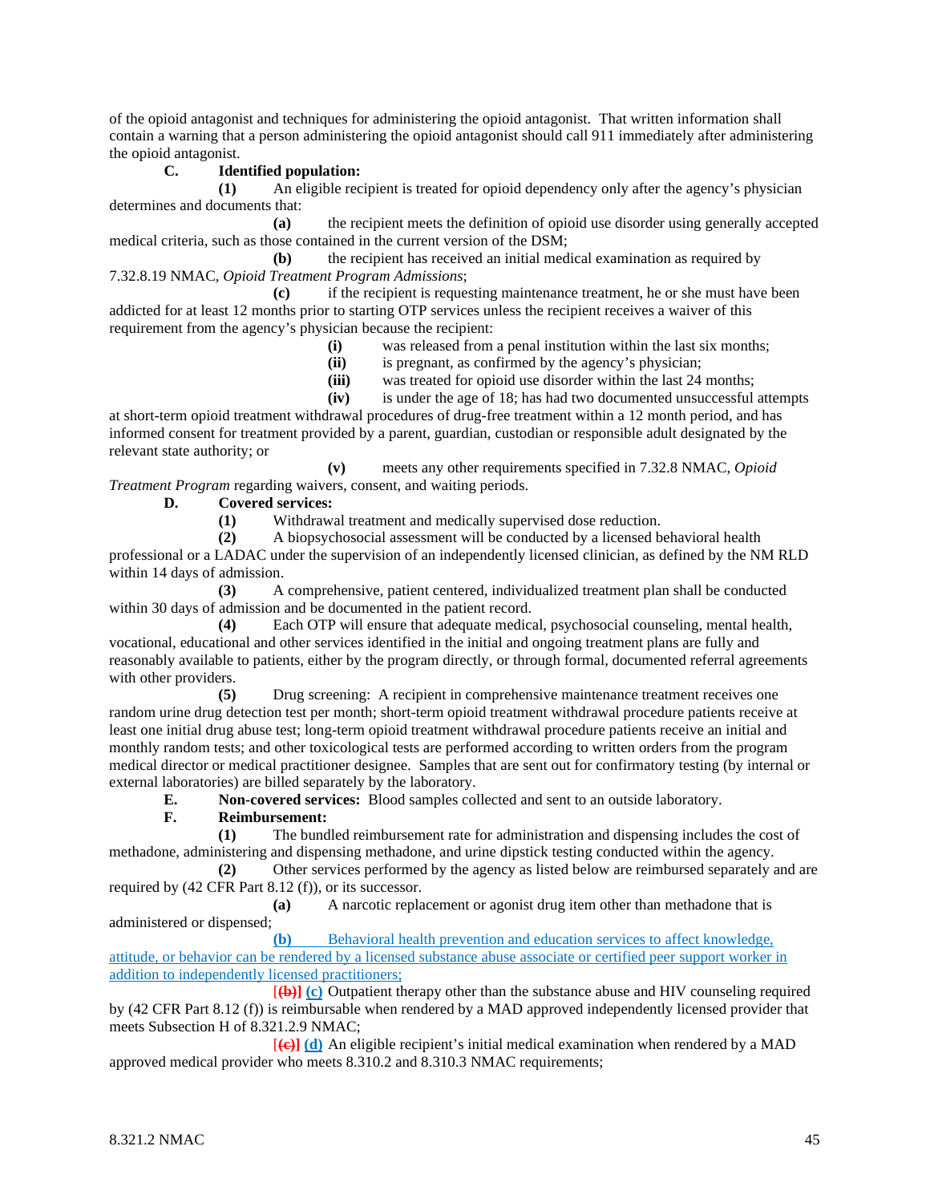of the opioid antagonist and techniques for administering the opioid antagonist. That written information shall contain a warning that a person administering the opioid antagonist should call 911 immediately after administering the opioid antagonist.

**C. Identified population:**

**(1)** An eligible recipient is treated for opioid dependency only after the agency's physician determines and documents that:

**(a)** the recipient meets the definition of opioid use disorder using generally accepted medical criteria, such as those contained in the current version of the DSM;

**(b)** the recipient has received an initial medical examination as required by 7.32.8.19 NMAC, *Opioid Treatment Program Admissions*;

**(c)** if the recipient is requesting maintenance treatment, he or she must have been addicted for at least 12 months prior to starting OTP services unless the recipient receives a waiver of this requirement from the agency's physician because the recipient:

**(i)** was released from a penal institution within the last six months;

**(ii)** is pregnant, as confirmed by the agency's physician;

**(iii)** was treated for opioid use disorder within the last 24 months;

**(iv)** is under the age of 18; has had two documented unsuccessful attempts at short-term opioid treatment withdrawal procedures of drug-free treatment within a 12 month period, and has informed consent for treatment provided by a parent, guardian, custodian or responsible adult designated by the relevant state authority; or

**(v)** meets any other requirements specified in 7.32.8 NMAC, *Opioid Treatment Program* regarding waivers, consent, and waiting periods.

**D. Covered services:**

**(1)** Withdrawal treatment and medically supervised dose reduction.

**(2)** A biopsychosocial assessment will be conducted by a licensed behavioral health professional or a LADAC under the supervision of an independently licensed clinician, as defined by the NM RLD within 14 days of admission.

**(3)** A comprehensive, patient centered, individualized treatment plan shall be conducted within 30 days of admission and be documented in the patient record.

**(4)** Each OTP will ensure that adequate medical, psychosocial counseling, mental health, vocational, educational and other services identified in the initial and ongoing treatment plans are fully and reasonably available to patients, either by the program directly, or through formal, documented referral agreements with other providers.

**(5)** Drug screening: A recipient in comprehensive maintenance treatment receives one random urine drug detection test per month; short-term opioid treatment withdrawal procedure patients receive at least one initial drug abuse test; long-term opioid treatment withdrawal procedure patients receive an initial and monthly random tests; and other toxicological tests are performed according to written orders from the program medical director or medical practitioner designee. Samples that are sent out for confirmatory testing (by internal or external laboratories) are billed separately by the laboratory.

**E. Non-covered services:** Blood samples collected and sent to an outside laboratory.

**F. Reimbursement:**

**(1)** The bundled reimbursement rate for administration and dispensing includes the cost of methadone, administering and dispensing methadone, and urine dipstick testing conducted within the agency.

**(2)** Other services performed by the agency as listed below are reimbursed separately and are required by (42 CFR Part 8.12 (f)), or its successor.

**(a)** A narcotic replacement or agonist drug item other than methadone that is administered or dispensed;

**(b)** Behavioral health prevention and education services to affect knowledge, attitude, or behavior can be rendered by a licensed substance abuse associate or certified peer support worker in addition to independently licensed practitioners;

[~~(b)~~] **(c)** Outpatient therapy other than the substance abuse and HIV counseling required by (42 CFR Part 8.12 (f)) is reimbursable when rendered by a MAD approved independently licensed provider that meets Subsection H of 8.321.2.9 NMAC;

[~~(c)~~] **(d)** An eligible recipient's initial medical examination when rendered by a MAD approved medical provider who meets 8.310.2 and 8.310.3 NMAC requirements;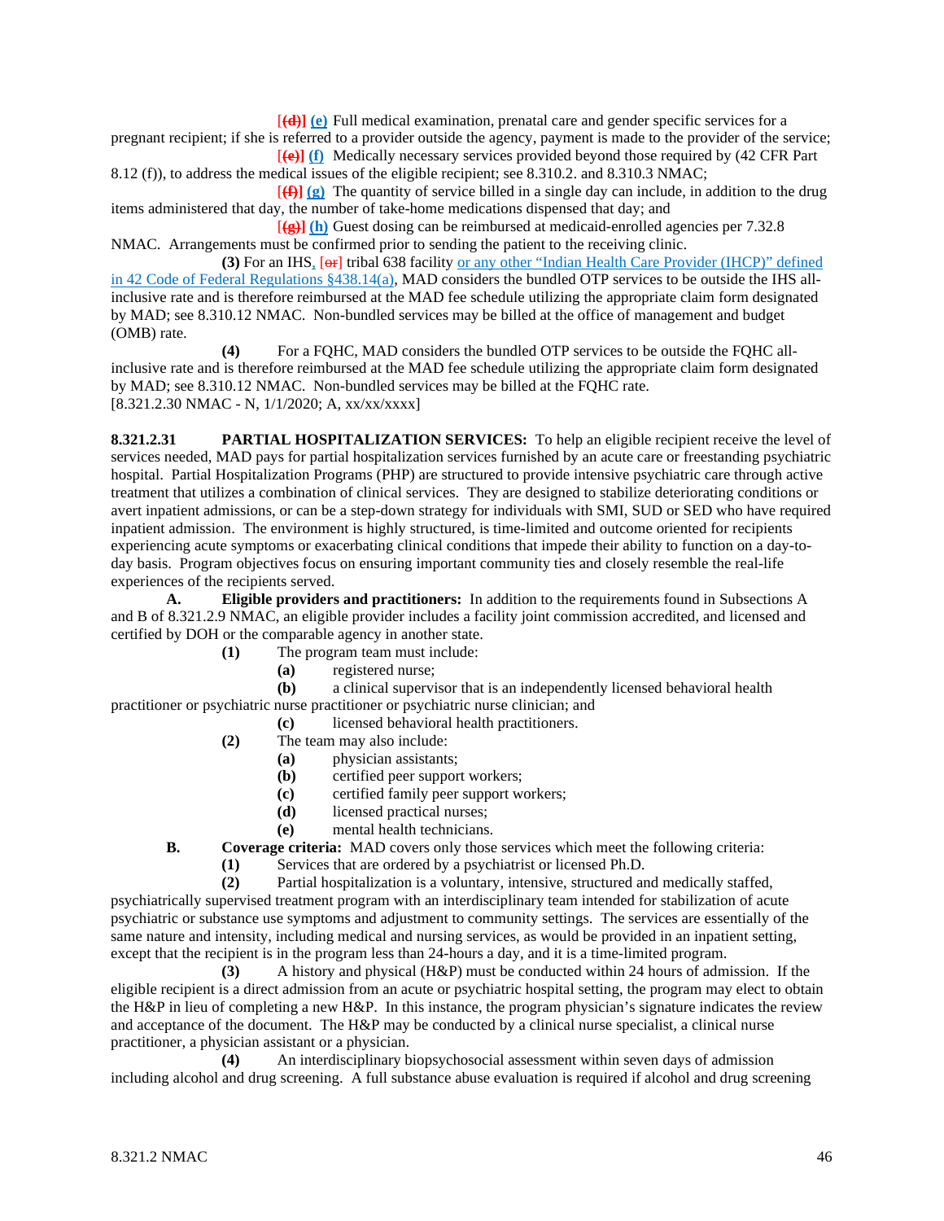[~~(d)~~] **(e)** Full medical examination, prenatal care and gender specific services for a pregnant recipient; if she is referred to a provider outside the agency, payment is made to the provider of the service;

[~~(e)~~] **(f)** Medically necessary services provided beyond those required by (42 CFR Part 8.12 (f)), to address the medical issues of the eligible recipient; see 8.310.2. and 8.310.3 NMAC;

[~~(f)~~] **(g)** The quantity of service billed in a single day can include, in addition to the drug items administered that day, the number of take-home medications dispensed that day; and

[~~(g)~~] **(h)** Guest dosing can be reimbursed at medicaid-enrolled agencies per 7.32.8 NMAC. Arrangements must be confirmed prior to sending the patient to the receiving clinic.

**(3)** For an IHS, [~~or~~] tribal 638 facility or any other "Indian Health Care Provider (IHCP)" defined in 42 Code of Federal Regulations §438.14(a), MAD considers the bundled OTP services to be outside the IHS all-inclusive rate and is therefore reimbursed at the MAD fee schedule utilizing the appropriate claim form designated by MAD; see 8.310.12 NMAC. Non-bundled services may be billed at the office of management and budget (OMB) rate.

**(4)** For a FQHC, MAD considers the bundled OTP services to be outside the FQHC all-inclusive rate and is therefore reimbursed at the MAD fee schedule utilizing the appropriate claim form designated by MAD; see 8.310.12 NMAC. Non-bundled services may be billed at the FQHC rate.

[8.321.2.30 NMAC - N, 1/1/2020; A, xx/xx/xxxx]

**8.321.2.31 PARTIAL HOSPITALIZATION SERVICES:** To help an eligible recipient receive the level of services needed, MAD pays for partial hospitalization services furnished by an acute care or freestanding psychiatric hospital. Partial Hospitalization Programs (PHP) are structured to provide intensive psychiatric care through active treatment that utilizes a combination of clinical services. They are designed to stabilize deteriorating conditions or avert inpatient admissions, or can be a step-down strategy for individuals with SMI, SUD or SED who have required inpatient admission. The environment is highly structured, is time-limited and outcome oriented for recipients experiencing acute symptoms or exacerbating clinical conditions that impede their ability to function on a day-to-day basis. Program objectives focus on ensuring important community ties and closely resemble the real-life experiences of the recipients served.

**A. Eligible providers and practitioners:** In addition to the requirements found in Subsections A and B of 8.321.2.9 NMAC, an eligible provider includes a facility joint commission accredited, and licensed and certified by DOH or the comparable agency in another state.

**(1)** The program team must include:

**(a)** registered nurse;

**(b)** a clinical supervisor that is an independently licensed behavioral health practitioner or psychiatric nurse practitioner or psychiatric nurse clinician; and

**(c)** licensed behavioral health practitioners.

**(2)** The team may also include:

**(a)** physician assistants;

**(b)** certified peer support workers;

**(c)** certified family peer support workers;

**(d)** licensed practical nurses;

**(e)** mental health technicians.

**B. Coverage criteria:** MAD covers only those services which meet the following criteria:

**(1)** Services that are ordered by a psychiatrist or licensed Ph.D.

**(2)** Partial hospitalization is a voluntary, intensive, structured and medically staffed, psychiatrically supervised treatment program with an interdisciplinary team intended for stabilization of acute psychiatric or substance use symptoms and adjustment to community settings. The services are essentially of the same nature and intensity, including medical and nursing services, as would be provided in an inpatient setting, except that the recipient is in the program less than 24-hours a day, and it is a time-limited program.

**(3)** A history and physical (H&P) must be conducted within 24 hours of admission. If the eligible recipient is a direct admission from an acute or psychiatric hospital setting, the program may elect to obtain the H&P in lieu of completing a new H&P. In this instance, the program physician's signature indicates the review and acceptance of the document. The H&P may be conducted by a clinical nurse specialist, a clinical nurse practitioner, a physician assistant or a physician.

**(4)** An interdisciplinary biopsychosocial assessment within seven days of admission including alcohol and drug screening. A full substance abuse evaluation is required if alcohol and drug screening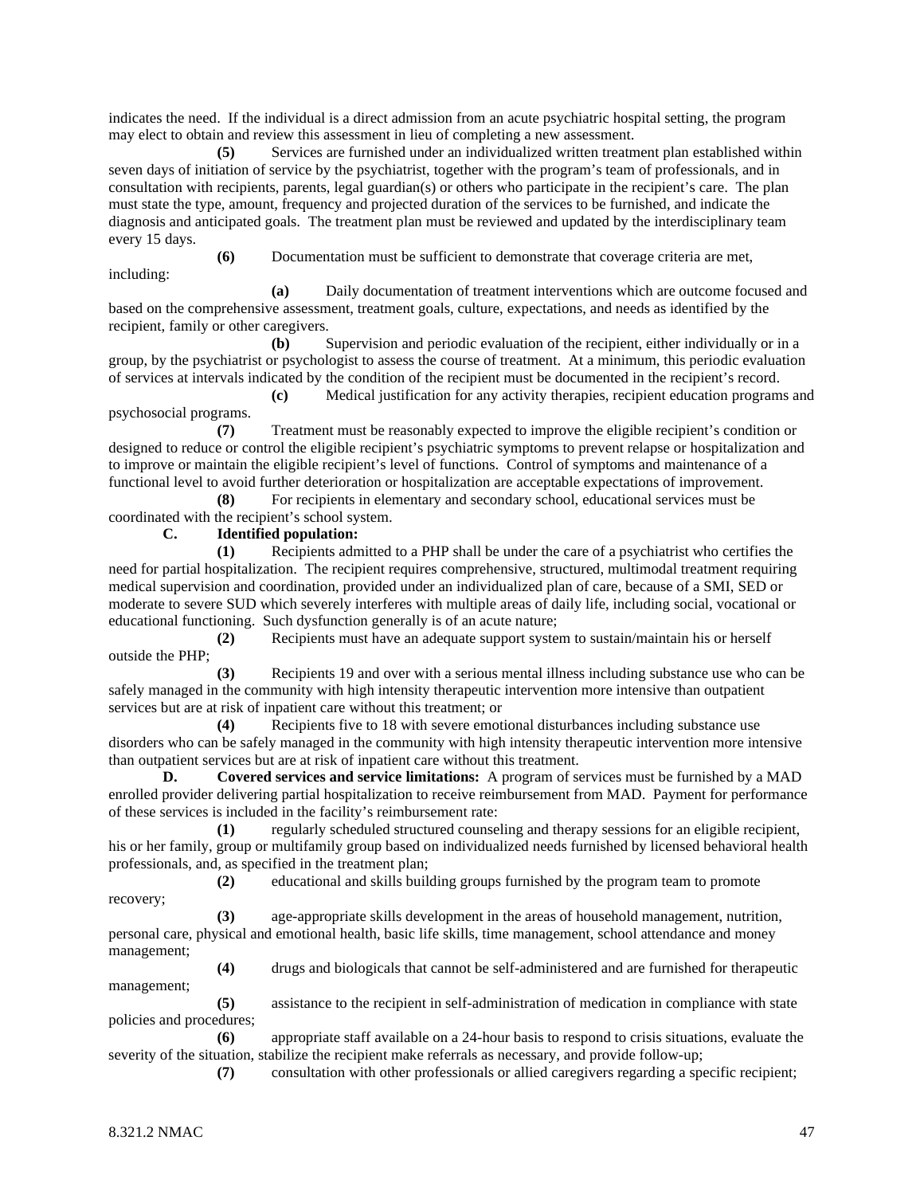indicates the need. If the individual is a direct admission from an acute psychiatric hospital setting, the program may elect to obtain and review this assessment in lieu of completing a new assessment.

**(5)** Services are furnished under an individualized written treatment plan established within seven days of initiation of service by the psychiatrist, together with the program's team of professionals, and in consultation with recipients, parents, legal guardian(s) or others who participate in the recipient's care. The plan must state the type, amount, frequency and projected duration of the services to be furnished, and indicate the diagnosis and anticipated goals. The treatment plan must be reviewed and updated by the interdisciplinary team every 15 days.

**(6)** Documentation must be sufficient to demonstrate that coverage criteria are met, including:

**(a)** Daily documentation of treatment interventions which are outcome focused and based on the comprehensive assessment, treatment goals, culture, expectations, and needs as identified by the recipient, family or other caregivers.

**(b)** Supervision and periodic evaluation of the recipient, either individually or in a group, by the psychiatrist or psychologist to assess the course of treatment. At a minimum, this periodic evaluation of services at intervals indicated by the condition of the recipient must be documented in the recipient's record.

**(c)** Medical justification for any activity therapies, recipient education programs and psychosocial programs.

**(7)** Treatment must be reasonably expected to improve the eligible recipient's condition or designed to reduce or control the eligible recipient's psychiatric symptoms to prevent relapse or hospitalization and to improve or maintain the eligible recipient's level of functions. Control of symptoms and maintenance of a functional level to avoid further deterioration or hospitalization are acceptable expectations of improvement.

**(8)** For recipients in elementary and secondary school, educational services must be coordinated with the recipient's school system.

**C. Identified population:**

**(1)** Recipients admitted to a PHP shall be under the care of a psychiatrist who certifies the need for partial hospitalization. The recipient requires comprehensive, structured, multimodal treatment requiring medical supervision and coordination, provided under an individualized plan of care, because of a SMI, SED or moderate to severe SUD which severely interferes with multiple areas of daily life, including social, vocational or educational functioning. Such dysfunction generally is of an acute nature;

**(2)** Recipients must have an adequate support system to sustain/maintain his or herself outside the PHP;

**(3)** Recipients 19 and over with a serious mental illness including substance use who can be safely managed in the community with high intensity therapeutic intervention more intensive than outpatient services but are at risk of inpatient care without this treatment; or

**(4)** Recipients five to 18 with severe emotional disturbances including substance use disorders who can be safely managed in the community with high intensity therapeutic intervention more intensive than outpatient services but are at risk of inpatient care without this treatment.

**D. Covered services and service limitations:** A program of services must be furnished by a MAD enrolled provider delivering partial hospitalization to receive reimbursement from MAD. Payment for performance of these services is included in the facility's reimbursement rate:

**(1)** regularly scheduled structured counseling and therapy sessions for an eligible recipient, his or her family, group or multifamily group based on individualized needs furnished by licensed behavioral health professionals, and, as specified in the treatment plan;

**(2)** educational and skills building groups furnished by the program team to promote recovery;

**(3)** age-appropriate skills development in the areas of household management, nutrition, personal care, physical and emotional health, basic life skills, time management, school attendance and money management;

**(4)** drugs and biologicals that cannot be self-administered and are furnished for therapeutic management;

**(5)** assistance to the recipient in self-administration of medication in compliance with state policies and procedures;

**(6)** appropriate staff available on a 24-hour basis to respond to crisis situations, evaluate the severity of the situation, stabilize the recipient make referrals as necessary, and provide follow-up;

**(7)** consultation with other professionals or allied caregivers regarding a specific recipient;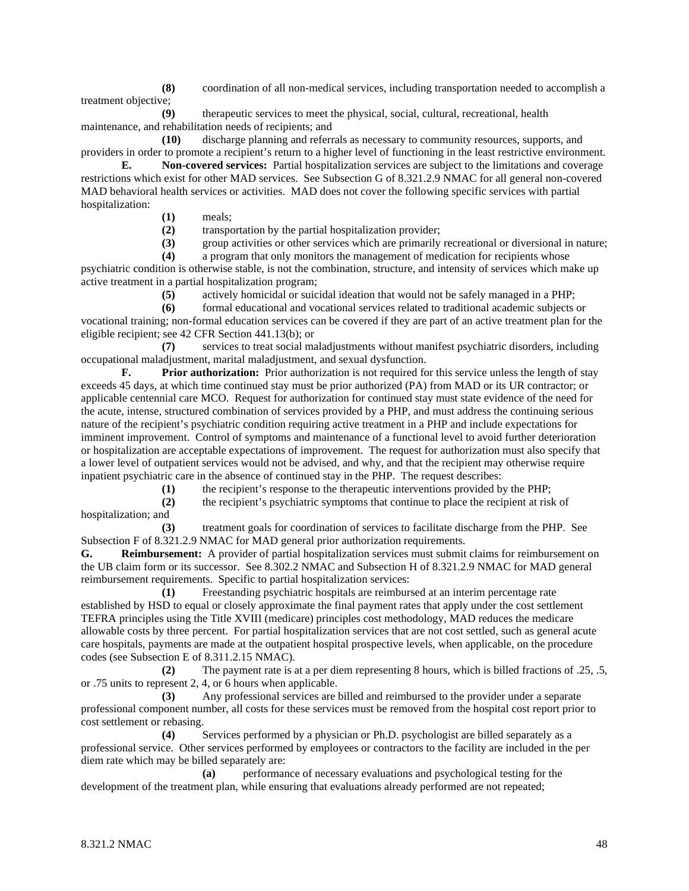**(8)** coordination of all non-medical services, including transportation needed to accomplish a treatment objective;

**(9)** therapeutic services to meet the physical, social, cultural, recreational, health maintenance, and rehabilitation needs of recipients; and

**(10)** discharge planning and referrals as necessary to community resources, supports, and providers in order to promote a recipient's return to a higher level of functioning in the least restrictive environment.

**E. Non-covered services:** Partial hospitalization services are subject to the limitations and coverage restrictions which exist for other MAD services. See Subsection G of 8.321.2.9 NMAC for all general non-covered MAD behavioral health services or activities. MAD does not cover the following specific services with partial hospitalization:

**(1)** meals;

**(2)** transportation by the partial hospitalization provider;

**(3)** group activities or other services which are primarily recreational or diversional in nature;

**(4)** a program that only monitors the management of medication for recipients whose psychiatric condition is otherwise stable, is not the combination, structure, and intensity of services which make up active treatment in a partial hospitalization program;

**(5)** actively homicidal or suicidal ideation that would not be safely managed in a PHP;

**(6)** formal educational and vocational services related to traditional academic subjects or vocational training; non-formal education services can be covered if they are part of an active treatment plan for the eligible recipient; see 42 CFR Section 441.13(b); or

**(7)** services to treat social maladjustments without manifest psychiatric disorders, including occupational maladjustment, marital maladjustment, and sexual dysfunction.

**F. Prior authorization:** Prior authorization is not required for this service unless the length of stay exceeds 45 days, at which time continued stay must be prior authorized (PA) from MAD or its UR contractor; or applicable centennial care MCO. Request for authorization for continued stay must state evidence of the need for the acute, intense, structured combination of services provided by a PHP, and must address the continuing serious nature of the recipient's psychiatric condition requiring active treatment in a PHP and include expectations for imminent improvement. Control of symptoms and maintenance of a functional level to avoid further deterioration or hospitalization are acceptable expectations of improvement. The request for authorization must also specify that a lower level of outpatient services would not be advised, and why, and that the recipient may otherwise require inpatient psychiatric care in the absence of continued stay in the PHP. The request describes:

**(1)** the recipient's response to the therapeutic interventions provided by the PHP;

**(2)** the recipient's psychiatric symptoms that continue to place the recipient at risk of hospitalization; and

**(3)** treatment goals for coordination of services to facilitate discharge from the PHP. See Subsection F of 8.321.2.9 NMAC for MAD general prior authorization requirements.

**G. Reimbursement:** A provider of partial hospitalization services must submit claims for reimbursement on the UB claim form or its successor. See 8.302.2 NMAC and Subsection H of 8.321.2.9 NMAC for MAD general reimbursement requirements. Specific to partial hospitalization services:

**(1)** Freestanding psychiatric hospitals are reimbursed at an interim percentage rate established by HSD to equal or closely approximate the final payment rates that apply under the cost settlement TEFRA principles using the Title XVIII (medicare) principles cost methodology, MAD reduces the medicare allowable costs by three percent. For partial hospitalization services that are not cost settled, such as general acute care hospitals, payments are made at the outpatient hospital prospective levels, when applicable, on the procedure codes (see Subsection E of 8.311.2.15 NMAC).

**(2)** The payment rate is at a per diem representing 8 hours, which is billed fractions of .25, .5, or .75 units to represent 2, 4, or 6 hours when applicable.

**(3)** Any professional services are billed and reimbursed to the provider under a separate professional component number, all costs for these services must be removed from the hospital cost report prior to cost settlement or rebasing.

**(4)** Services performed by a physician or Ph.D. psychologist are billed separately as a professional service. Other services performed by employees or contractors to the facility are included in the per diem rate which may be billed separately are:

**(a)** performance of necessary evaluations and psychological testing for the development of the treatment plan, while ensuring that evaluations already performed are not repeated;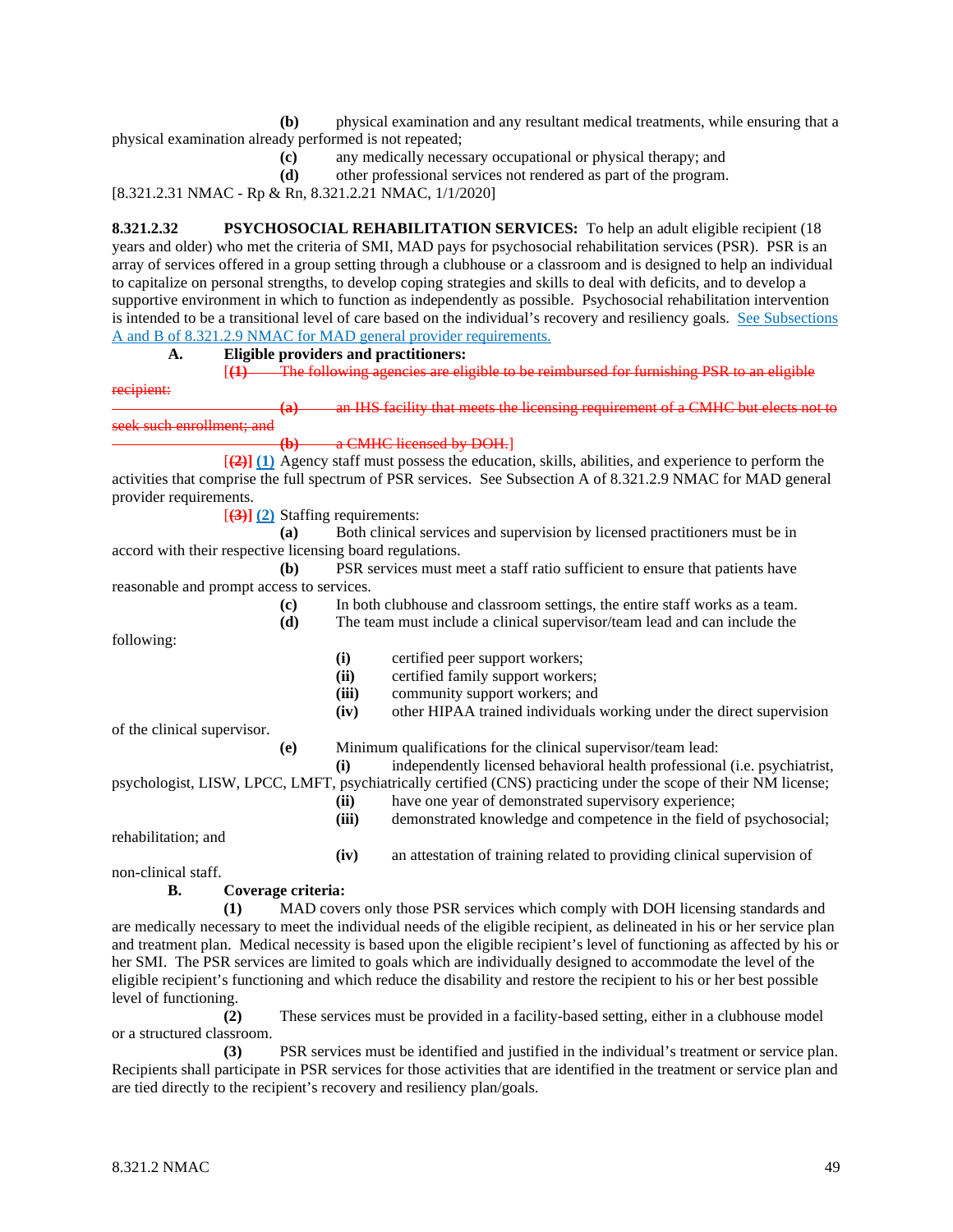**(b)** physical examination and any resultant medical treatments, while ensuring that a physical examination already performed is not repeated;

**(c)** any medically necessary occupational or physical therapy; and

**(d)** other professional services not rendered as part of the program.

[8.321.2.31 NMAC - Rp & Rn, 8.321.2.21 NMAC, 1/1/2020]

**8.321.2.32 PSYCHOSOCIAL REHABILITATION SERVICES:** To help an adult eligible recipient (18 years and older) who met the criteria of SMI, MAD pays for psychosocial rehabilitation services (PSR). PSR is an array of services offered in a group setting through a clubhouse or a classroom and is designed to help an individual to capitalize on personal strengths, to develop coping strategies and skills to deal with deficits, and to develop a supportive environment in which to function as independently as possible. Psychosocial rehabilitation intervention is intended to be a transitional level of care based on the individual's recovery and resiliency goals. See Subsections A and B of 8.321.2.9 NMAC for MAD general provider requirements.

**A. Eligible providers and practitioners:**

[~~**(1)** The following agencies are eligible to be reimbursed for furnishing PSR to an eligible recipient:~~

~~**(a)** an IHS facility that meets the licensing requirement of a CMHC but elects not to seek such enrollment; and~~

~~**(b)** a CMHC licensed by DOH.~~]

[~~**(2)**~~] **(1)** Agency staff must possess the education, skills, abilities, and experience to perform the activities that comprise the full spectrum of PSR services. See Subsection A of 8.321.2.9 NMAC for MAD general provider requirements.

[~~**(3)**~~] **(2)** Staffing requirements:

**(a)** Both clinical services and supervision by licensed practitioners must be in accord with their respective licensing board regulations.

**(b)** PSR services must meet a staff ratio sufficient to ensure that patients have reasonable and prompt access to services.

**(c)** In both clubhouse and classroom settings, the entire staff works as a team.

**(d)** The team must include a clinical supervisor/team lead and can include the following:

**(i)** certified peer support workers;

**(ii)** certified family support workers;

**(iii)** community support workers; and

**(iv)** other HIPAA trained individuals working under the direct supervision of the clinical supervisor.

**(e)** Minimum qualifications for the clinical supervisor/team lead:

**(i)** independently licensed behavioral health professional (i.e. psychiatrist, psychologist, LISW, LPCC, LMFT, psychiatrically certified (CNS) practicing under the scope of their NM license;

**(ii)** have one year of demonstrated supervisory experience;

**(iii)** demonstrated knowledge and competence in the field of psychosocial; rehabilitation; and

**(iv)** an attestation of training related to providing clinical supervision of non-clinical staff.

**B. Coverage criteria:**

**(1)** MAD covers only those PSR services which comply with DOH licensing standards and are medically necessary to meet the individual needs of the eligible recipient, as delineated in his or her service plan and treatment plan. Medical necessity is based upon the eligible recipient's level of functioning as affected by his or her SMI. The PSR services are limited to goals which are individually designed to accommodate the level of the eligible recipient's functioning and which reduce the disability and restore the recipient to his or her best possible level of functioning.

**(2)** These services must be provided in a facility-based setting, either in a clubhouse model or a structured classroom.

**(3)** PSR services must be identified and justified in the individual's treatment or service plan. Recipients shall participate in PSR services for those activities that are identified in the treatment or service plan and are tied directly to the recipient's recovery and resiliency plan/goals.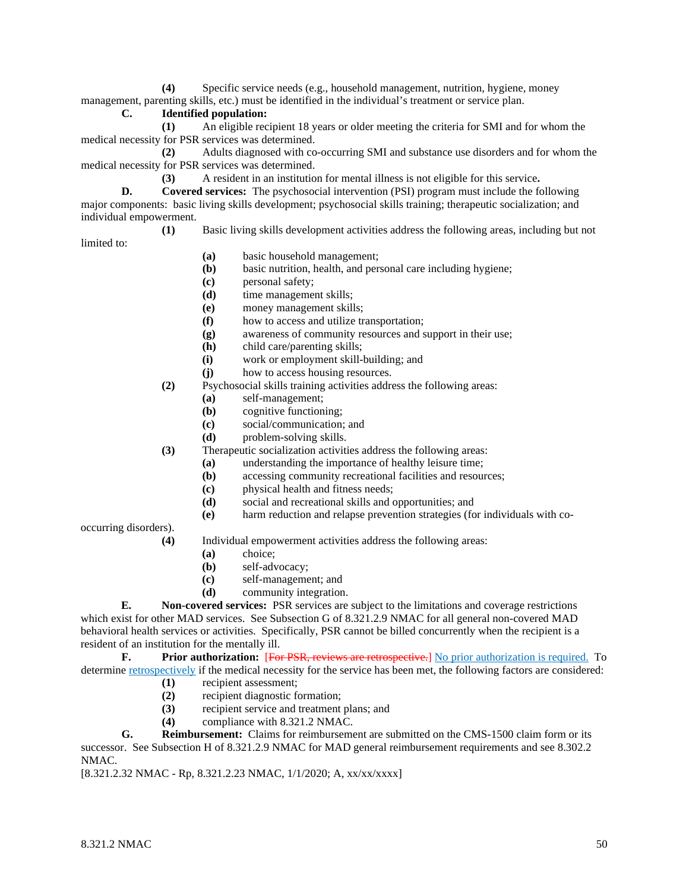**(4)** Specific service needs (e.g., household management, nutrition, hygiene, money management, parenting skills, etc.) must be identified in the individual's treatment or service plan.

**C. Identified population:**

**(1)** An eligible recipient 18 years or older meeting the criteria for SMI and for whom the medical necessity for PSR services was determined.

**(2)** Adults diagnosed with co-occurring SMI and substance use disorders and for whom the medical necessity for PSR services was determined.

**(3)** A resident in an institution for mental illness is not eligible for this service**.**

**D. Covered services:** The psychosocial intervention (PSI) program must include the following major components: basic living skills development; psychosocial skills training; therapeutic socialization; and individual empowerment.

**(1)** Basic living skills development activities address the following areas, including but not limited to:

- **(a)** basic household management;
- **(b)** basic nutrition, health, and personal care including hygiene;
- **(c)** personal safety;
- **(d)** time management skills;
- **(e)** money management skills;
- **(f)** how to access and utilize transportation;
- **(g)** awareness of community resources and support in their use;
- **(h)** child care/parenting skills;
- **(i)** work or employment skill-building; and
- **(j)** how to access housing resources.

**(2)** Psychosocial skills training activities address the following areas:

- **(a)** self-management;
- **(b)** cognitive functioning;
- **(c)** social/communication; and
- **(d)** problem-solving skills.

**(3)** Therapeutic socialization activities address the following areas:

- **(a)** understanding the importance of healthy leisure time;
- **(b)** accessing community recreational facilities and resources;
- **(c)** physical health and fitness needs;
- **(d)** social and recreational skills and opportunities; and
- **(e)** harm reduction and relapse prevention strategies (for individuals with co-occurring disorders).

**(4)** Individual empowerment activities address the following areas:

- **(a)** choice;
- **(b)** self-advocacy;
- **(c)** self-management; and
- **(d)** community integration.

**E. Non-covered services:** PSR services are subject to the limitations and coverage restrictions which exist for other MAD services. See Subsection G of 8.321.2.9 NMAC for all general non-covered MAD behavioral health services or activities. Specifically, PSR cannot be billed concurrently when the recipient is a resident of an institution for the mentally ill.

**F. Prior authorization:** ~~[For PSR, reviews are retrospective.]~~ No prior authorization is required. To determine retrospectively if the medical necessity for the service has been met, the following factors are considered:

- **(1)** recipient assessment;
- **(2)** recipient diagnostic formation;
- **(3)** recipient service and treatment plans; and
- **(4)** compliance with 8.321.2 NMAC.

**G. Reimbursement:** Claims for reimbursement are submitted on the CMS-1500 claim form or its successor. See Subsection H of 8.321.2.9 NMAC for MAD general reimbursement requirements and see 8.302.2 NMAC.

[8.321.2.32 NMAC - Rp, 8.321.2.23 NMAC, 1/1/2020; A, xx/xx/xxxx]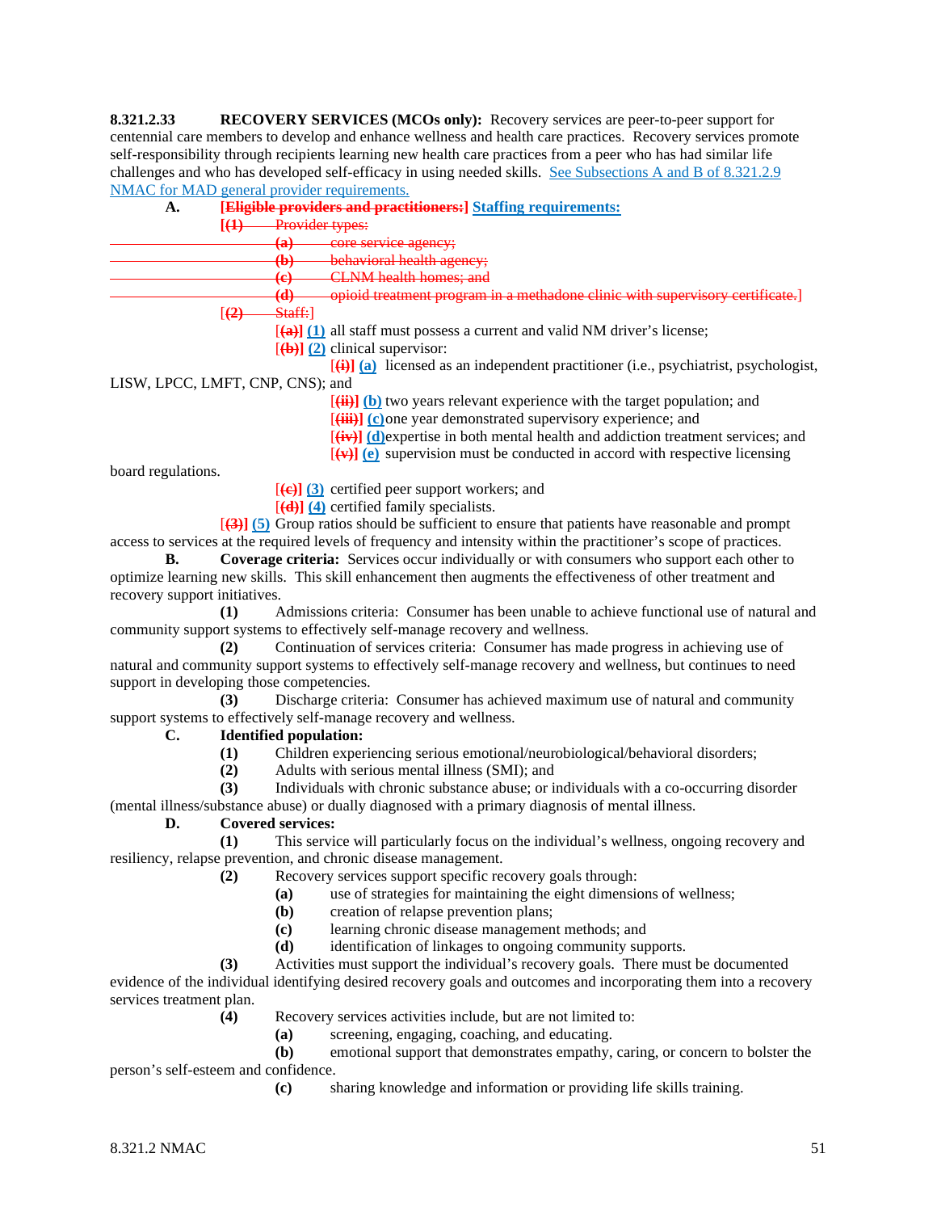**8.321.2.33 RECOVERY SERVICES (MCOs only):** Recovery services are peer-to-peer support for centennial care members to develop and enhance wellness and health care practices. Recovery services promote self-responsibility through recipients learning new health care practices from a peer who has had similar life challenges and who has developed self-efficacy in using needed skills. See Subsections A and B of 8.321.2.9 NMAC for MAD general provider requirements.

**A.** **[~~Eligible providers and practitioners:~~]** **Staffing requirements:**

[~~(1) Provider types:~~

~~(a) core service agency;~~

~~(b) behavioral health agency;~~

~~(c) CLNM health homes; and~~

~~(d) opioid treatment program in a methadone clinic with supervisory certificate.~~]

[~~(2) Staff:~~]

[~~(a)~~] **(1)** all staff must possess a current and valid NM driver's license;

[~~(b)~~] **(2)** clinical supervisor:

[~~(i)~~] **(a)** licensed as an independent practitioner (i.e., psychiatrist, psychologist, LISW, LPCC, LMFT, CNP, CNS); and

[~~(ii)~~] **(b)** two years relevant experience with the target population; and

[~~(iii)~~] **(c)** one year demonstrated supervisory experience; and

[~~(iv)~~] **(d)** expertise in both mental health and addiction treatment services; and

[~~(v)~~] **(e)** supervision must be conducted in accord with respective licensing board regulations.

[~~(c)~~] **(3)** certified peer support workers; and

[~~(d)~~] **(4)** certified family specialists.

[~~(3)~~] **(5)** Group ratios should be sufficient to ensure that patients have reasonable and prompt access to services at the required levels of frequency and intensity within the practitioner's scope of practices.

**B.** **Coverage criteria:** Services occur individually or with consumers who support each other to optimize learning new skills. This skill enhancement then augments the effectiveness of other treatment and recovery support initiatives.

**(1)** Admissions criteria: Consumer has been unable to achieve functional use of natural and community support systems to effectively self-manage recovery and wellness.

**(2)** Continuation of services criteria: Consumer has made progress in achieving use of natural and community support systems to effectively self-manage recovery and wellness, but continues to need support in developing those competencies.

**(3)** Discharge criteria: Consumer has achieved maximum use of natural and community support systems to effectively self-manage recovery and wellness.

**C.** **Identified population:**

**(1)** Children experiencing serious emotional/neurobiological/behavioral disorders;

**(2)** Adults with serious mental illness (SMI); and

**(3)** Individuals with chronic substance abuse; or individuals with a co-occurring disorder (mental illness/substance abuse) or dually diagnosed with a primary diagnosis of mental illness.

**D.** **Covered services:**

**(1)** This service will particularly focus on the individual's wellness, ongoing recovery and resiliency, relapse prevention, and chronic disease management.

**(2)** Recovery services support specific recovery goals through:

**(a)** use of strategies for maintaining the eight dimensions of wellness;

**(b)** creation of relapse prevention plans;

**(c)** learning chronic disease management methods; and

**(d)** identification of linkages to ongoing community supports.

**(3)** Activities must support the individual's recovery goals. There must be documented evidence of the individual identifying desired recovery goals and outcomes and incorporating them into a recovery services treatment plan.

**(4)** Recovery services activities include, but are not limited to:

**(a)** screening, engaging, coaching, and educating.

**(b)** emotional support that demonstrates empathy, caring, or concern to bolster the person's self-esteem and confidence.

**(c)** sharing knowledge and information or providing life skills training.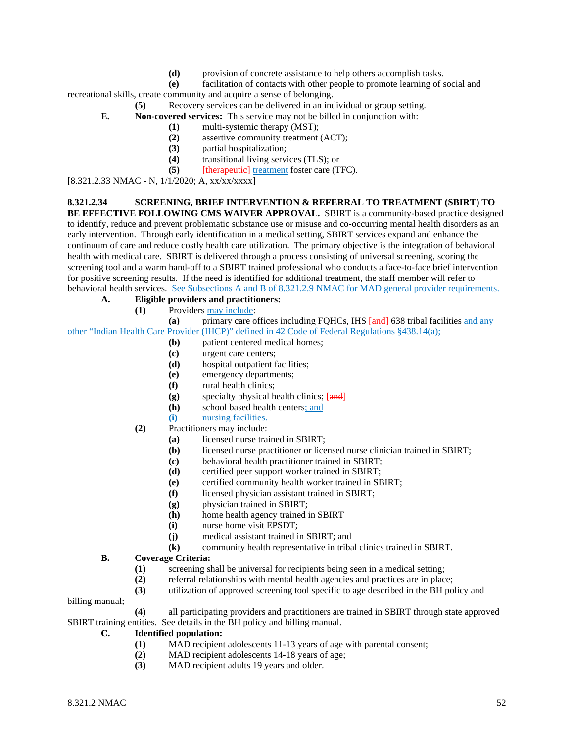**(d)** provision of concrete assistance to help others accomplish tasks.

**(e)** facilitation of contacts with other people to promote learning of social and recreational skills, create community and acquire a sense of belonging.

**(5)** Recovery services can be delivered in an individual or group setting.

**E. Non-covered services:** This service may not be billed in conjunction with:

**(1)** multi-systemic therapy (MST);

**(2)** assertive community treatment (ACT);

**(3)** partial hospitalization;

**(4)** transitional living services (TLS); or

**(5)** [~~therapeutic~~] treatment foster care (TFC).

[8.321.2.33 NMAC - N, 1/1/2020; A, xx/xx/xxxx]

**8.321.2.34 SCREENING, BRIEF INTERVENTION & REFERRAL TO TREATMENT (SBIRT) TO BE EFFECTIVE FOLLOWING CMS WAIVER APPROVAL.** SBIRT is a community-based practice designed to identify, reduce and prevent problematic substance use or misuse and co-occurring mental health disorders as an early intervention. Through early identification in a medical setting, SBIRT services expand and enhance the continuum of care and reduce costly health care utilization. The primary objective is the integration of behavioral health with medical care. SBIRT is delivered through a process consisting of universal screening, scoring the screening tool and a warm hand-off to a SBIRT trained professional who conducts a face-to-face brief intervention for positive screening results. If the need is identified for additional treatment, the staff member will refer to behavioral health services. See Subsections A and B of 8.321.2.9 NMAC for MAD general provider requirements.

**A. Eligible providers and practitioners:**

**(1)** Providers may include:

**(a)** primary care offices including FQHCs, IHS [~~and~~] 638 tribal facilities and any other "Indian Health Care Provider (IHCP)" defined in 42 Code of Federal Regulations §438.14(a);

**(b)** patient centered medical homes;

**(c)** urgent care centers;

**(d)** hospital outpatient facilities;

**(e)** emergency departments;

**(f)** rural health clinics;

**(g)** specialty physical health clinics; [~~and~~]

**(h)** school based health centers; and

**(i)** nursing facilities.

**(2)** Practitioners may include:

**(a)** licensed nurse trained in SBIRT;

**(b)** licensed nurse practitioner or licensed nurse clinician trained in SBIRT;

**(c)** behavioral health practitioner trained in SBIRT;

**(d)** certified peer support worker trained in SBIRT;

**(e)** certified community health worker trained in SBIRT;

**(f)** licensed physician assistant trained in SBIRT;

**(g)** physician trained in SBIRT;

**(h)** home health agency trained in SBIRT

**(i)** nurse home visit EPSDT;

**(j)** medical assistant trained in SBIRT; and

**(k)** community health representative in tribal clinics trained in SBIRT.

**B. Coverage Criteria:**

**(1)** screening shall be universal for recipients being seen in a medical setting;

**(2)** referral relationships with mental health agencies and practices are in place;

**(3)** utilization of approved screening tool specific to age described in the BH policy and billing manual;

**(4)** all participating providers and practitioners are trained in SBIRT through state approved SBIRT training entities. See details in the BH policy and billing manual.

**C. Identified population:**

**(1)** MAD recipient adolescents 11-13 years of age with parental consent;

**(2)** MAD recipient adolescents 14-18 years of age;

**(3)** MAD recipient adults 19 years and older.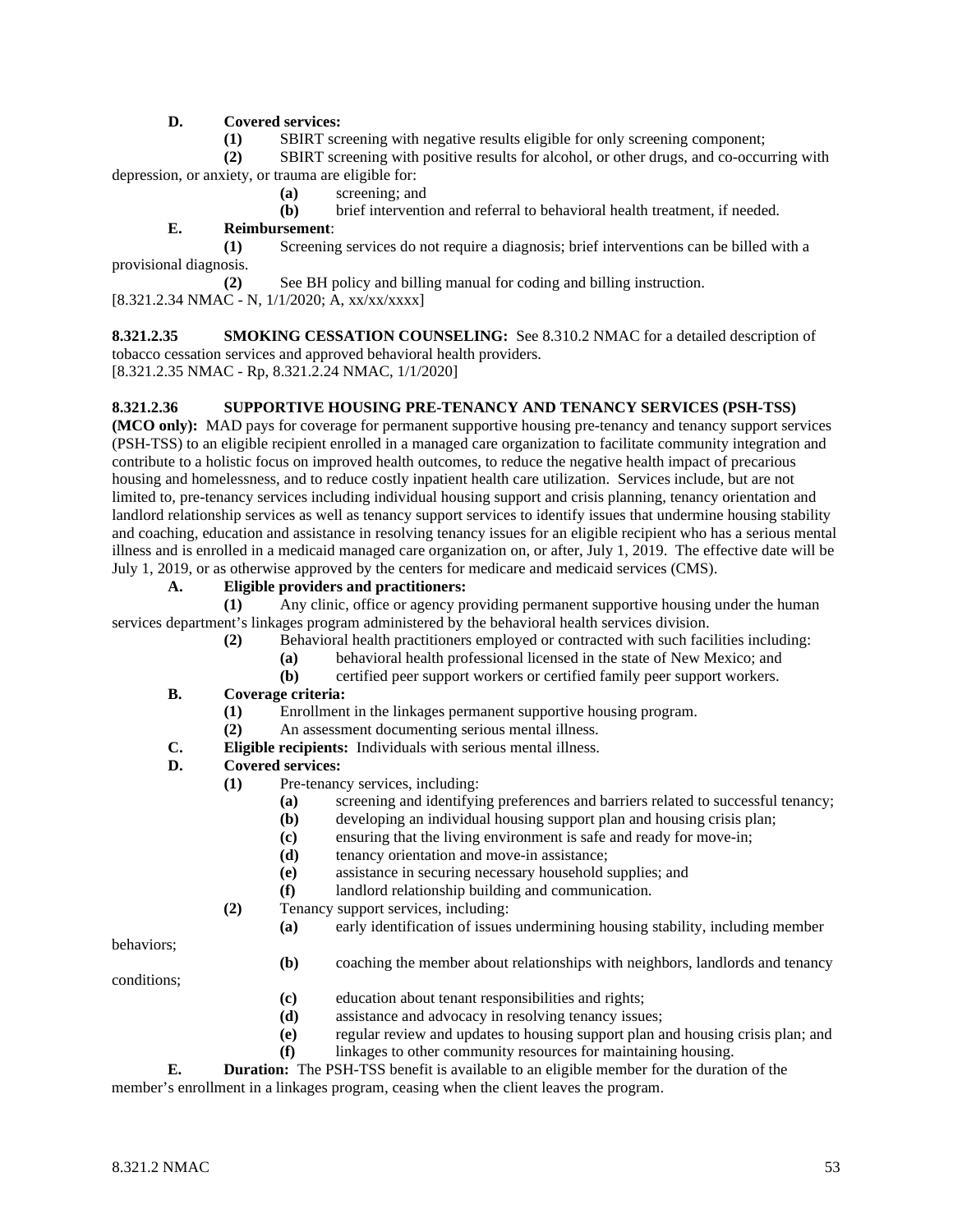**D.** **Covered services:**

**(1)** SBIRT screening with negative results eligible for only screening component;

**(2)** SBIRT screening with positive results for alcohol, or other drugs, and co-occurring with depression, or anxiety, or trauma are eligible for:

**(a)** screening; and

**(b)** brief intervention and referral to behavioral health treatment, if needed.

**E.** **Reimbursement**:

**(1)** Screening services do not require a diagnosis; brief interventions can be billed with a provisional diagnosis.

**(2)** See BH policy and billing manual for coding and billing instruction.

[8.321.2.34 NMAC - N, 1/1/2020; A, xx/xx/xxxx]

**8.321.2.35 SMOKING CESSATION COUNSELING:** See 8.310.2 NMAC for a detailed description of tobacco cessation services and approved behavioral health providers.
[8.321.2.35 NMAC - Rp, 8.321.2.24 NMAC, 1/1/2020]

**8.321.2.36 SUPPORTIVE HOUSING PRE-TENANCY AND TENANCY SERVICES (PSH-TSS) (MCO only):** MAD pays for coverage for permanent supportive housing pre-tenancy and tenancy support services (PSH-TSS) to an eligible recipient enrolled in a managed care organization to facilitate community integration and contribute to a holistic focus on improved health outcomes, to reduce the negative health impact of precarious housing and homelessness, and to reduce costly inpatient health care utilization. Services include, but are not limited to, pre-tenancy services including individual housing support and crisis planning, tenancy orientation and landlord relationship services as well as tenancy support services to identify issues that undermine housing stability and coaching, education and assistance in resolving tenancy issues for an eligible recipient who has a serious mental illness and is enrolled in a medicaid managed care organization on, or after, July 1, 2019. The effective date will be July 1, 2019, or as otherwise approved by the centers for medicare and medicaid services (CMS).

**A.** **Eligible providers and practitioners:**

**(1)** Any clinic, office or agency providing permanent supportive housing under the human services department's linkages program administered by the behavioral health services division.

**(2)** Behavioral health practitioners employed or contracted with such facilities including:

**(a)** behavioral health professional licensed in the state of New Mexico; and

**(b)** certified peer support workers or certified family peer support workers.

**B.** **Coverage criteria:**

**(1)** Enrollment in the linkages permanent supportive housing program.

**(2)** An assessment documenting serious mental illness.

**C.** **Eligible recipients:** Individuals with serious mental illness.

**D.** **Covered services:**

**(1)** Pre-tenancy services, including:

**(a)** screening and identifying preferences and barriers related to successful tenancy;

**(b)** developing an individual housing support plan and housing crisis plan;

**(c)** ensuring that the living environment is safe and ready for move-in;

**(d)** tenancy orientation and move-in assistance;

**(e)** assistance in securing necessary household supplies; and

**(f)** landlord relationship building and communication.

**(2)** Tenancy support services, including:

**(a)** early identification of issues undermining housing stability, including member behaviors;

**(b)** coaching the member about relationships with neighbors, landlords and tenancy conditions;

**(c)** education about tenant responsibilities and rights;

**(d)** assistance and advocacy in resolving tenancy issues;

**(e)** regular review and updates to housing support plan and housing crisis plan; and

**(f)** linkages to other community resources for maintaining housing.

**E.** **Duration:** The PSH-TSS benefit is available to an eligible member for the duration of the member's enrollment in a linkages program, ceasing when the client leaves the program.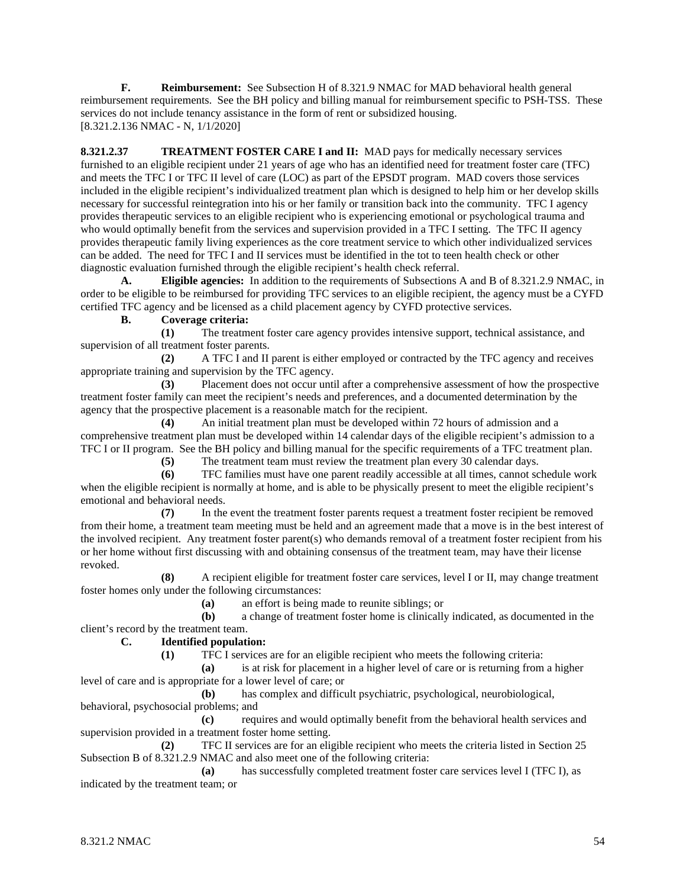**F. Reimbursement:** See Subsection H of 8.321.9 NMAC for MAD behavioral health general reimbursement requirements. See the BH policy and billing manual for reimbursement specific to PSH-TSS. These services do not include tenancy assistance in the form of rent or subsidized housing.
[8.321.2.136 NMAC - N, 1/1/2020]

**8.321.2.37 TREATMENT FOSTER CARE I and II:** MAD pays for medically necessary services furnished to an eligible recipient under 21 years of age who has an identified need for treatment foster care (TFC) and meets the TFC I or TFC II level of care (LOC) as part of the EPSDT program. MAD covers those services included in the eligible recipient's individualized treatment plan which is designed to help him or her develop skills necessary for successful reintegration into his or her family or transition back into the community. TFC I agency provides therapeutic services to an eligible recipient who is experiencing emotional or psychological trauma and who would optimally benefit from the services and supervision provided in a TFC I setting. The TFC II agency provides therapeutic family living experiences as the core treatment service to which other individualized services can be added. The need for TFC I and II services must be identified in the tot to teen health check or other diagnostic evaluation furnished through the eligible recipient's health check referral.

**A. Eligible agencies:** In addition to the requirements of Subsections A and B of 8.321.2.9 NMAC, in order to be eligible to be reimbursed for providing TFC services to an eligible recipient, the agency must be a CYFD certified TFC agency and be licensed as a child placement agency by CYFD protective services.

**B. Coverage criteria:**

**(1)** The treatment foster care agency provides intensive support, technical assistance, and supervision of all treatment foster parents.

**(2)** A TFC I and II parent is either employed or contracted by the TFC agency and receives appropriate training and supervision by the TFC agency.

**(3)** Placement does not occur until after a comprehensive assessment of how the prospective treatment foster family can meet the recipient's needs and preferences, and a documented determination by the agency that the prospective placement is a reasonable match for the recipient.

**(4)** An initial treatment plan must be developed within 72 hours of admission and a comprehensive treatment plan must be developed within 14 calendar days of the eligible recipient's admission to a TFC I or II program. See the BH policy and billing manual for the specific requirements of a TFC treatment plan.

**(5)** The treatment team must review the treatment plan every 30 calendar days.

**(6)** TFC families must have one parent readily accessible at all times, cannot schedule work when the eligible recipient is normally at home, and is able to be physically present to meet the eligible recipient's emotional and behavioral needs.

**(7)** In the event the treatment foster parents request a treatment foster recipient be removed from their home, a treatment team meeting must be held and an agreement made that a move is in the best interest of the involved recipient. Any treatment foster parent(s) who demands removal of a treatment foster recipient from his or her home without first discussing with and obtaining consensus of the treatment team, may have their license revoked.

**(8)** A recipient eligible for treatment foster care services, level I or II, may change treatment foster homes only under the following circumstances:

**(a)** an effort is being made to reunite siblings; or

**(b)** a change of treatment foster home is clinically indicated, as documented in the client's record by the treatment team.

**C. Identified population:**

**(1)** TFC I services are for an eligible recipient who meets the following criteria:

**(a)** is at risk for placement in a higher level of care or is returning from a higher level of care and is appropriate for a lower level of care; or

**(b)** has complex and difficult psychiatric, psychological, neurobiological, behavioral, psychosocial problems; and

**(c)** requires and would optimally benefit from the behavioral health services and supervision provided in a treatment foster home setting.

**(2)** TFC II services are for an eligible recipient who meets the criteria listed in Section 25 Subsection B of 8.321.2.9 NMAC and also meet one of the following criteria:

**(a)** has successfully completed treatment foster care services level I (TFC I), as indicated by the treatment team; or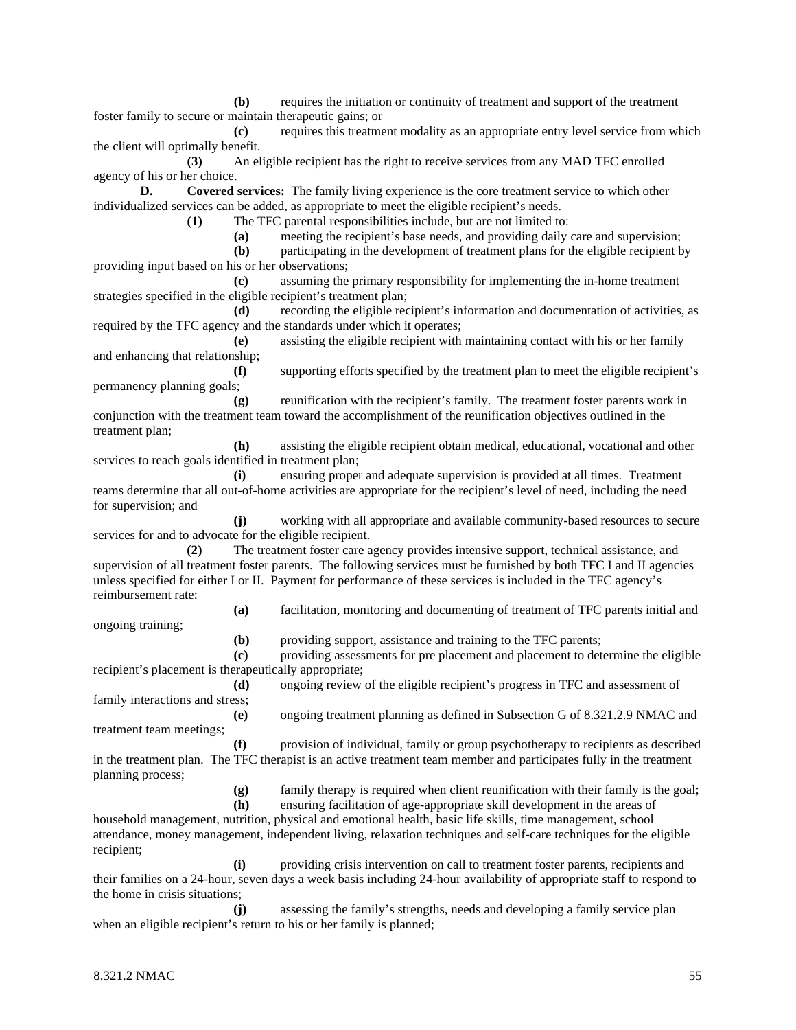**(b)** requires the initiation or continuity of treatment and support of the treatment foster family to secure or maintain therapeutic gains; or

**(c)** requires this treatment modality as an appropriate entry level service from which the client will optimally benefit.

**(3)** An eligible recipient has the right to receive services from any MAD TFC enrolled agency of his or her choice.

**D. Covered services:** The family living experience is the core treatment service to which other individualized services can be added, as appropriate to meet the eligible recipient's needs.

**(1)** The TFC parental responsibilities include, but are not limited to:

**(a)** meeting the recipient's base needs, and providing daily care and supervision;

**(b)** participating in the development of treatment plans for the eligible recipient by providing input based on his or her observations;

**(c)** assuming the primary responsibility for implementing the in-home treatment strategies specified in the eligible recipient's treatment plan;

**(d)** recording the eligible recipient's information and documentation of activities, as required by the TFC agency and the standards under which it operates;

**(e)** assisting the eligible recipient with maintaining contact with his or her family and enhancing that relationship;

**(f)** supporting efforts specified by the treatment plan to meet the eligible recipient's permanency planning goals;

**(g)** reunification with the recipient's family. The treatment foster parents work in conjunction with the treatment team toward the accomplishment of the reunification objectives outlined in the treatment plan;

**(h)** assisting the eligible recipient obtain medical, educational, vocational and other services to reach goals identified in treatment plan;

**(i)** ensuring proper and adequate supervision is provided at all times. Treatment teams determine that all out-of-home activities are appropriate for the recipient's level of need, including the need for supervision; and

**(j)** working with all appropriate and available community-based resources to secure services for and to advocate for the eligible recipient.

**(2)** The treatment foster care agency provides intensive support, technical assistance, and supervision of all treatment foster parents. The following services must be furnished by both TFC I and II agencies unless specified for either I or II. Payment for performance of these services is included in the TFC agency's reimbursement rate:

**(a)** facilitation, monitoring and documenting of treatment of TFC parents initial and ongoing training;

**(b)** providing support, assistance and training to the TFC parents;

**(c)** providing assessments for pre placement and placement to determine the eligible recipient's placement is therapeutically appropriate;

**(d)** ongoing review of the eligible recipient's progress in TFC and assessment of family interactions and stress;

**(e)** ongoing treatment planning as defined in Subsection G of 8.321.2.9 NMAC and treatment team meetings;

**(f)** provision of individual, family or group psychotherapy to recipients as described in the treatment plan. The TFC therapist is an active treatment team member and participates fully in the treatment planning process;

**(g)** family therapy is required when client reunification with their family is the goal;

**(h)** ensuring facilitation of age-appropriate skill development in the areas of household management, nutrition, physical and emotional health, basic life skills, time management, school attendance, money management, independent living, relaxation techniques and self-care techniques for the eligible recipient;

**(i)** providing crisis intervention on call to treatment foster parents, recipients and their families on a 24-hour, seven days a week basis including 24-hour availability of appropriate staff to respond to the home in crisis situations;

**(j)** assessing the family's strengths, needs and developing a family service plan when an eligible recipient's return to his or her family is planned;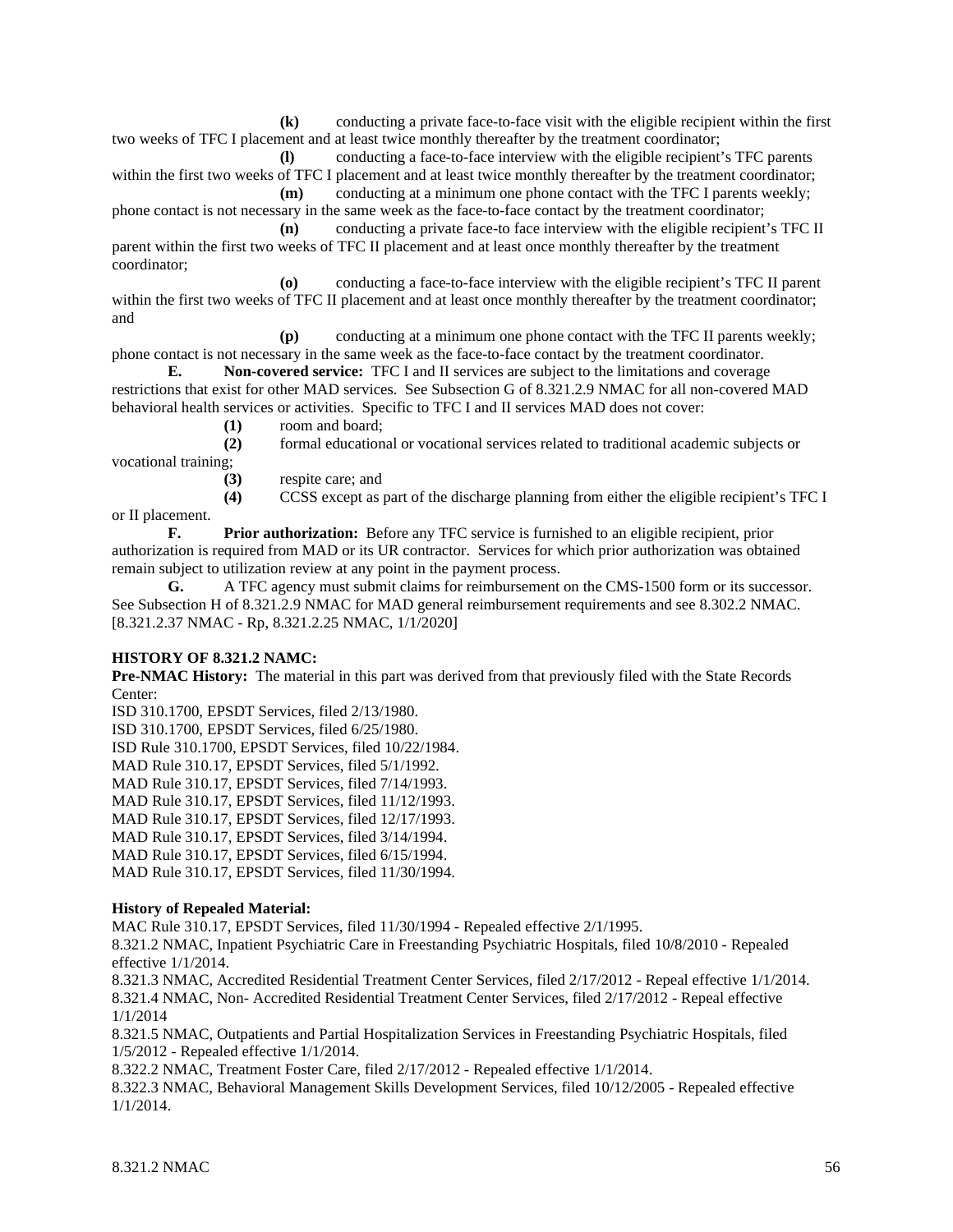**(k)** conducting a private face-to-face visit with the eligible recipient within the first two weeks of TFC I placement and at least twice monthly thereafter by the treatment coordinator;

**(l)** conducting a face-to-face interview with the eligible recipient's TFC parents within the first two weeks of TFC I placement and at least twice monthly thereafter by the treatment coordinator;

**(m)** conducting at a minimum one phone contact with the TFC I parents weekly; phone contact is not necessary in the same week as the face-to-face contact by the treatment coordinator;

**(n)** conducting a private face-to face interview with the eligible recipient's TFC II parent within the first two weeks of TFC II placement and at least once monthly thereafter by the treatment coordinator;

**(o)** conducting a face-to-face interview with the eligible recipient's TFC II parent within the first two weeks of TFC II placement and at least once monthly thereafter by the treatment coordinator; and

**(p)** conducting at a minimum one phone contact with the TFC II parents weekly; phone contact is not necessary in the same week as the face-to-face contact by the treatment coordinator.

**E. Non-covered service:** TFC I and II services are subject to the limitations and coverage restrictions that exist for other MAD services. See Subsection G of 8.321.2.9 NMAC for all non-covered MAD behavioral health services or activities. Specific to TFC I and II services MAD does not cover:

**(1)** room and board;

**(2)** formal educational or vocational services related to traditional academic subjects or vocational training;

**(3)** respite care; and

**(4)** CCSS except as part of the discharge planning from either the eligible recipient's TFC I or II placement.

**F. Prior authorization:** Before any TFC service is furnished to an eligible recipient, prior authorization is required from MAD or its UR contractor. Services for which prior authorization was obtained remain subject to utilization review at any point in the payment process.

**G.** A TFC agency must submit claims for reimbursement on the CMS-1500 form or its successor. See Subsection H of 8.321.2.9 NMAC for MAD general reimbursement requirements and see 8.302.2 NMAC.

[8.321.2.37 NMAC - Rp, 8.321.2.25 NMAC, 1/1/2020]

**HISTORY OF 8.321.2 NAMC:**

**Pre-NMAC History:** The material in this part was derived from that previously filed with the State Records Center:

ISD 310.1700, EPSDT Services, filed 2/13/1980.
ISD 310.1700, EPSDT Services, filed 6/25/1980.
ISD Rule 310.1700, EPSDT Services, filed 10/22/1984.
MAD Rule 310.17, EPSDT Services, filed 5/1/1992.
MAD Rule 310.17, EPSDT Services, filed 7/14/1993.
MAD Rule 310.17, EPSDT Services, filed 11/12/1993.
MAD Rule 310.17, EPSDT Services, filed 12/17/1993.
MAD Rule 310.17, EPSDT Services, filed 3/14/1994.
MAD Rule 310.17, EPSDT Services, filed 6/15/1994.
MAD Rule 310.17, EPSDT Services, filed 11/30/1994.

**History of Repealed Material:**

MAC Rule 310.17, EPSDT Services, filed 11/30/1994 - Repealed effective 2/1/1995.
8.321.2 NMAC, Inpatient Psychiatric Care in Freestanding Psychiatric Hospitals, filed 10/8/2010 - Repealed effective 1/1/2014.
8.321.3 NMAC, Accredited Residential Treatment Center Services, filed 2/17/2012 - Repeal effective 1/1/2014.
8.321.4 NMAC, Non- Accredited Residential Treatment Center Services, filed 2/17/2012 - Repeal effective 1/1/2014
8.321.5 NMAC, Outpatients and Partial Hospitalization Services in Freestanding Psychiatric Hospitals, filed 1/5/2012 - Repealed effective 1/1/2014.
8.322.2 NMAC, Treatment Foster Care, filed 2/17/2012 - Repealed effective 1/1/2014.
8.322.3 NMAC, Behavioral Management Skills Development Services, filed 10/12/2005 - Repealed effective 1/1/2014.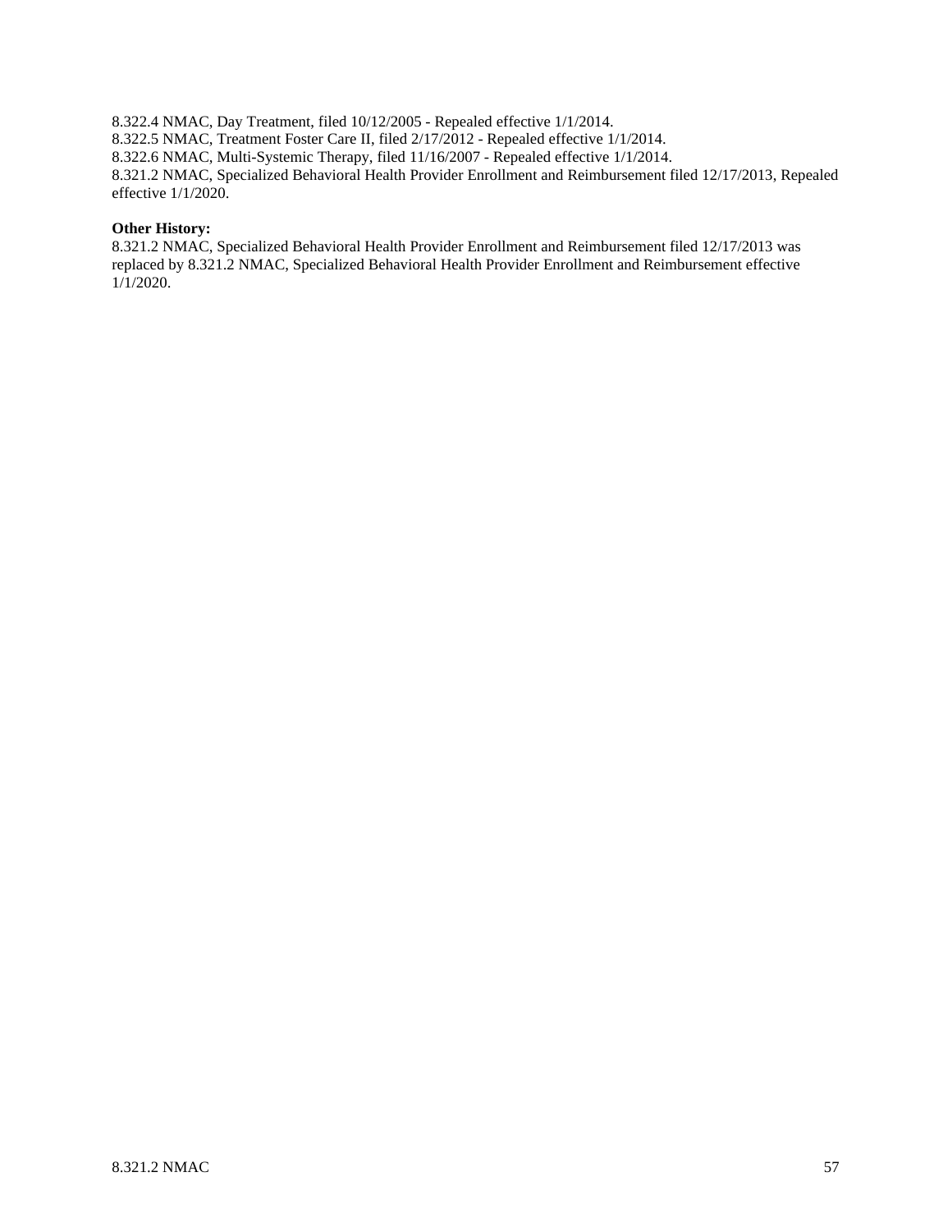8.322.4 NMAC, Day Treatment, filed 10/12/2005 - Repealed effective 1/1/2014.
8.322.5 NMAC, Treatment Foster Care II, filed 2/17/2012 - Repealed effective 1/1/2014.
8.322.6 NMAC, Multi-Systemic Therapy, filed 11/16/2007 - Repealed effective 1/1/2014.
8.321.2 NMAC, Specialized Behavioral Health Provider Enrollment and Reimbursement filed 12/17/2013, Repealed effective 1/1/2020.

**Other History:**
8.321.2 NMAC, Specialized Behavioral Health Provider Enrollment and Reimbursement filed 12/17/2013 was replaced by 8.321.2 NMAC, Specialized Behavioral Health Provider Enrollment and Reimbursement effective 1/1/2020.